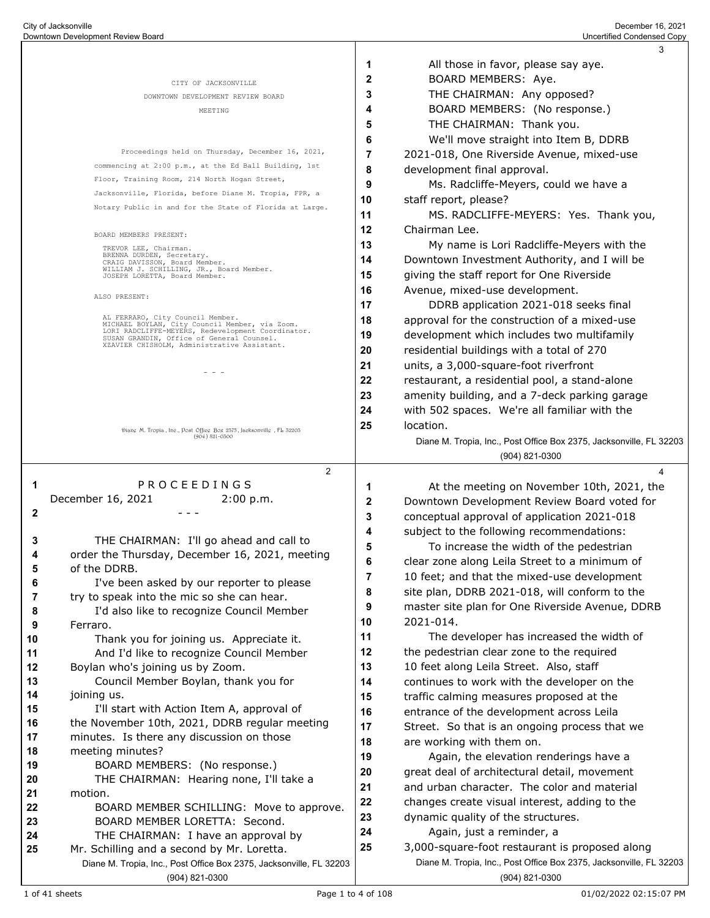CITY OF JACKSONVILLE

DOWNTOWN DEVELOPMENT REVIEW BOARD

MEETING

Proceedings held on Thursday, December 16, 2021, commencing at 2:00 p.m., at the Ed Ball Building, 1st Floor, Training Room, 214 North Hogan Street, Jacksonville, Florida, before Diane M. Tropia, FPR, a Notary Public in and for the State of Florida at Large.

BOARD MEMBERS PRESENT:

TREVOR LEE, Chairman.
BRENNA DURDEN, Secretary.
CRAIG DAVISSON, Board Member.
WILLIAM J. SCHILLING, JR., Board Member.
JOSEPH LORETTA, Board Member.

ALSO PRESENT:

AL FERRARO, City Council Member.
MICHAEL BOYLAN, City Council Member, via Zoom.
LORI RADCLIFFE-MEYERS, Redevelopment Coordinator.
SUSAN GRANDIN, Office of General Counsel.
XZAVIER CHISHOLM, Administrative Assistant.

- - -

## P R O C E E D I N G S

December 16, 2021 2:00 p.m.

- - -

THE CHAIRMAN: I'll go ahead and call to order the Thursday, December 16, 2021, meeting of the DDRB.

I've been asked by our reporter to please try to speak into the mic so she can hear.

I'd also like to recognize Council Member Ferraro.

Thank you for joining us. Appreciate it.

And I'd like to recognize Council Member Boylan who's joining us by Zoom.

Council Member Boylan, thank you for joining us.

I'll start with Action Item A, approval of the November 10th, 2021, DDRB regular meeting minutes. Is there any discussion on those meeting minutes?

BOARD MEMBERS: (No response.)

THE CHAIRMAN: Hearing none, I'll take a motion.

BOARD MEMBER SCHILLING: Move to approve.

BOARD MEMBER LORETTA: Second.

THE CHAIRMAN: I have an approval by Mr. Schilling and a second by Mr. Loretta.

All those in favor, please say aye.

BOARD MEMBERS: Aye.

THE CHAIRMAN: Any opposed?

BOARD MEMBERS: (No response.)

THE CHAIRMAN: Thank you.

We'll move straight into Item B, DDRB 2021-018, One Riverside Avenue, mixed-use development final approval.

Ms. Radcliffe-Meyers, could we have a staff report, please?

MS. RADCLIFFE-MEYERS: Yes. Thank you, Chairman Lee.

My name is Lori Radcliffe-Meyers with the Downtown Investment Authority, and I will be giving the staff report for One Riverside Avenue, mixed-use development.

DDRB application 2021-018 seeks final approval for the construction of a mixed-use development which includes two multifamily residential buildings with a total of 270 units, a 3,000-square-foot riverfront restaurant, a residential pool, a stand-alone amenity building, and a 7-deck parking garage with 502 spaces. We're all familiar with the location.

At the meeting on November 10th, 2021, the Downtown Development Review Board voted for conceptual approval of application 2021-018 subject to the following recommendations:

To increase the width of the pedestrian clear zone along Leila Street to a minimum of 10 feet; and that the mixed-use development site plan, DDRB 2021-018, will conform to the master site plan for One Riverside Avenue, DDRB 2021-014.

The developer has increased the width of the pedestrian clear zone to the required 10 feet along Leila Street. Also, staff continues to work with the developer on the traffic calming measures proposed at the entrance of the development across Leila Street. So that is an ongoing process that we are working with them on.

Again, the elevation renderings have a great deal of architectural detail, movement and urban character. The color and material changes create visual interest, adding to the dynamic quality of the structures.

Again, just a reminder, a 3,000-square-foot restaurant is proposed along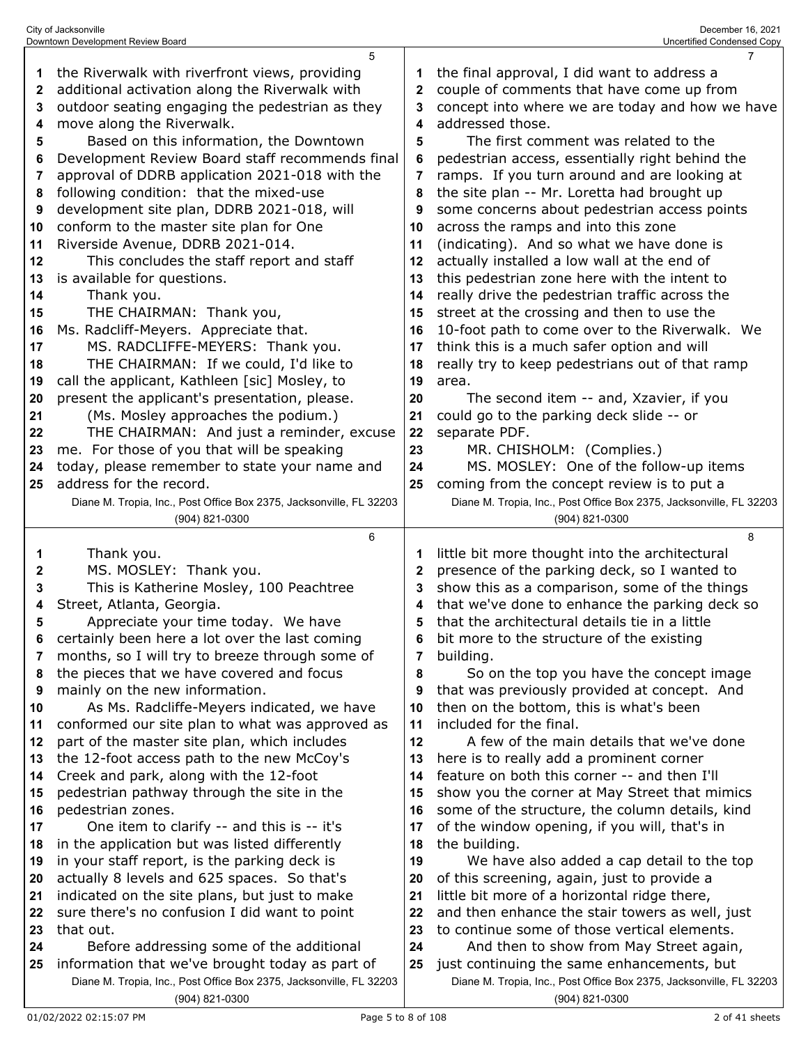the Riverwalk with riverfront views, providing additional activation along the Riverwalk with outdoor seating engaging the pedestrian as they move along the Riverwalk.

Based on this information, the Downtown Development Review Board staff recommends final approval of DDRB application 2021-018 with the following condition: that the mixed-use development site plan, DDRB 2021-018, will conform to the master site plan for One Riverside Avenue, DDRB 2021-014.

This concludes the staff report and staff is available for questions.

Thank you.

THE CHAIRMAN: Thank you, Ms. Radcliff-Meyers. Appreciate that.

MS. RADCLIFFE-MEYERS: Thank you.

THE CHAIRMAN: If we could, I'd like to call the applicant, Kathleen [sic] Mosley, to present the applicant's presentation, please.

(Ms. Mosley approaches the podium.)

THE CHAIRMAN: And just a reminder, excuse me. For those of you that will be speaking today, please remember to state your name and address for the record.

Thank you.

MS. MOSLEY: Thank you.

This is Katherine Mosley, 100 Peachtree Street, Atlanta, Georgia.

Appreciate your time today. We have certainly been here a lot over the last coming months, so I will try to breeze through some of the pieces that we have covered and focus mainly on the new information.

As Ms. Radcliffe-Meyers indicated, we have conformed our site plan to what was approved as part of the master site plan, which includes the 12-foot access path to the new McCoy's Creek and park, along with the 12-foot pedestrian pathway through the site in the pedestrian zones.

One item to clarify -- and this is -- it's in the application but was listed differently in your staff report, is the parking deck is actually 8 levels and 625 spaces. So that's indicated on the site plans, but just to make sure there's no confusion I did want to point that out.

Before addressing some of the additional information that we've brought today as part of the final approval, I did want to address a couple of comments that have come up from concept into where we are today and how we have addressed those.

The first comment was related to the pedestrian access, essentially right behind the ramps. If you turn around and are looking at the site plan -- Mr. Loretta had brought up some concerns about pedestrian access points across the ramps and into this zone (indicating). And so what we have done is actually installed a low wall at the end of this pedestrian zone here with the intent to really drive the pedestrian traffic across the street at the crossing and then to use the 10-foot path to come over to the Riverwalk. We think this is a much safer option and will really try to keep pedestrians out of that ramp area.

The second item -- and, Xzavier, if you could go to the parking deck slide -- or separate PDF.

MR. CHISHOLM: (Complies.)

MS. MOSLEY: One of the follow-up items coming from the concept review is to put a little bit more thought into the architectural presence of the parking deck, so I wanted to show this as a comparison, some of the things that we've done to enhance the parking deck so that the architectural details tie in a little bit more to the structure of the existing building.

So on the top you have the concept image that was previously provided at concept. And then on the bottom, this is what's been included for the final.

A few of the main details that we've done here is to really add a prominent corner feature on both this corner -- and then I'll show you the corner at May Street that mimics some of the structure, the column details, kind of the window opening, if you will, that's in the building.

We have also added a cap detail to the top of this screening, again, just to provide a little bit more of a horizontal ridge there, and then enhance the stair towers as well, just to continue some of those vertical elements.

And then to show from May Street again, just continuing the same enhancements, but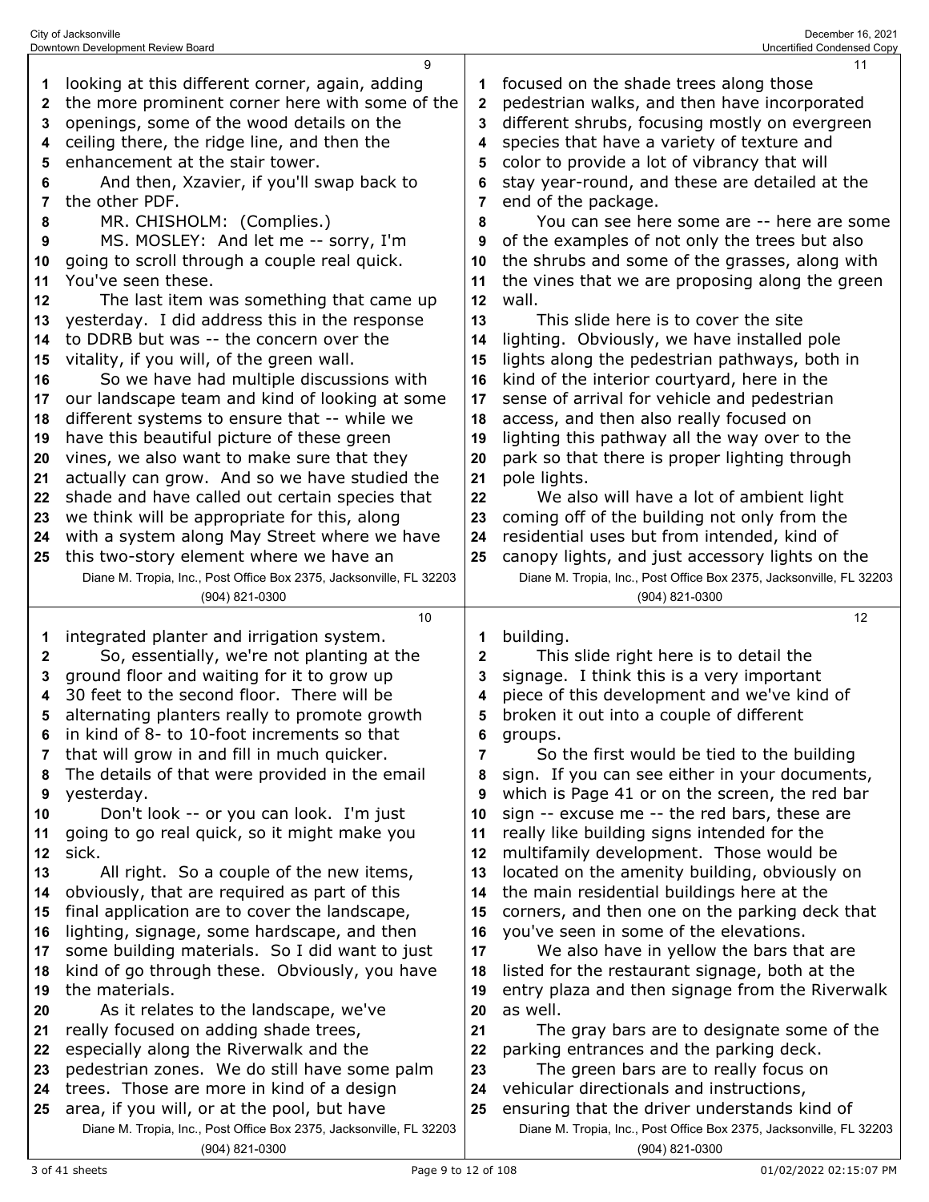looking at this different corner, again, adding the more prominent corner here with some of the openings, some of the wood details on the ceiling there, the ridge line, and then the enhancement at the stair tower.

And then, Xzavier, if you'll swap back to the other PDF.

MR. CHISHOLM: (Complies.)

MS. MOSLEY: And let me -- sorry, I'm going to scroll through a couple real quick. You've seen these.

The last item was something that came up yesterday. I did address this in the response to DDRB but was -- the concern over the vitality, if you will, of the green wall.

So we have had multiple discussions with our landscape team and kind of looking at some different systems to ensure that -- while we have this beautiful picture of these green vines, we also want to make sure that they actually can grow. And so we have studied the shade and have called out certain species that we think will be appropriate for this, along with a system along May Street where we have this two-story element where we have an integrated planter and irrigation system.

So, essentially, we're not planting at the ground floor and waiting for it to grow up 30 feet to the second floor. There will be alternating planters really to promote growth in kind of 8- to 10-foot increments so that that will grow in and fill in much quicker. The details of that were provided in the email yesterday.

Don't look -- or you can look. I'm just going to go real quick, so it might make you sick.

All right. So a couple of the new items, obviously, that are required as part of this final application are to cover the landscape, lighting, signage, some hardscape, and then some building materials. So I did want to just kind of go through these. Obviously, you have the materials.

As it relates to the landscape, we've really focused on adding shade trees, especially along the Riverwalk and the pedestrian zones. We do still have some palm trees. Those are more in kind of a design area, if you will, or at the pool, but have focused on the shade trees along those pedestrian walks, and then have incorporated different shrubs, focusing mostly on evergreen species that have a variety of texture and color to provide a lot of vibrancy that will stay year-round, and these are detailed at the end of the package.

You can see here some are -- here are some of the examples of not only the trees but also the shrubs and some of the grasses, along with the vines that we are proposing along the green wall.

This slide here is to cover the site lighting. Obviously, we have installed pole lights along the pedestrian pathways, both in kind of the interior courtyard, here in the sense of arrival for vehicle and pedestrian access, and then also really focused on lighting this pathway all the way over to the park so that there is proper lighting through pole lights.

We also will have a lot of ambient light coming off of the building not only from the residential uses but from intended, kind of canopy lights, and just accessory lights on the building.

This slide right here is to detail the signage. I think this is a very important piece of this development and we've kind of broken it out into a couple of different groups.

So the first would be tied to the building sign. If you can see either in your documents, which is Page 41 or on the screen, the red bar sign -- excuse me -- the red bars, these are really like building signs intended for the multifamily development. Those would be located on the amenity building, obviously on the main residential buildings here at the corners, and then one on the parking deck that you've seen in some of the elevations.

We also have in yellow the bars that are listed for the restaurant signage, both at the entry plaza and then signage from the Riverwalk as well.

The gray bars are to designate some of the parking entrances and the parking deck.

The green bars are to really focus on vehicular directionals and instructions, ensuring that the driver understands kind of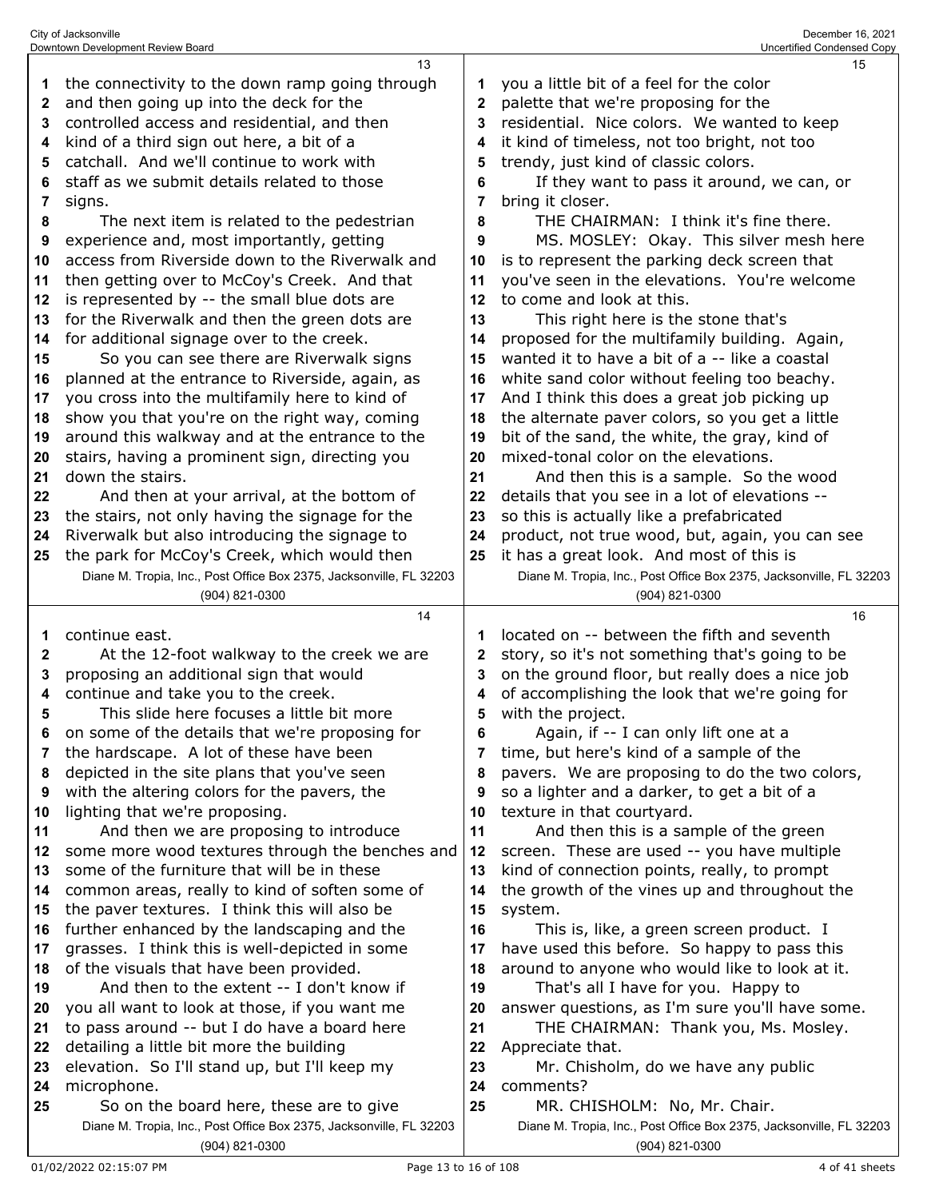the connectivity to the down ramp going through and then going up into the deck for the controlled access and residential, and then kind of a third sign out here, a bit of a catchall. And we'll continue to work with staff as we submit details related to those signs.

The next item is related to the pedestrian experience and, most importantly, getting access from Riverside down to the Riverwalk and then getting over to McCoy's Creek. And that is represented by -- the small blue dots are for the Riverwalk and then the green dots are for additional signage over to the creek.

So you can see there are Riverwalk signs planned at the entrance to Riverside, again, as you cross into the multifamily here to kind of show you that you're on the right way, coming around this walkway and at the entrance to the stairs, having a prominent sign, directing you down the stairs.

And then at your arrival, at the bottom of the stairs, not only having the signage for the Riverwalk but also introducing the signage to the park for McCoy's Creek, which would then continue east.

At the 12-foot walkway to the creek we are proposing an additional sign that would continue and take you to the creek.

This slide here focuses a little bit more on some of the details that we're proposing for the hardscape. A lot of these have been depicted in the site plans that you've seen with the altering colors for the pavers, the lighting that we're proposing.

And then we are proposing to introduce some more wood textures through the benches and some of the furniture that will be in these common areas, really to kind of soften some of the paver textures. I think this will also be further enhanced by the landscaping and the grasses. I think this is well-depicted in some of the visuals that have been provided.

And then to the extent -- I don't know if you all want to look at those, if you want me to pass around -- but I do have a board here detailing a little bit more the building elevation. So I'll stand up, but I'll keep my microphone.

So on the board here, these are to give you a little bit of a feel for the color palette that we're proposing for the residential. Nice colors. We wanted to keep it kind of timeless, not too bright, not too trendy, just kind of classic colors.

If they want to pass it around, we can, or bring it closer.

THE CHAIRMAN: I think it's fine there.

MS. MOSLEY: Okay. This silver mesh here is to represent the parking deck screen that you've seen in the elevations. You're welcome to come and look at this.

This right here is the stone that's proposed for the multifamily building. Again, wanted it to have a bit of a -- like a coastal white sand color without feeling too beachy. And I think this does a great job picking up the alternate paver colors, so you get a little bit of the sand, the white, the gray, kind of mixed-tonal color on the elevations.

And then this is a sample. So the wood details that you see in a lot of elevations -- so this is actually like a prefabricated product, not true wood, but, again, you can see it has a great look. And most of this is located on -- between the fifth and seventh story, so it's not something that's going to be on the ground floor, but really does a nice job of accomplishing the look that we're going for with the project.

Again, if -- I can only lift one at a time, but here's kind of a sample of the pavers. We are proposing to do the two colors, so a lighter and a darker, to get a bit of a texture in that courtyard.

And then this is a sample of the green screen. These are used -- you have multiple kind of connection points, really, to prompt the growth of the vines up and throughout the system.

This is, like, a green screen product. I have used this before. So happy to pass this around to anyone who would like to look at it.

That's all I have for you. Happy to answer questions, as I'm sure you'll have some.

THE CHAIRMAN: Thank you, Ms. Mosley. Appreciate that.

Mr. Chisholm, do we have any public comments?

MR. CHISHOLM: No, Mr. Chair.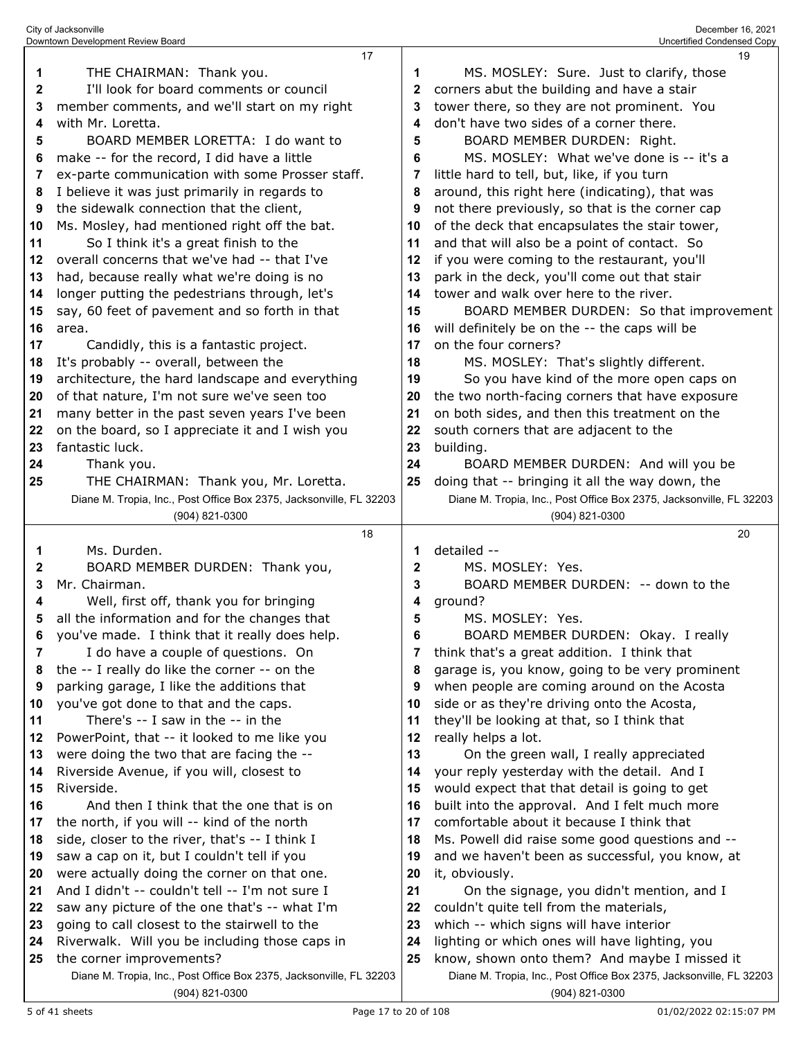THE CHAIRMAN: Thank you.

I'll look for board comments or council member comments, and we'll start on my right with Mr. Loretta.

BOARD MEMBER LORETTA: I do want to make -- for the record, I did have a little ex-parte communication with some Prosser staff. I believe it was just primarily in regards to the sidewalk connection that the client, Ms. Mosley, had mentioned right off the bat.

So I think it's a great finish to the overall concerns that we've had -- that I've had, because really what we're doing is no longer putting the pedestrians through, let's say, 60 feet of pavement and so forth in that area.

Candidly, this is a fantastic project. It's probably -- overall, between the architecture, the hard landscape and everything of that nature, I'm not sure we've seen too many better in the past seven years I've been on the board, so I appreciate it and I wish you fantastic luck.

Thank you.

THE CHAIRMAN: Thank you, Mr. Loretta. Ms. Durden.

BOARD MEMBER DURDEN: Thank you, Mr. Chairman.

Well, first off, thank you for bringing all the information and for the changes that you've made. I think that it really does help.

I do have a couple of questions. On the -- I really do like the corner -- on the parking garage, I like the additions that you've got done to that and the caps.

There's -- I saw in the -- in the PowerPoint, that -- it looked to me like you were doing the two that are facing the -- Riverside Avenue, if you will, closest to Riverside.

And then I think that the one that is on the north, if you will -- kind of the north side, closer to the river, that's -- I think I saw a cap on it, but I couldn't tell if you were actually doing the corner on that one. And I didn't -- couldn't tell -- I'm not sure I saw any picture of the one that's -- what I'm going to call closest to the stairwell to the Riverwalk. Will you be including those caps in the corner improvements?

MS. MOSLEY: Sure. Just to clarify, those corners abut the building and have a stair tower there, so they are not prominent. You don't have two sides of a corner there.

BOARD MEMBER DURDEN: Right.

MS. MOSLEY: What we've done is -- it's a little hard to tell, but, like, if you turn around, this right here (indicating), that was not there previously, so that is the corner cap of the deck that encapsulates the stair tower, and that will also be a point of contact. So if you were coming to the restaurant, you'll park in the deck, you'll come out that stair tower and walk over here to the river.

BOARD MEMBER DURDEN: So that improvement will definitely be on the -- the caps will be on the four corners?

MS. MOSLEY: That's slightly different.

So you have kind of the more open caps on the two north-facing corners that have exposure on both sides, and then this treatment on the south corners that are adjacent to the building.

BOARD MEMBER DURDEN: And will you be doing that -- bringing it all the way down, the detailed --

MS. MOSLEY: Yes.

BOARD MEMBER DURDEN: -- down to the ground?

MS. MOSLEY: Yes.

BOARD MEMBER DURDEN: Okay. I really think that's a great addition. I think that garage is, you know, going to be very prominent when people are coming around on the Acosta side or as they're driving onto the Acosta, they'll be looking at that, so I think that really helps a lot.

On the green wall, I really appreciated your reply yesterday with the detail. And I would expect that that detail is going to get built into the approval. And I felt much more comfortable about it because I think that Ms. Powell did raise some good questions and -- and we haven't been as successful, you know, at it, obviously.

On the signage, you didn't mention, and I couldn't quite tell from the materials, which -- which signs will have interior lighting or which ones will have lighting, you know, shown onto them? And maybe I missed it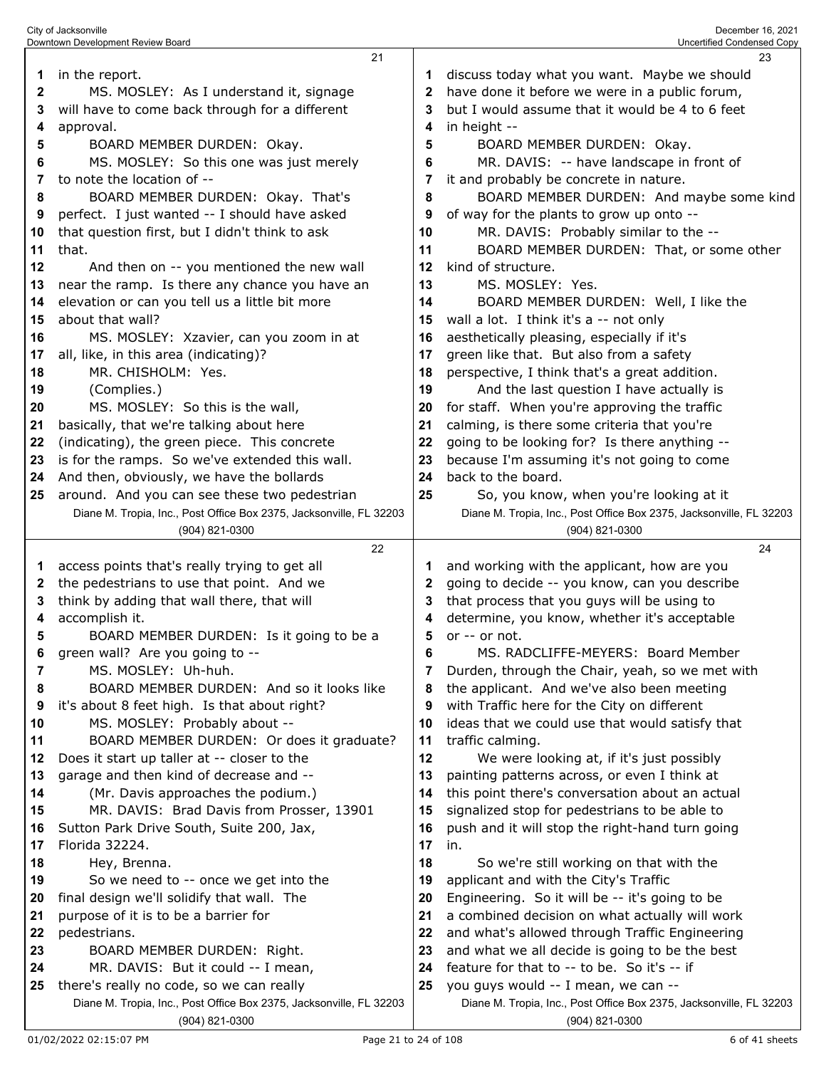in the report.

MS. MOSLEY: As I understand it, signage will have to come back through for a different approval.

BOARD MEMBER DURDEN: Okay.

MS. MOSLEY: So this one was just merely to note the location of --

BOARD MEMBER DURDEN: Okay. That's perfect. I just wanted -- I should have asked that question first, but I didn't think to ask that.

And then on -- you mentioned the new wall near the ramp. Is there any chance you have an elevation or can you tell us a little bit more about that wall?

MS. MOSLEY: Xzavier, can you zoom in at all, like, in this area (indicating)?

MR. CHISHOLM: Yes.

(Complies.)

MS. MOSLEY: So this is the wall, basically, that we're talking about here (indicating), the green piece. This concrete is for the ramps. So we've extended this wall. And then, obviously, we have the bollards around. And you can see these two pedestrian access points that's really trying to get all the pedestrians to use that point. And we think by adding that wall there, that will accomplish it.

BOARD MEMBER DURDEN: Is it going to be a green wall? Are you going to --

MS. MOSLEY: Uh-huh.

BOARD MEMBER DURDEN: And so it looks like it's about 8 feet high. Is that about right?

MS. MOSLEY: Probably about --

BOARD MEMBER DURDEN: Or does it graduate? Does it start up taller at -- closer to the garage and then kind of decrease and --

(Mr. Davis approaches the podium.)

MR. DAVIS: Brad Davis from Prosser, 13901 Sutton Park Drive South, Suite 200, Jax, Florida 32224.

Hey, Brenna.

So we need to -- once we get into the final design we'll solidify that wall. The purpose of it is to be a barrier for pedestrians.

BOARD MEMBER DURDEN: Right.

MR. DAVIS: But it could -- I mean, there's really no code, so we can really discuss today what you want. Maybe we should have done it before we were in a public forum, but I would assume that it would be 4 to 6 feet in height --

BOARD MEMBER DURDEN: Okay.

MR. DAVIS: -- have landscape in front of it and probably be concrete in nature.

BOARD MEMBER DURDEN: And maybe some kind of way for the plants to grow up onto --

MR. DAVIS: Probably similar to the --

BOARD MEMBER DURDEN: That, or some other kind of structure.

MS. MOSLEY: Yes.

BOARD MEMBER DURDEN: Well, I like the wall a lot. I think it's a -- not only aesthetically pleasing, especially if it's green like that. But also from a safety perspective, I think that's a great addition.

And the last question I have actually is for staff. When you're approving the traffic calming, is there some criteria that you're going to be looking for? Is there anything -- because I'm assuming it's not going to come back to the board.

So, you know, when you're looking at it and working with the applicant, how are you going to decide -- you know, can you describe that process that you guys will be using to determine, you know, whether it's acceptable or -- or not.

MS. RADCLIFFE-MEYERS: Board Member Durden, through the Chair, yeah, so we met with the applicant. And we've also been meeting with Traffic here for the City on different ideas that we could use that would satisfy that traffic calming.

We were looking at, if it's just possibly painting patterns across, or even I think at this point there's conversation about an actual signalized stop for pedestrians to be able to push and it will stop the right-hand turn going in.

So we're still working on that with the applicant and with the City's Traffic Engineering. So it will be -- it's going to be a combined decision on what actually will work and what's allowed through Traffic Engineering and what we all decide is going to be the best feature for that to -- to be. So it's -- if you guys would -- I mean, we can --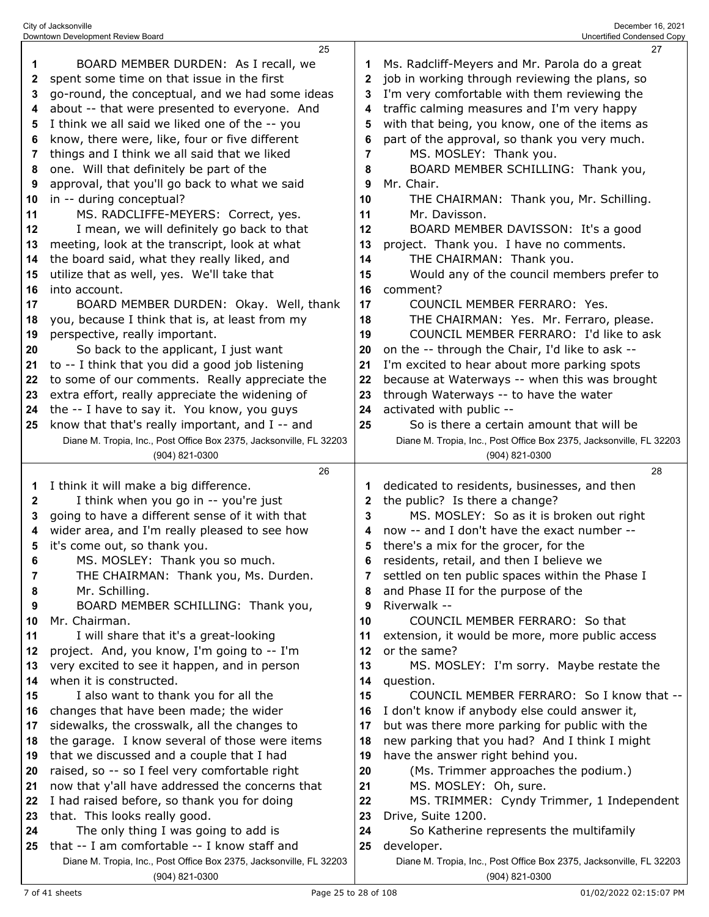BOARD MEMBER DURDEN: As I recall, we spent some time on that issue in the first go-round, the conceptual, and we had some ideas about -- that were presented to everyone. And I think we all said we liked one of the -- you know, there were, like, four or five different things and I think we all said that we liked one. Will that definitely be part of the approval, that you'll go back to what we said in -- during conceptual?

MS. RADCLIFFE-MEYERS: Correct, yes.

I mean, we will definitely go back to that meeting, look at the transcript, look at what the board said, what they really liked, and utilize that as well, yes. We'll take that into account.

BOARD MEMBER DURDEN: Okay. Well, thank you, because I think that is, at least from my perspective, really important.

So back to the applicant, I just want to -- I think that you did a good job listening to some of our comments. Really appreciate the extra effort, really appreciate the widening of the -- I have to say it. You know, you guys know that that's really important, and I -- and I think it will make a big difference.

I think when you go in -- you're just going to have a different sense of it with that wider area, and I'm really pleased to see how it's come out, so thank you.

MS. MOSLEY: Thank you so much.

THE CHAIRMAN: Thank you, Ms. Durden.

Mr. Schilling.

BOARD MEMBER SCHILLING: Thank you, Mr. Chairman.

I will share that it's a great-looking project. And, you know, I'm going to -- I'm very excited to see it happen, and in person when it is constructed.

I also want to thank you for all the changes that have been made; the wider sidewalks, the crosswalk, all the changes to the garage. I know several of those were items that we discussed and a couple that I had raised, so -- so I feel very comfortable right now that y'all have addressed the concerns that I had raised before, so thank you for doing that. This looks really good.

The only thing I was going to add is that -- I am comfortable -- I know staff and Ms. Radcliff-Meyers and Mr. Parola do a great job in working through reviewing the plans, so I'm very comfortable with them reviewing the traffic calming measures and I'm very happy with that being, you know, one of the items as part of the approval, so thank you very much.

MS. MOSLEY: Thank you.

BOARD MEMBER SCHILLING: Thank you, Mr. Chair.

THE CHAIRMAN: Thank you, Mr. Schilling.

Mr. Davisson.

BOARD MEMBER DAVISSON: It's a good project. Thank you. I have no comments.

THE CHAIRMAN: Thank you.

Would any of the council members prefer to comment?

COUNCIL MEMBER FERRARO: Yes.

THE CHAIRMAN: Yes. Mr. Ferraro, please.

COUNCIL MEMBER FERRARO: I'd like to ask on the -- through the Chair, I'd like to ask -- I'm excited to hear about more parking spots because at Waterways -- when this was brought through Waterways -- to have the water activated with public --

So is there a certain amount that will be dedicated to residents, businesses, and then the public? Is there a change?

MS. MOSLEY: So as it is broken out right now -- and I don't have the exact number -- there's a mix for the grocer, for the residents, retail, and then I believe we settled on ten public spaces within the Phase I and Phase II for the purpose of the Riverwalk --

COUNCIL MEMBER FERRARO: So that extension, it would be more, more public access or the same?

MS. MOSLEY: I'm sorry. Maybe restate the question.

COUNCIL MEMBER FERRARO: So I know that -- I don't know if anybody else could answer it, but was there more parking for public with the new parking that you had? And I think I might have the answer right behind you.

(Ms. Trimmer approaches the podium.)

MS. MOSLEY: Oh, sure.

MS. TRIMMER: Cyndy Trimmer, 1 Independent Drive, Suite 1200.

So Katherine represents the multifamily developer.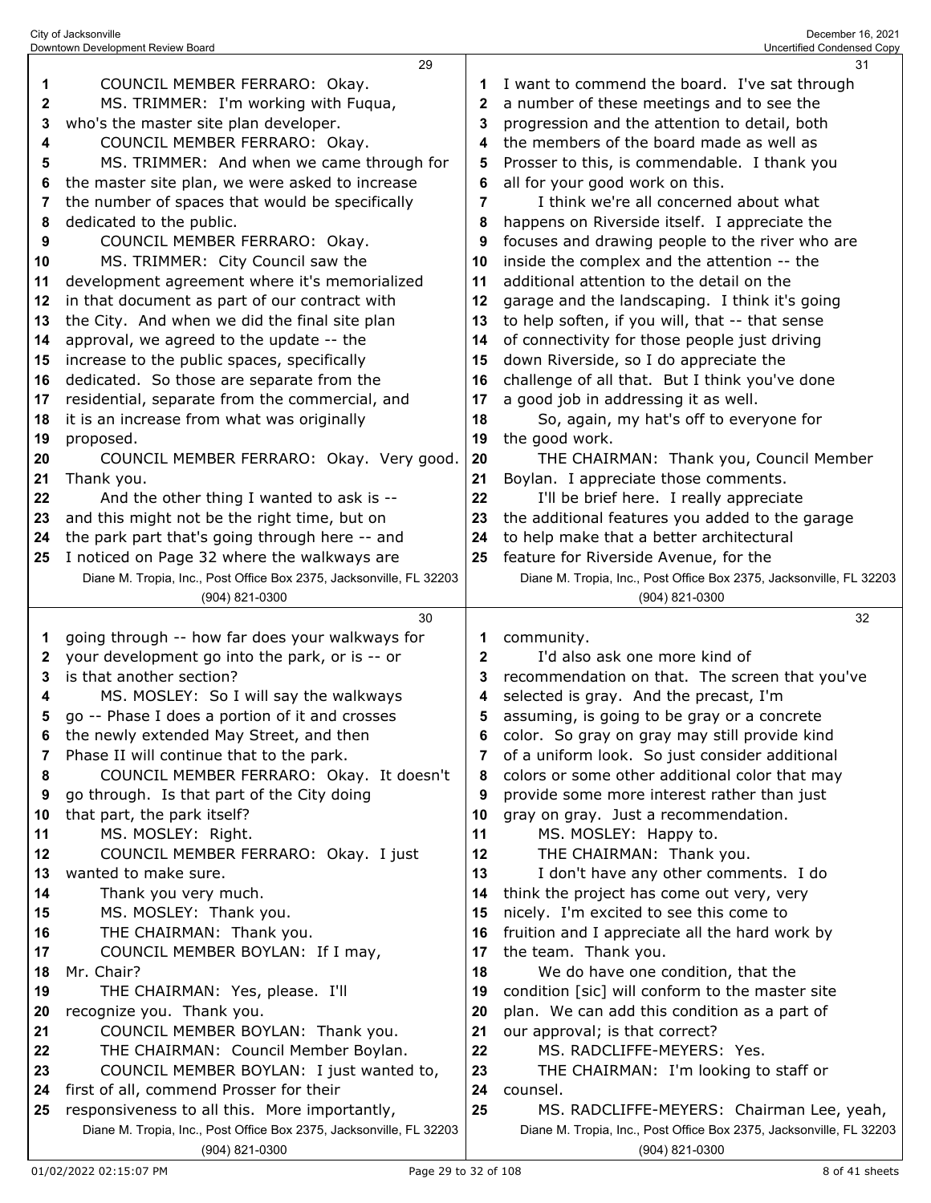COUNCIL MEMBER FERRARO: Okay.

MS. TRIMMER: I'm working with Fuqua, who's the master site plan developer.

COUNCIL MEMBER FERRARO: Okay.

MS. TRIMMER: And when we came through for the master site plan, we were asked to increase the number of spaces that would be specifically dedicated to the public.

COUNCIL MEMBER FERRARO: Okay.

MS. TRIMMER: City Council saw the development agreement where it's memorialized in that document as part of our contract with the City. And when we did the final site plan approval, we agreed to the update -- the increase to the public spaces, specifically dedicated. So those are separate from the residential, separate from the commercial, and it is an increase from what was originally proposed.

COUNCIL MEMBER FERRARO: Okay. Very good. Thank you.

And the other thing I wanted to ask is -- and this might not be the right time, but on the park part that's going through here -- and I noticed on Page 32 where the walkways are going through -- how far does your walkways for your development go into the park, or is -- or is that another section?

MS. MOSLEY: So I will say the walkways go -- Phase I does a portion of it and crosses the newly extended May Street, and then Phase II will continue that to the park.

COUNCIL MEMBER FERRARO: Okay. It doesn't go through. Is that part of the City doing that part, the park itself?

MS. MOSLEY: Right.

COUNCIL MEMBER FERRARO: Okay. I just wanted to make sure.

Thank you very much.

MS. MOSLEY: Thank you.

THE CHAIRMAN: Thank you.

COUNCIL MEMBER BOYLAN: If I may, Mr. Chair?

THE CHAIRMAN: Yes, please. I'll recognize you. Thank you.

COUNCIL MEMBER BOYLAN: Thank you.

THE CHAIRMAN: Council Member Boylan.

COUNCIL MEMBER BOYLAN: I just wanted to, first of all, commend Prosser for their responsiveness to all this. More importantly, I want to commend the board. I've sat through a number of these meetings and to see the progression and the attention to detail, both the members of the board made as well as Prosser to this, is commendable. I thank you all for your good work on this.

I think we're all concerned about what happens on Riverside itself. I appreciate the focuses and drawing people to the river who are inside the complex and the attention -- the additional attention to the detail on the garage and the landscaping. I think it's going to help soften, if you will, that -- that sense of connectivity for those people just driving down Riverside, so I do appreciate the challenge of all that. But I think you've done a good job in addressing it as well.

So, again, my hat's off to everyone for the good work.

THE CHAIRMAN: Thank you, Council Member Boylan. I appreciate those comments.

I'll be brief here. I really appreciate the additional features you added to the garage to help make that a better architectural feature for Riverside Avenue, for the community.

I'd also ask one more kind of recommendation on that. The screen that you've selected is gray. And the precast, I'm assuming, is going to be gray or a concrete color. So gray on gray may still provide kind of a uniform look. So just consider additional colors or some other additional color that may provide some more interest rather than just gray on gray. Just a recommendation.

MS. MOSLEY: Happy to.

THE CHAIRMAN: Thank you.

I don't have any other comments. I do think the project has come out very, very nicely. I'm excited to see this come to fruition and I appreciate all the hard work by the team. Thank you.

We do have one condition, that the condition [sic] will conform to the master site plan. We can add this condition as a part of our approval; is that correct?

MS. RADCLIFFE-MEYERS: Yes.

THE CHAIRMAN: I'm looking to staff or counsel.

MS. RADCLIFFE-MEYERS: Chairman Lee, yeah,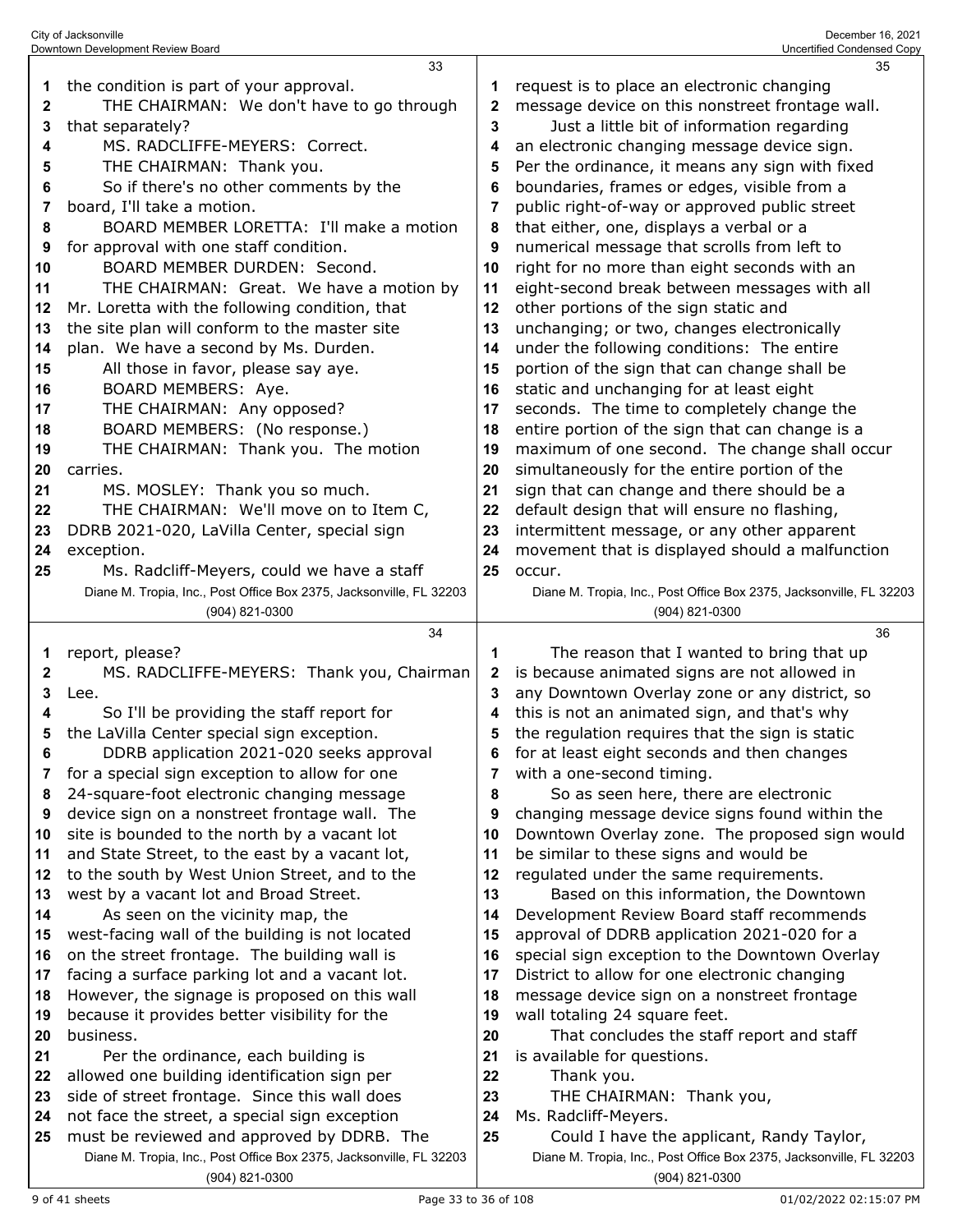the condition is part of your approval.

THE CHAIRMAN: We don't have to go through that separately?

MS. RADCLIFFE-MEYERS: Correct.

THE CHAIRMAN: Thank you.

So if there's no other comments by the board, I'll take a motion.

BOARD MEMBER LORETTA: I'll make a motion for approval with one staff condition.

BOARD MEMBER DURDEN: Second.

THE CHAIRMAN: Great. We have a motion by Mr. Loretta with the following condition, that the site plan will conform to the master site plan. We have a second by Ms. Durden.

All those in favor, please say aye.

BOARD MEMBERS: Aye.

THE CHAIRMAN: Any opposed?

BOARD MEMBERS: (No response.)

THE CHAIRMAN: Thank you. The motion carries.

MS. MOSLEY: Thank you so much.

THE CHAIRMAN: We'll move on to Item C, DDRB 2021-020, LaVilla Center, special sign exception.

Ms. Radcliff-Meyers, could we have a staff report, please?

MS. RADCLIFFE-MEYERS: Thank you, Chairman Lee.

So I'll be providing the staff report for the LaVilla Center special sign exception.

DDRB application 2021-020 seeks approval for a special sign exception to allow for one 24-square-foot electronic changing message device sign on a nonstreet frontage wall. The site is bounded to the north by a vacant lot and State Street, to the east by a vacant lot, to the south by West Union Street, and to the west by a vacant lot and Broad Street.

As seen on the vicinity map, the west-facing wall of the building is not located on the street frontage. The building wall is facing a surface parking lot and a vacant lot. However, the signage is proposed on this wall because it provides better visibility for the business.

Per the ordinance, each building is allowed one building identification sign per side of street frontage. Since this wall does not face the street, a special sign exception must be reviewed and approved by DDRB. The request is to place an electronic changing message device on this nonstreet frontage wall.

Just a little bit of information regarding an electronic changing message device sign. Per the ordinance, it means any sign with fixed boundaries, frames or edges, visible from a public right-of-way or approved public street that either, one, displays a verbal or a numerical message that scrolls from left to right for no more than eight seconds with an eight-second break between messages with all other portions of the sign static and unchanging; or two, changes electronically under the following conditions: The entire portion of the sign that can change shall be static and unchanging for at least eight seconds. The time to completely change the entire portion of the sign that can change is a maximum of one second. The change shall occur simultaneously for the entire portion of the sign that can change and there should be a default design that will ensure no flashing, intermittent message, or any other apparent movement that is displayed should a malfunction occur.

The reason that I wanted to bring that up is because animated signs are not allowed in any Downtown Overlay zone or any district, so this is not an animated sign, and that's why the regulation requires that the sign is static for at least eight seconds and then changes with a one-second timing.

So as seen here, there are electronic changing message device signs found within the Downtown Overlay zone. The proposed sign would be similar to these signs and would be regulated under the same requirements.

Based on this information, the Downtown Development Review Board staff recommends approval of DDRB application 2021-020 for a special sign exception to the Downtown Overlay District to allow for one electronic changing message device sign on a nonstreet frontage wall totaling 24 square feet.

That concludes the staff report and staff is available for questions.

Thank you.

THE CHAIRMAN: Thank you, Ms. Radcliff-Meyers.

Could I have the applicant, Randy Taylor,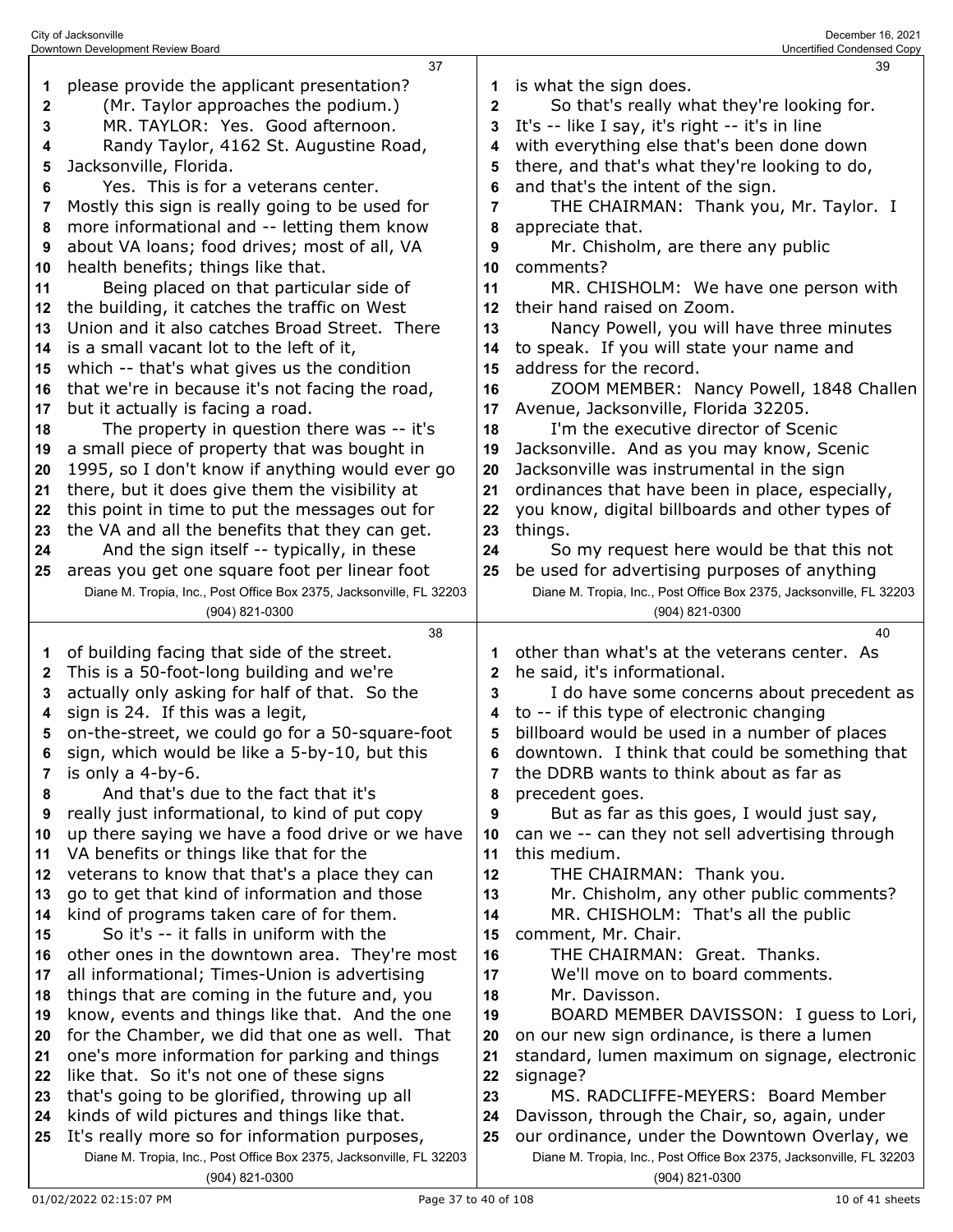please provide the applicant presentation?

(Mr. Taylor approaches the podium.)

MR. TAYLOR: Yes. Good afternoon.

Randy Taylor, 4162 St. Augustine Road, Jacksonville, Florida.

Yes. This is for a veterans center. Mostly this sign is really going to be used for more informational and -- letting them know about VA loans; food drives; most of all, VA health benefits; things like that.

Being placed on that particular side of the building, it catches the traffic on West Union and it also catches Broad Street. There is a small vacant lot to the left of it, which -- that's what gives us the condition that we're in because it's not facing the road, but it actually is facing a road.

The property in question there was -- it's a small piece of property that was bought in 1995, so I don't know if anything would ever go there, but it does give them the visibility at this point in time to put the messages out for the VA and all the benefits that they can get.

And the sign itself -- typically, in these areas you get one square foot per linear foot of building facing that side of the street. This is a 50-foot-long building and we're actually only asking for half of that. So the sign is 24. If this was a legit, on-the-street, we could go for a 50-square-foot sign, which would be like a 5-by-10, but this is only a 4-by-6.

And that's due to the fact that it's really just informational, to kind of put copy up there saying we have a food drive or we have VA benefits or things like that for the veterans to know that that's a place they can go to get that kind of information and those kind of programs taken care of for them.

So it's -- it falls in uniform with the other ones in the downtown area. They're most all informational; Times-Union is advertising things that are coming in the future and, you know, events and things like that. And the one for the Chamber, we did that one as well. That one's more information for parking and things like that. So it's not one of these signs that's going to be glorified, throwing up all kinds of wild pictures and things like that. It's really more so for information purposes, is what the sign does.

So that's really what they're looking for. It's -- like I say, it's right -- it's in line with everything else that's been done down there, and that's what they're looking to do, and that's the intent of the sign.

THE CHAIRMAN: Thank you, Mr. Taylor. I appreciate that.

Mr. Chisholm, are there any public comments?

MR. CHISHOLM: We have one person with their hand raised on Zoom.

Nancy Powell, you will have three minutes to speak. If you will state your name and address for the record.

ZOOM MEMBER: Nancy Powell, 1848 Challen Avenue, Jacksonville, Florida 32205.

I'm the executive director of Scenic Jacksonville. And as you may know, Scenic Jacksonville was instrumental in the sign ordinances that have been in place, especially, you know, digital billboards and other types of things.

So my request here would be that this not be used for advertising purposes of anything other than what's at the veterans center. As he said, it's informational.

I do have some concerns about precedent as to -- if this type of electronic changing billboard would be used in a number of places downtown. I think that could be something that the DDRB wants to think about as far as precedent goes.

But as far as this goes, I would just say, can we -- can they not sell advertising through this medium.

THE CHAIRMAN: Thank you.

Mr. Chisholm, any other public comments?

MR. CHISHOLM: That's all the public comment, Mr. Chair.

THE CHAIRMAN: Great. Thanks.

We'll move on to board comments.

Mr. Davisson.

BOARD MEMBER DAVISSON: I guess to Lori, on our new sign ordinance, is there a lumen standard, lumen maximum on signage, electronic signage?

MS. RADCLIFFE-MEYERS: Board Member Davisson, through the Chair, so, again, under our ordinance, under the Downtown Overlay, we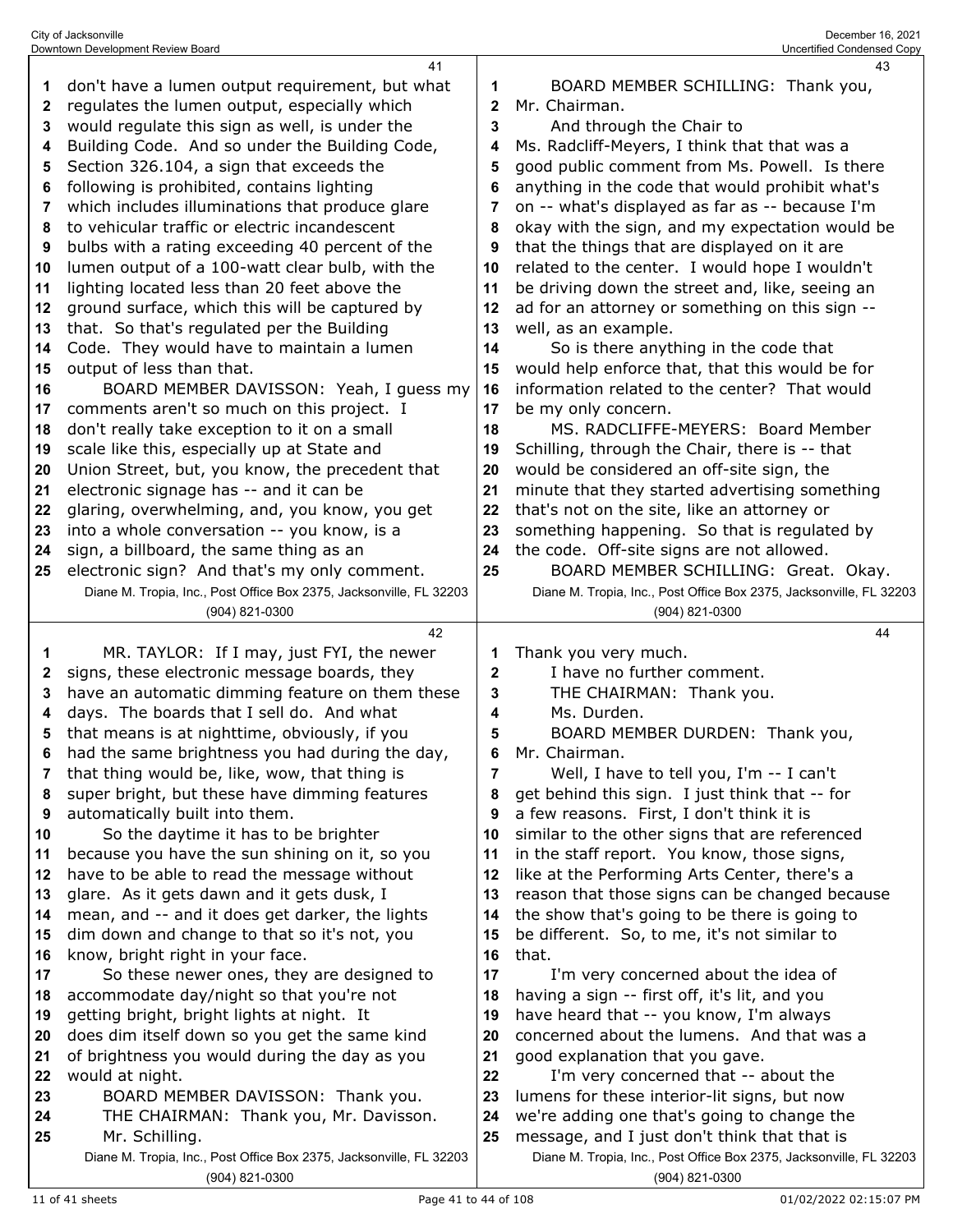don't have a lumen output requirement, but what regulates the lumen output, especially which would regulate this sign as well, is under the Building Code. And so under the Building Code, Section 326.104, a sign that exceeds the following is prohibited, contains lighting which includes illuminations that produce glare to vehicular traffic or electric incandescent bulbs with a rating exceeding 40 percent of the lumen output of a 100-watt clear bulb, with the lighting located less than 20 feet above the ground surface, which this will be captured by that. So that's regulated per the Building Code. They would have to maintain a lumen output of less than that.

BOARD MEMBER DAVISSON: Yeah, I guess my comments aren't so much on this project. I don't really take exception to it on a small scale like this, especially up at State and Union Street, but, you know, the precedent that electronic signage has -- and it can be glaring, overwhelming, and, you know, you get into a whole conversation -- you know, is a sign, a billboard, the same thing as an electronic sign? And that's my only comment.

MR. TAYLOR: If I may, just FYI, the newer signs, these electronic message boards, they have an automatic dimming feature on them these days. The boards that I sell do. And what that means is at nighttime, obviously, if you had the same brightness you had during the day, that thing would be, like, wow, that thing is super bright, but these have dimming features automatically built into them.

So the daytime it has to be brighter because you have the sun shining on it, so you have to be able to read the message without glare. As it gets dawn and it gets dusk, I mean, and -- and it does get darker, the lights dim down and change to that so it's not, you know, bright right in your face.

So these newer ones, they are designed to accommodate day/night so that you're not getting bright, bright lights at night. It does dim itself down so you get the same kind of brightness you would during the day as you would at night.

BOARD MEMBER DAVISSON: Thank you.

THE CHAIRMAN: Thank you, Mr. Davisson. Mr. Schilling.

BOARD MEMBER SCHILLING: Thank you, Mr. Chairman.

And through the Chair to Ms. Radcliff-Meyers, I think that that was a good public comment from Ms. Powell. Is there anything in the code that would prohibit what's on -- what's displayed as far as -- because I'm okay with the sign, and my expectation would be that the things that are displayed on it are related to the center. I would hope I wouldn't be driving down the street and, like, seeing an ad for an attorney or something on this sign -- well, as an example.

So is there anything in the code that would help enforce that, that this would be for information related to the center? That would be my only concern.

MS. RADCLIFFE-MEYERS: Board Member Schilling, through the Chair, there is -- that would be considered an off-site sign, the minute that they started advertising something that's not on the site, like an attorney or something happening. So that is regulated by the code. Off-site signs are not allowed.

BOARD MEMBER SCHILLING: Great. Okay. Thank you very much.

I have no further comment.

THE CHAIRMAN: Thank you.

Ms. Durden.

BOARD MEMBER DURDEN: Thank you, Mr. Chairman.

Well, I have to tell you, I'm -- I can't get behind this sign. I just think that -- for a few reasons. First, I don't think it is similar to the other signs that are referenced in the staff report. You know, those signs, like at the Performing Arts Center, there's a reason that those signs can be changed because the show that's going to be there is going to be different. So, to me, it's not similar to that.

I'm very concerned about the idea of having a sign -- first off, it's lit, and you have heard that -- you know, I'm always concerned about the lumens. And that was a good explanation that you gave.

I'm very concerned that -- about the lumens for these interior-lit signs, but now we're adding one that's going to change the message, and I just don't think that that is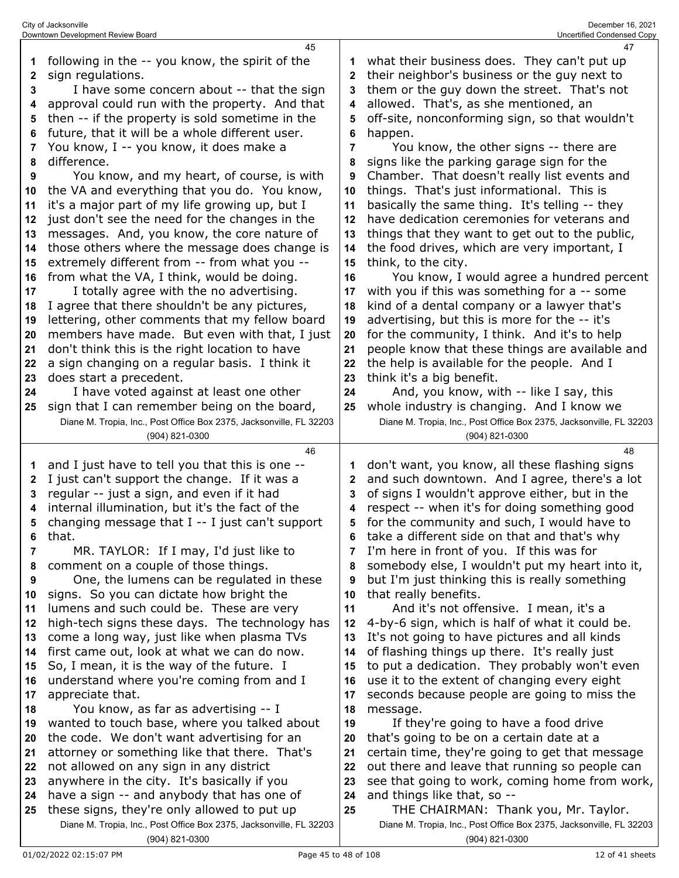following in the -- you know, the spirit of the sign regulations.

I have some concern about -- that the sign approval could run with the property. And that then -- if the property is sold sometime in the future, that it will be a whole different user. You know, I -- you know, it does make a difference.

You know, and my heart, of course, is with the VA and everything that you do. You know, it's a major part of my life growing up, but I just don't see the need for the changes in the messages. And, you know, the core nature of those others where the message does change is extremely different from -- from what you -- from what the VA, I think, would be doing.

I totally agree with the no advertising. I agree that there shouldn't be any pictures, lettering, other comments that my fellow board members have made. But even with that, I just don't think this is the right location to have a sign changing on a regular basis. I think it does start a precedent.

I have voted against at least one other sign that I can remember being on the board, and I just have to tell you that this is one -- I just can't support the change. If it was a regular -- just a sign, and even if it had internal illumination, but it's the fact of the changing message that I -- I just can't support that.

MR. TAYLOR: If I may, I'd just like to comment on a couple of those things.

One, the lumens can be regulated in these signs. So you can dictate how bright the lumens and such could be. These are very high-tech signs these days. The technology has come a long way, just like when plasma TVs first came out, look at what we can do now. So, I mean, it is the way of the future. I understand where you're coming from and I appreciate that.

You know, as far as advertising -- I wanted to touch base, where you talked about the code. We don't want advertising for an attorney or something like that there. That's not allowed on any sign in any district anywhere in the city. It's basically if you have a sign -- and anybody that has one of these signs, they're only allowed to put up what their business does. They can't put up their neighbor's business or the guy next to them or the guy down the street. That's not allowed. That's, as she mentioned, an off-site, nonconforming sign, so that wouldn't happen.

You know, the other signs -- there are signs like the parking garage sign for the Chamber. That doesn't really list events and things. That's just informational. This is basically the same thing. It's telling -- they have dedication ceremonies for veterans and things that they want to get out to the public, the food drives, which are very important, I think, to the city.

You know, I would agree a hundred percent with you if this was something for a -- some kind of a dental company or a lawyer that's advertising, but this is more for the -- it's for the community, I think. And it's to help people know that these things are available and the help is available for the people. And I think it's a big benefit.

And, you know, with -- like I say, this whole industry is changing. And I know we don't want, you know, all these flashing signs and such downtown. And I agree, there's a lot of signs I wouldn't approve either, but in the respect -- when it's for doing something good for the community and such, I would have to take a different side on that and that's why I'm here in front of you. If this was for somebody else, I wouldn't put my heart into it, but I'm just thinking this is really something that really benefits.

And it's not offensive. I mean, it's a 4-by-6 sign, which is half of what it could be. It's not going to have pictures and all kinds of flashing things up there. It's really just to put a dedication. They probably won't even use it to the extent of changing every eight seconds because people are going to miss the message.

If they're going to have a food drive that's going to be on a certain date at a certain time, they're going to get that message out there and leave that running so people can see that going to work, coming home from work, and things like that, so --

THE CHAIRMAN: Thank you, Mr. Taylor.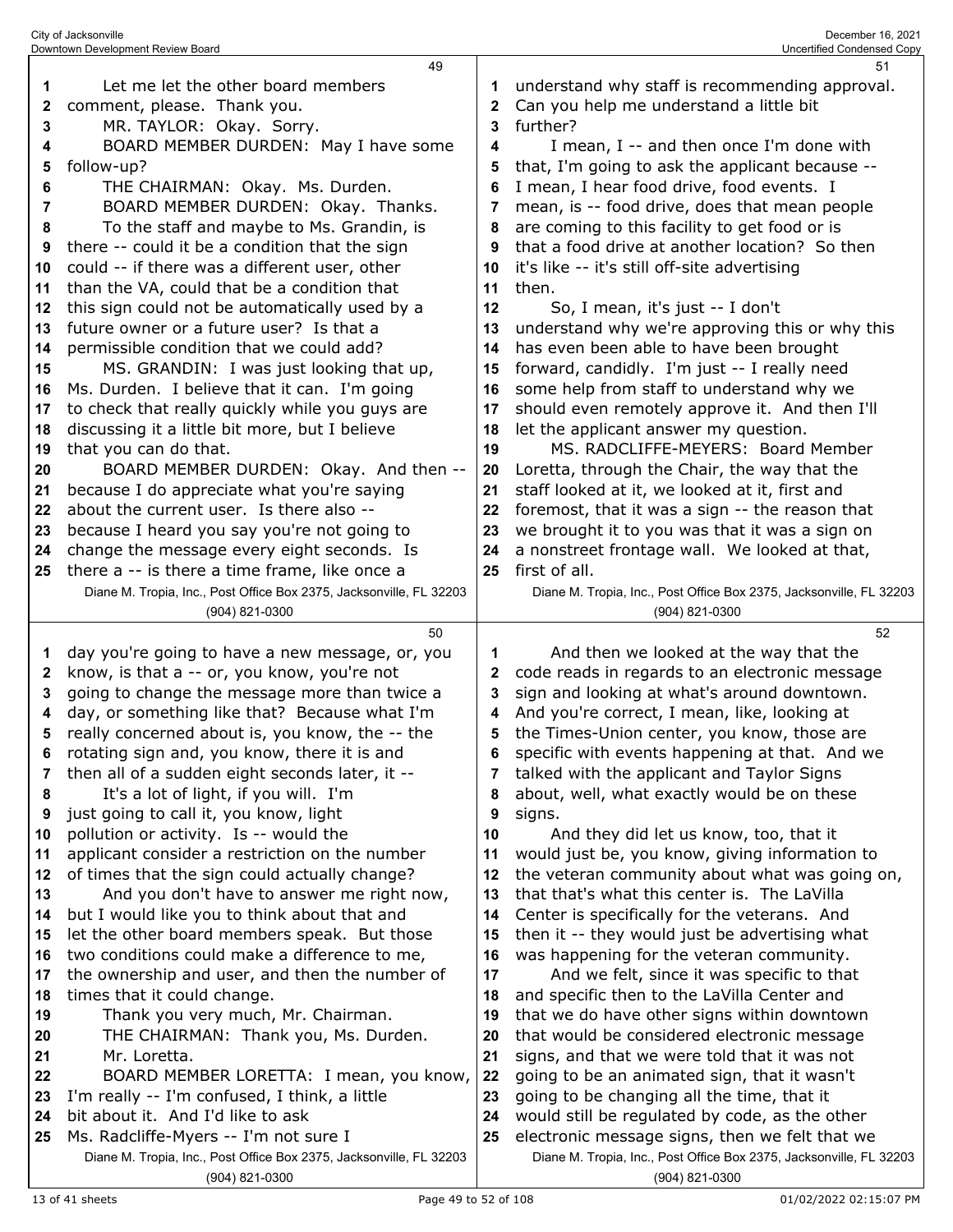Let me let the other board members comment, please. Thank you.

MR. TAYLOR: Okay. Sorry.

BOARD MEMBER DURDEN: May I have some follow-up?

THE CHAIRMAN: Okay. Ms. Durden.

BOARD MEMBER DURDEN: Okay. Thanks.

To the staff and maybe to Ms. Grandin, is there -- could it be a condition that the sign could -- if there was a different user, other than the VA, could that be a condition that this sign could not be automatically used by a future owner or a future user? Is that a permissible condition that we could add?

MS. GRANDIN: I was just looking that up, Ms. Durden. I believe that it can. I'm going to check that really quickly while you guys are discussing it a little bit more, but I believe that you can do that.

BOARD MEMBER DURDEN: Okay. And then -- because I do appreciate what you're saying about the current user. Is there also -- because I heard you say you're not going to change the message every eight seconds. Is there a -- is there a time frame, like once a day you're going to have a new message, or, you know, is that a -- or, you know, you're not going to change the message more than twice a day, or something like that? Because what I'm really concerned about is, you know, the -- the rotating sign and, you know, there it is and then all of a sudden eight seconds later, it --

It's a lot of light, if you will. I'm just going to call it, you know, light pollution or activity. Is -- would the applicant consider a restriction on the number of times that the sign could actually change?

And you don't have to answer me right now, but I would like you to think about that and let the other board members speak. But those two conditions could make a difference to me, the ownership and user, and then the number of times that it could change.

Thank you very much, Mr. Chairman.

THE CHAIRMAN: Thank you, Ms. Durden.

Mr. Loretta.

BOARD MEMBER LORETTA: I mean, you know, I'm really -- I'm confused, I think, a little bit about it. And I'd like to ask Ms. Radcliffe-Myers -- I'm not sure I understand why staff is recommending approval. Can you help me understand a little bit further?

I mean, I -- and then once I'm done with that, I'm going to ask the applicant because -- I mean, I hear food drive, food events. I mean, is -- food drive, does that mean people are coming to this facility to get food or is that a food drive at another location? So then it's like -- it's still off-site advertising then.

So, I mean, it's just -- I don't understand why we're approving this or why this has even been able to have been brought forward, candidly. I'm just -- I really need some help from staff to understand why we should even remotely approve it. And then I'll let the applicant answer my question.

MS. RADCLIFFE-MEYERS: Board Member Loretta, through the Chair, the way that the staff looked at it, we looked at it, first and foremost, that it was a sign -- the reason that we brought it to you was that it was a sign on a nonstreet frontage wall. We looked at that, first of all.

And then we looked at the way that the code reads in regards to an electronic message sign and looking at what's around downtown. And you're correct, I mean, like, looking at the Times-Union center, you know, those are specific with events happening at that. And we talked with the applicant and Taylor Signs about, well, what exactly would be on these signs.

And they did let us know, too, that it would just be, you know, giving information to the veteran community about what was going on, that that's what this center is. The LaVilla Center is specifically for the veterans. And then it -- they would just be advertising what was happening for the veteran community.

And we felt, since it was specific to that and specific then to the LaVilla Center and that we do have other signs within downtown that would be considered electronic message signs, and that we were told that it was not going to be an animated sign, that it wasn't going to be changing all the time, that it would still be regulated by code, as the other electronic message signs, then we felt that we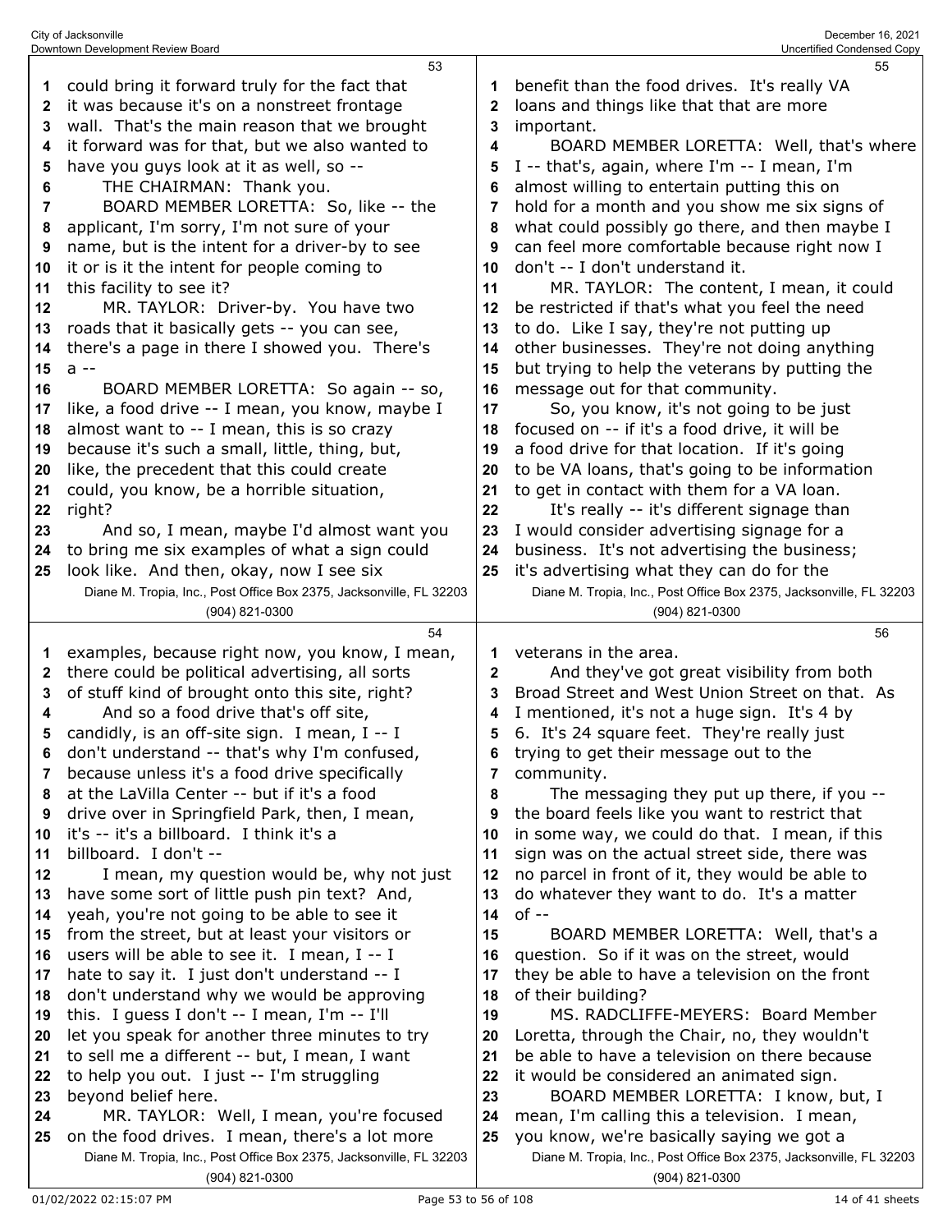could bring it forward truly for the fact that it was because it's on a nonstreet frontage wall. That's the main reason that we brought it forward was for that, but we also wanted to have you guys look at it as well, so --

THE CHAIRMAN: Thank you.

BOARD MEMBER LORETTA: So, like -- the applicant, I'm sorry, I'm not sure of your name, but is the intent for a driver-by to see it or is it the intent for people coming to this facility to see it?

MR. TAYLOR: Driver-by. You have two roads that it basically gets -- you can see, there's a page in there I showed you. There's a --

BOARD MEMBER LORETTA: So again -- so, like, a food drive -- I mean, you know, maybe I almost want to -- I mean, this is so crazy because it's such a small, little, thing, but, like, the precedent that this could create could, you know, be a horrible situation, right?

And so, I mean, maybe I'd almost want you to bring me six examples of what a sign could look like. And then, okay, now I see six examples, because right now, you know, I mean, there could be political advertising, all sorts of stuff kind of brought onto this site, right?

And so a food drive that's off site, candidly, is an off-site sign. I mean, I -- I don't understand -- that's why I'm confused, because unless it's a food drive specifically at the LaVilla Center -- but if it's a food drive over in Springfield Park, then, I mean, it's -- it's a billboard. I think it's a billboard. I don't --

I mean, my question would be, why not just have some sort of little push pin text? And, yeah, you're not going to be able to see it from the street, but at least your visitors or users will be able to see it. I mean, I -- I hate to say it. I just don't understand -- I don't understand why we would be approving this. I guess I don't -- I mean, I'm -- I'll let you speak for another three minutes to try to sell me a different -- but, I mean, I want to help you out. I just -- I'm struggling beyond belief here.

MR. TAYLOR: Well, I mean, you're focused on the food drives. I mean, there's a lot more benefit than the food drives. It's really VA loans and things like that that are more important.

BOARD MEMBER LORETTA: Well, that's where I -- that's, again, where I'm -- I mean, I'm almost willing to entertain putting this on hold for a month and you show me six signs of what could possibly go there, and then maybe I can feel more comfortable because right now I don't -- I don't understand it.

MR. TAYLOR: The content, I mean, it could be restricted if that's what you feel the need to do. Like I say, they're not putting up other businesses. They're not doing anything but trying to help the veterans by putting the message out for that community.

So, you know, it's not going to be just focused on -- if it's a food drive, it will be a food drive for that location. If it's going to be VA loans, that's going to be information to get in contact with them for a VA loan.

It's really -- it's different signage than I would consider advertising signage for a business. It's not advertising the business; it's advertising what they can do for the veterans in the area.

And they've got great visibility from both Broad Street and West Union Street on that. As I mentioned, it's not a huge sign. It's 4 by 6. It's 24 square feet. They're really just trying to get their message out to the community.

The messaging they put up there, if you -- the board feels like you want to restrict that in some way, we could do that. I mean, if this sign was on the actual street side, there was no parcel in front of it, they would be able to do whatever they want to do. It's a matter of --

BOARD MEMBER LORETTA: Well, that's a question. So if it was on the street, would they be able to have a television on the front of their building?

MS. RADCLIFFE-MEYERS: Board Member Loretta, through the Chair, no, they wouldn't be able to have a television on there because it would be considered an animated sign.

BOARD MEMBER LORETTA: I know, but, I mean, I'm calling this a television. I mean, you know, we're basically saying we got a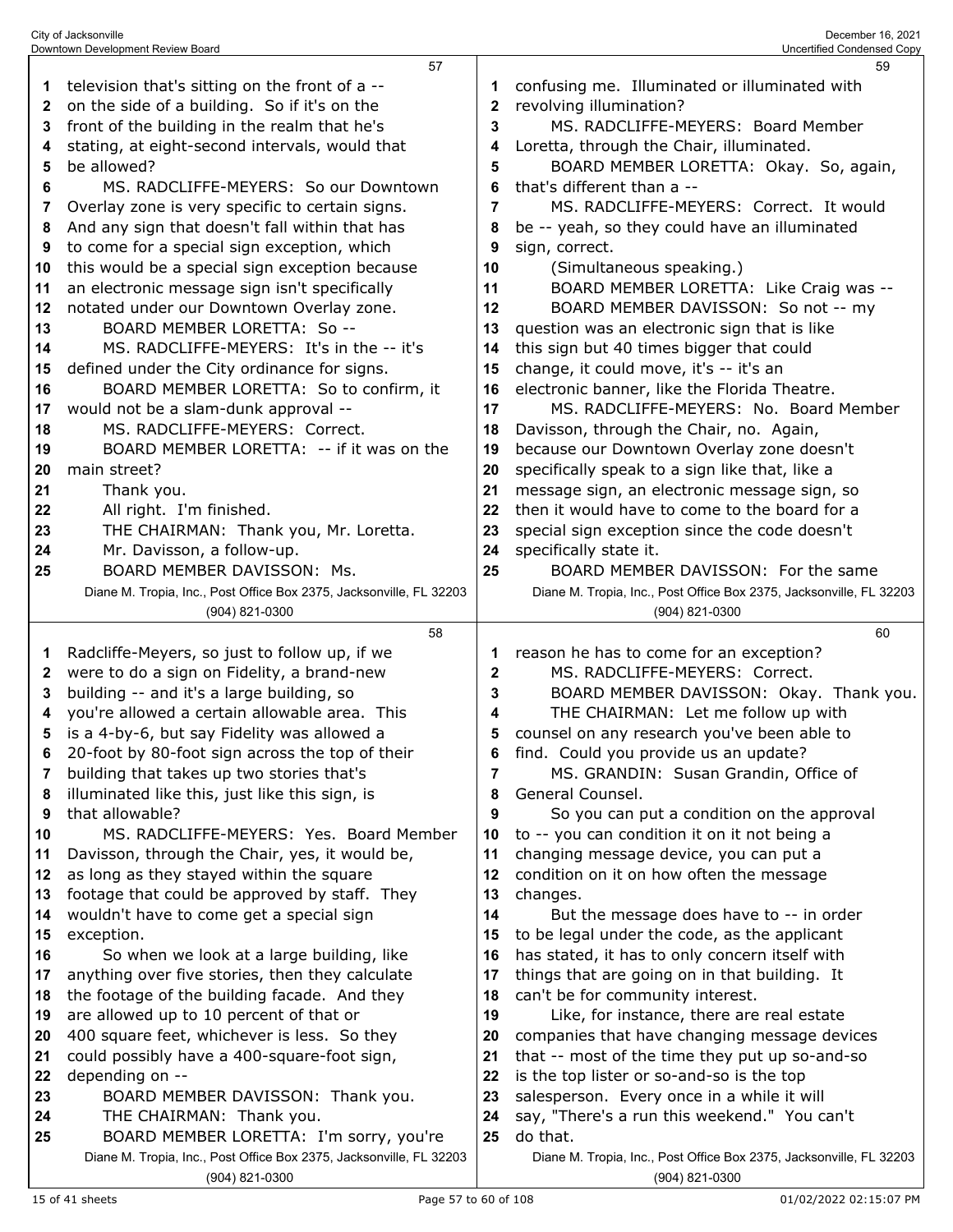television that's sitting on the front of a -- on the side of a building. So if it's on the front of the building in the realm that he's stating, at eight-second intervals, would that be allowed?

MS. RADCLIFFE-MEYERS: So our Downtown Overlay zone is very specific to certain signs. And any sign that doesn't fall within that has to come for a special sign exception, which this would be a special sign exception because an electronic message sign isn't specifically notated under our Downtown Overlay zone.

BOARD MEMBER LORETTA: So --

MS. RADCLIFFE-MEYERS: It's in the -- it's defined under the City ordinance for signs.

BOARD MEMBER LORETTA: So to confirm, it would not be a slam-dunk approval --

MS. RADCLIFFE-MEYERS: Correct.

BOARD MEMBER LORETTA: -- if it was on the main street?

Thank you.

All right. I'm finished.

THE CHAIRMAN: Thank you, Mr. Loretta.

Mr. Davisson, a follow-up.

BOARD MEMBER DAVISSON: Ms. Radcliffe-Meyers, so just to follow up, if we were to do a sign on Fidelity, a brand-new building -- and it's a large building, so you're allowed a certain allowable area. This is a 4-by-6, but say Fidelity was allowed a 20-foot by 80-foot sign across the top of their building that takes up two stories that's illuminated like this, just like this sign, is that allowable?

MS. RADCLIFFE-MEYERS: Yes. Board Member Davisson, through the Chair, yes, it would be, as long as they stayed within the square footage that could be approved by staff. They wouldn't have to come get a special sign exception.

So when we look at a large building, like anything over five stories, then they calculate the footage of the building facade. And they are allowed up to 10 percent of that or 400 square feet, whichever is less. So they could possibly have a 400-square-foot sign, depending on --

BOARD MEMBER DAVISSON: Thank you.

THE CHAIRMAN: Thank you.

BOARD MEMBER LORETTA: I'm sorry, you're confusing me. Illuminated or illuminated with revolving illumination?

MS. RADCLIFFE-MEYERS: Board Member Loretta, through the Chair, illuminated.

BOARD MEMBER LORETTA: Okay. So, again, that's different than a --

MS. RADCLIFFE-MEYERS: Correct. It would be -- yeah, so they could have an illuminated sign, correct.

(Simultaneous speaking.)

BOARD MEMBER LORETTA: Like Craig was --

BOARD MEMBER DAVISSON: So not -- my question was an electronic sign that is like this sign but 40 times bigger that could change, it could move, it's -- it's an electronic banner, like the Florida Theatre.

MS. RADCLIFFE-MEYERS: No. Board Member Davisson, through the Chair, no. Again, because our Downtown Overlay zone doesn't specifically speak to a sign like that, like a message sign, an electronic message sign, so then it would have to come to the board for a special sign exception since the code doesn't specifically state it.

BOARD MEMBER DAVISSON: For the same reason he has to come for an exception?

MS. RADCLIFFE-MEYERS: Correct.

BOARD MEMBER DAVISSON: Okay. Thank you.

THE CHAIRMAN: Let me follow up with counsel on any research you've been able to find. Could you provide us an update?

MS. GRANDIN: Susan Grandin, Office of General Counsel.

So you can put a condition on the approval to -- you can condition it on it not being a changing message device, you can put a condition on it on how often the message changes.

But the message does have to -- in order to be legal under the code, as the applicant has stated, it has to only concern itself with things that are going on in that building. It can't be for community interest.

Like, for instance, there are real estate companies that have changing message devices that -- most of the time they put up so-and-so is the top lister or so-and-so is the top salesperson. Every once in a while it will say, "There's a run this weekend." You can't do that.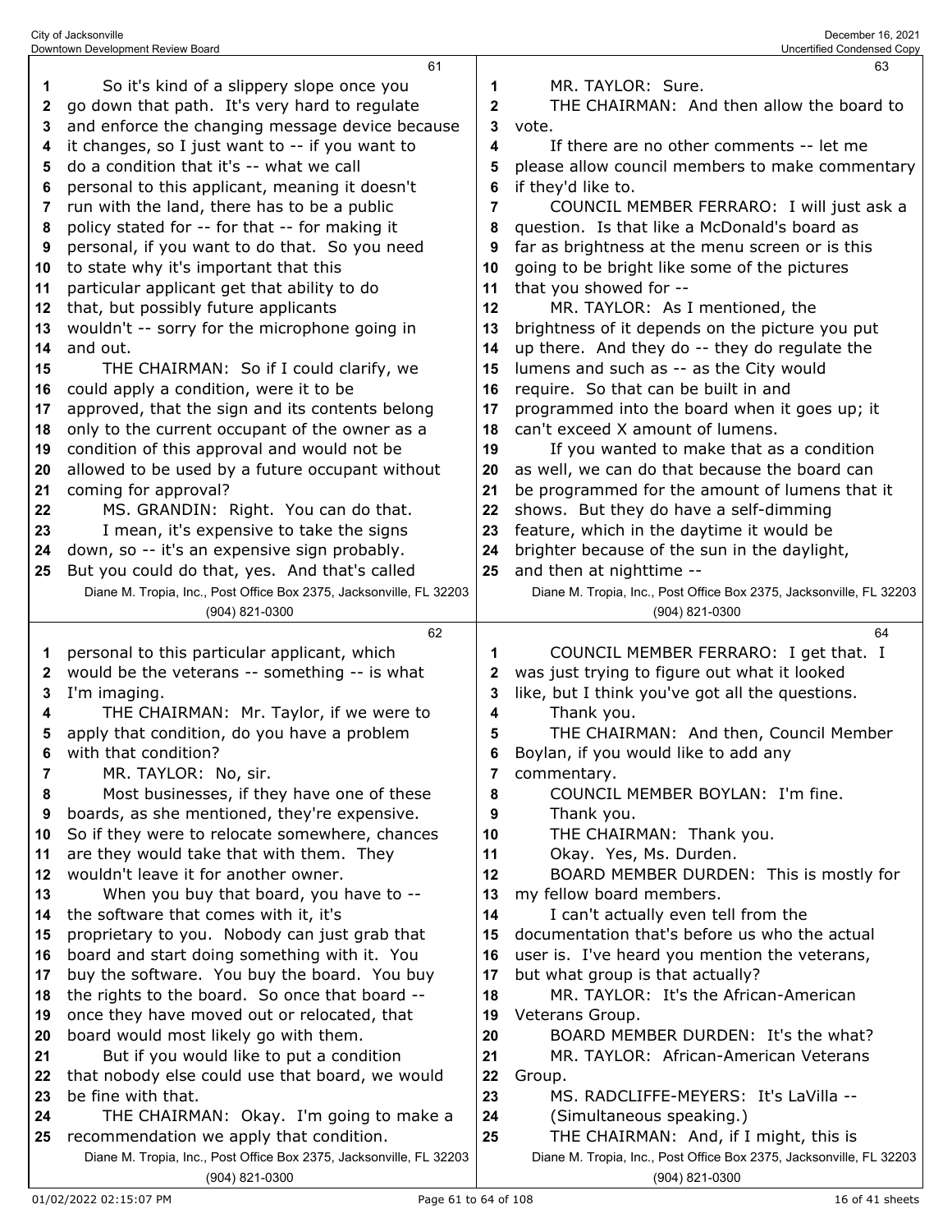So it's kind of a slippery slope once you go down that path. It's very hard to regulate and enforce the changing message device because it changes, so I just want to -- if you want to do a condition that it's -- what we call personal to this applicant, meaning it doesn't run with the land, there has to be a public policy stated for -- for that -- for making it personal, if you want to do that. So you need to state why it's important that this particular applicant get that ability to do that, but possibly future applicants wouldn't -- sorry for the microphone going in and out.

THE CHAIRMAN: So if I could clarify, we could apply a condition, were it to be approved, that the sign and its contents belong only to the current occupant of the owner as a condition of this approval and would not be allowed to be used by a future occupant without coming for approval?

MS. GRANDIN: Right. You can do that.

I mean, it's expensive to take the signs down, so -- it's an expensive sign probably. But you could do that, yes. And that's called personal to this particular applicant, which would be the veterans -- something -- is what I'm imaging.

THE CHAIRMAN: Mr. Taylor, if we were to apply that condition, do you have a problem with that condition?

MR. TAYLOR: No, sir.

Most businesses, if they have one of these boards, as she mentioned, they're expensive. So if they were to relocate somewhere, chances are they would take that with them. They wouldn't leave it for another owner.

When you buy that board, you have to -- the software that comes with it, it's proprietary to you. Nobody can just grab that board and start doing something with it. You buy the software. You buy the board. You buy the rights to the board. So once that board -- once they have moved out or relocated, that board would most likely go with them.

But if you would like to put a condition that nobody else could use that board, we would be fine with that.

THE CHAIRMAN: Okay. I'm going to make a recommendation we apply that condition.

MR. TAYLOR: Sure.

THE CHAIRMAN: And then allow the board to vote.

If there are no other comments -- let me please allow council members to make commentary if they'd like to.

COUNCIL MEMBER FERRARO: I will just ask a question. Is that like a McDonald's board as far as brightness at the menu screen or is this going to be bright like some of the pictures that you showed for --

MR. TAYLOR: As I mentioned, the brightness of it depends on the picture you put up there. And they do -- they do regulate the lumens and such as -- as the City would require. So that can be built in and programmed into the board when it goes up; it can't exceed X amount of lumens.

If you wanted to make that as a condition as well, we can do that because the board can be programmed for the amount of lumens that it shows. But they do have a self-dimming feature, which in the daytime it would be brighter because of the sun in the daylight, and then at nighttime --

COUNCIL MEMBER FERRARO: I get that. I was just trying to figure out what it looked like, but I think you've got all the questions.

Thank you.

THE CHAIRMAN: And then, Council Member Boylan, if you would like to add any commentary.

COUNCIL MEMBER BOYLAN: I'm fine.

Thank you.

THE CHAIRMAN: Thank you.

Okay. Yes, Ms. Durden.

BOARD MEMBER DURDEN: This is mostly for my fellow board members.

I can't actually even tell from the documentation that's before us who the actual user is. I've heard you mention the veterans, but what group is that actually?

MR. TAYLOR: It's the African-American Veterans Group.

BOARD MEMBER DURDEN: It's the what?

MR. TAYLOR: African-American Veterans Group.

MS. RADCLIFFE-MEYERS: It's LaVilla --

(Simultaneous speaking.)

THE CHAIRMAN: And, if I might, this is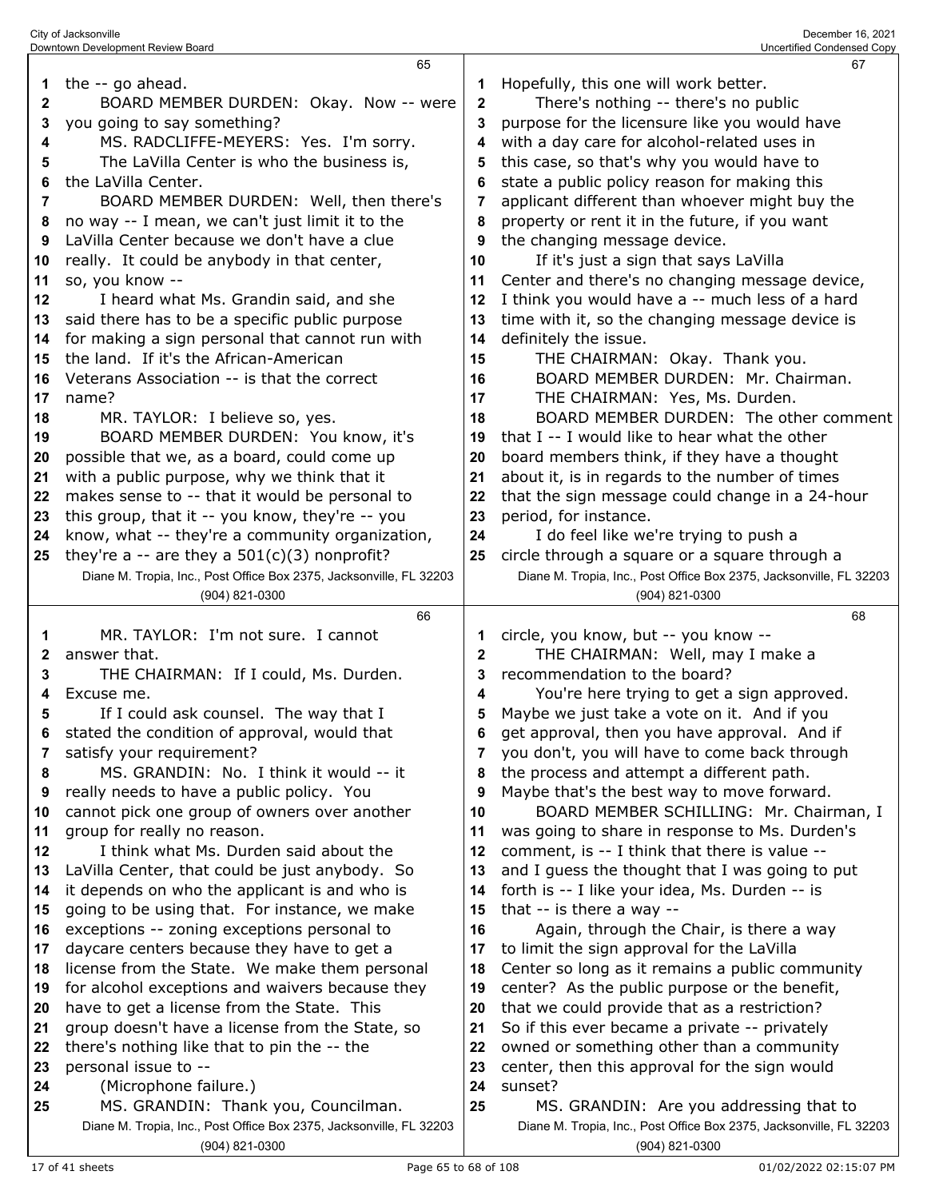the -- go ahead.

BOARD MEMBER DURDEN: Okay. Now -- were you going to say something?

MS. RADCLIFFE-MEYERS: Yes. I'm sorry.

The LaVilla Center is who the business is, the LaVilla Center.

BOARD MEMBER DURDEN: Well, then there's no way -- I mean, we can't just limit it to the LaVilla Center because we don't have a clue really. It could be anybody in that center, so, you know --

I heard what Ms. Grandin said, and she said there has to be a specific public purpose for making a sign personal that cannot run with the land. If it's the African-American Veterans Association -- is that the correct name?

MR. TAYLOR: I believe so, yes.

BOARD MEMBER DURDEN: You know, it's possible that we, as a board, could come up with a public purpose, why we think that it makes sense to -- that it would be personal to this group, that it -- you know, they're -- you know, what -- they're a community organization, they're a -- are they a 501(c)(3) nonprofit?

MR. TAYLOR: I'm not sure. I cannot answer that.

THE CHAIRMAN: If I could, Ms. Durden. Excuse me.

If I could ask counsel. The way that I stated the condition of approval, would that satisfy your requirement?

MS. GRANDIN: No. I think it would -- it really needs to have a public policy. You cannot pick one group of owners over another group for really no reason.

I think what Ms. Durden said about the LaVilla Center, that could be just anybody. So it depends on who the applicant is and who is going to be using that. For instance, we make exceptions -- zoning exceptions personal to daycare centers because they have to get a license from the State. We make them personal for alcohol exceptions and waivers because they have to get a license from the State. This group doesn't have a license from the State, so there's nothing like that to pin the -- the personal issue to --

(Microphone failure.)

MS. GRANDIN: Thank you, Councilman.

Hopefully, this one will work better.

There's nothing -- there's no public purpose for the licensure like you would have with a day care for alcohol-related uses in this case, so that's why you would have to state a public policy reason for making this applicant different than whoever might buy the property or rent it in the future, if you want the changing message device.

If it's just a sign that says LaVilla Center and there's no changing message device, I think you would have a -- much less of a hard time with it, so the changing message device is definitely the issue.

THE CHAIRMAN: Okay. Thank you.

BOARD MEMBER DURDEN: Mr. Chairman.

THE CHAIRMAN: Yes, Ms. Durden.

BOARD MEMBER DURDEN: The other comment that I -- I would like to hear what the other board members think, if they have a thought about it, is in regards to the number of times that the sign message could change in a 24-hour period, for instance.

I do feel like we're trying to push a circle through a square or a square through a circle, you know, but -- you know --

THE CHAIRMAN: Well, may I make a recommendation to the board?

You're here trying to get a sign approved. Maybe we just take a vote on it. And if you get approval, then you have approval. And if you don't, you will have to come back through the process and attempt a different path. Maybe that's the best way to move forward.

BOARD MEMBER SCHILLING: Mr. Chairman, I was going to share in response to Ms. Durden's comment, is -- I think that there is value -- and I guess the thought that I was going to put forth is -- I like your idea, Ms. Durden -- is that -- is there a way --

Again, through the Chair, is there a way to limit the sign approval for the LaVilla Center so long as it remains a public community center? As the public purpose or the benefit, that we could provide that as a restriction? So if this ever became a private -- privately owned or something other than a community center, then this approval for the sign would sunset?

MS. GRANDIN: Are you addressing that to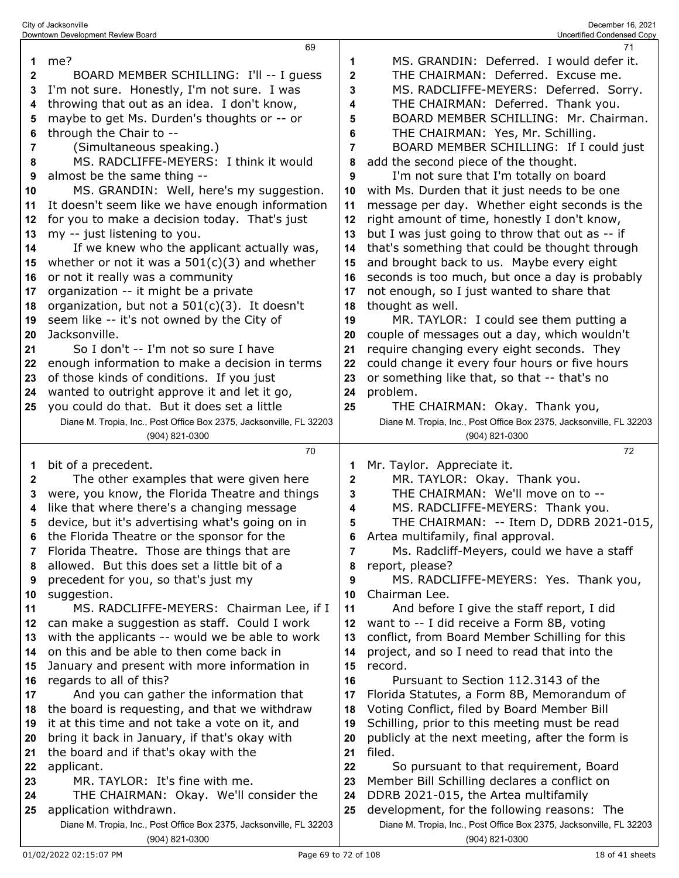me?

BOARD MEMBER SCHILLING: I'll -- I guess I'm not sure. Honestly, I'm not sure. I was throwing that out as an idea. I don't know, maybe to get Ms. Durden's thoughts or -- or through the Chair to --

(Simultaneous speaking.)

MS. RADCLIFFE-MEYERS: I think it would almost be the same thing --

MS. GRANDIN: Well, here's my suggestion. It doesn't seem like we have enough information for you to make a decision today. That's just my -- just listening to you.

If we knew who the applicant actually was, whether or not it was a 501(c)(3) and whether or not it really was a community organization -- it might be a private organization, but not a 501(c)(3). It doesn't seem like -- it's not owned by the City of Jacksonville.

So I don't -- I'm not so sure I have enough information to make a decision in terms of those kinds of conditions. If you just wanted to outright approve it and let it go, you could do that. But it does set a little bit of a precedent.

The other examples that were given here were, you know, the Florida Theatre and things like that where there's a changing message device, but it's advertising what's going on in the Florida Theatre or the sponsor for the Florida Theatre. Those are things that are allowed. But this does set a little bit of a precedent for you, so that's just my suggestion.

MS. RADCLIFFE-MEYERS: Chairman Lee, if I can make a suggestion as staff. Could I work with the applicants -- would we be able to work on this and be able to then come back in January and present with more information in regards to all of this?

And you can gather the information that the board is requesting, and that we withdraw it at this time and not take a vote on it, and bring it back in January, if that's okay with the board and if that's okay with the applicant.

MR. TAYLOR: It's fine with me.

THE CHAIRMAN: Okay. We'll consider the application withdrawn.

MS. GRANDIN: Deferred. I would defer it.

THE CHAIRMAN: Deferred. Excuse me.

MS. RADCLIFFE-MEYERS: Deferred. Sorry.

THE CHAIRMAN: Deferred. Thank you.

BOARD MEMBER SCHILLING: Mr. Chairman.

THE CHAIRMAN: Yes, Mr. Schilling.

BOARD MEMBER SCHILLING: If I could just add the second piece of the thought.

I'm not sure that I'm totally on board with Ms. Durden that it just needs to be one message per day. Whether eight seconds is the right amount of time, honestly I don't know, but I was just going to throw that out as -- if that's something that could be thought through and brought back to us. Maybe every eight seconds is too much, but once a day is probably not enough, so I just wanted to share that thought as well.

MR. TAYLOR: I could see them putting a couple of messages out a day, which wouldn't require changing every eight seconds. They could change it every four hours or five hours or something like that, so that -- that's no problem.

THE CHAIRMAN: Okay. Thank you, Mr. Taylor. Appreciate it.

MR. TAYLOR: Okay. Thank you.

THE CHAIRMAN: We'll move on to --

MS. RADCLIFFE-MEYERS: Thank you.

THE CHAIRMAN: -- Item D, DDRB 2021-015, Artea multifamily, final approval.

Ms. Radcliff-Meyers, could we have a staff report, please?

MS. RADCLIFFE-MEYERS: Yes. Thank you, Chairman Lee.

And before I give the staff report, I did want to -- I did receive a Form 8B, voting conflict, from Board Member Schilling for this project, and so I need to read that into the record.

Pursuant to Section 112.3143 of the Florida Statutes, a Form 8B, Memorandum of Voting Conflict, filed by Board Member Bill Schilling, prior to this meeting must be read publicly at the next meeting, after the form is filed.

So pursuant to that requirement, Board Member Bill Schilling declares a conflict on DDRB 2021-015, the Artea multifamily development, for the following reasons: The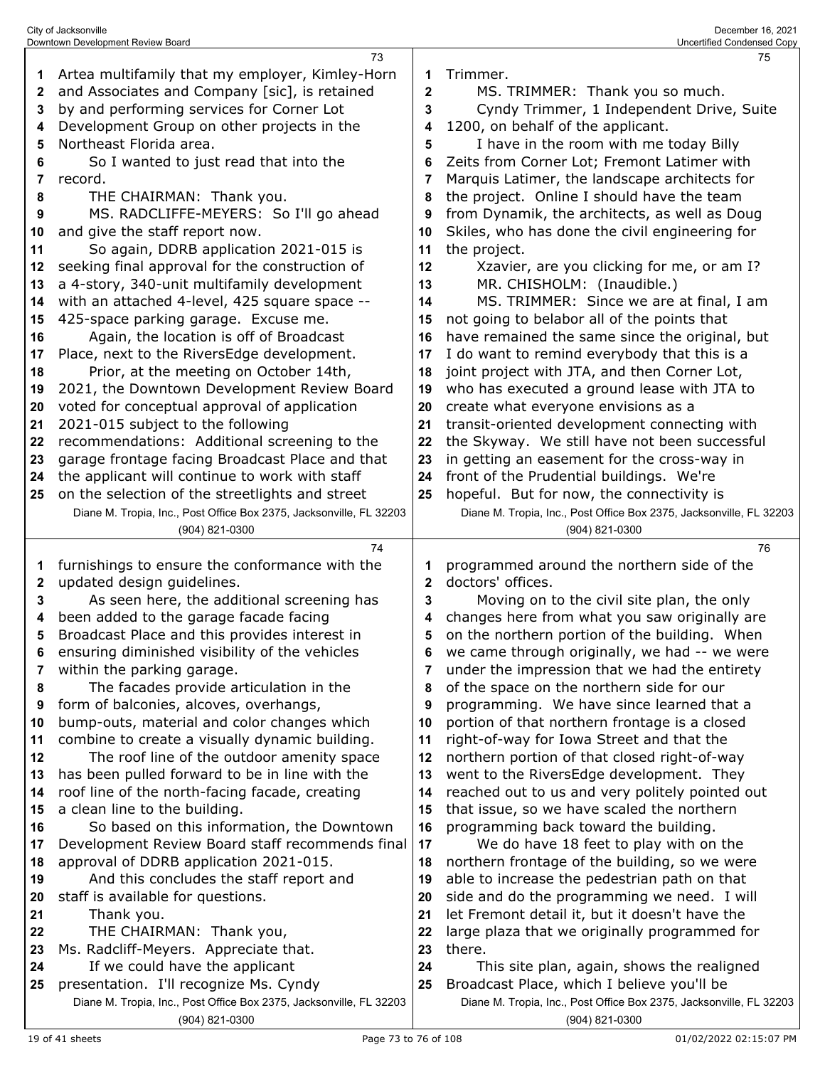73

Artea multifamily that my employer, Kimley-Horn and Associates and Company [sic], is retained by and performing services for Corner Lot Development Group on other projects in the Northeast Florida area.

So I wanted to just read that into the record.

THE CHAIRMAN: Thank you.

MS. RADCLIFFE-MEYERS: So I'll go ahead and give the staff report now.

So again, DDRB application 2021-015 is seeking final approval for the construction of a 4-story, 340-unit multifamily development with an attached 4-level, 425 square space -- 425-space parking garage. Excuse me.

Again, the location is off of Broadcast Place, next to the RiversEdge development.

Prior, at the meeting on October 14th, 2021, the Downtown Development Review Board voted for conceptual approval of application 2021-015 subject to the following recommendations: Additional screening to the garage frontage facing Broadcast Place and that the applicant will continue to work with staff on the selection of the streetlights and street

74

furnishings to ensure the conformance with the updated design guidelines.

As seen here, the additional screening has been added to the garage facade facing Broadcast Place and this provides interest in ensuring diminished visibility of the vehicles within the parking garage.

The facades provide articulation in the form of balconies, alcoves, overhangs, bump-outs, material and color changes which combine to create a visually dynamic building.

The roof line of the outdoor amenity space has been pulled forward to be in line with the roof line of the north-facing facade, creating a clean line to the building.

So based on this information, the Downtown Development Review Board staff recommends final approval of DDRB application 2021-015.

And this concludes the staff report and staff is available for questions.

Thank you.

THE CHAIRMAN: Thank you, Ms. Radcliff-Meyers. Appreciate that.

If we could have the applicant presentation. I'll recognize Ms. Cyndy

75

Trimmer.

MS. TRIMMER: Thank you so much.

Cyndy Trimmer, 1 Independent Drive, Suite 1200, on behalf of the applicant.

I have in the room with me today Billy Zeits from Corner Lot; Fremont Latimer with Marquis Latimer, the landscape architects for the project. Online I should have the team from Dynamik, the architects, as well as Doug Skiles, who has done the civil engineering for the project.

Xzavier, are you clicking for me, or am I?

MR. CHISHOLM: (Inaudible.)

MS. TRIMMER: Since we are at final, I am not going to belabor all of the points that have remained the same since the original, but I do want to remind everybody that this is a joint project with JTA, and then Corner Lot, who has executed a ground lease with JTA to create what everyone envisions as a transit-oriented development connecting with the Skyway. We still have not been successful in getting an easement for the cross-way in front of the Prudential buildings. We're hopeful. But for now, the connectivity is

76

programmed around the northern side of the doctors' offices.

Moving on to the civil site plan, the only changes here from what you saw originally are on the northern portion of the building. When we came through originally, we had -- we were under the impression that we had the entirety of the space on the northern side for our programming. We have since learned that a portion of that northern frontage is a closed right-of-way for Iowa Street and that the northern portion of that closed right-of-way went to the RiversEdge development. They reached out to us and very politely pointed out that issue, so we have scaled the northern programming back toward the building.

We do have 18 feet to play with on the northern frontage of the building, so we were able to increase the pedestrian path on that side and do the programming we need. I will let Fremont detail it, but it doesn't have the large plaza that we originally programmed for there.

This site plan, again, shows the realigned Broadcast Place, which I believe you'll be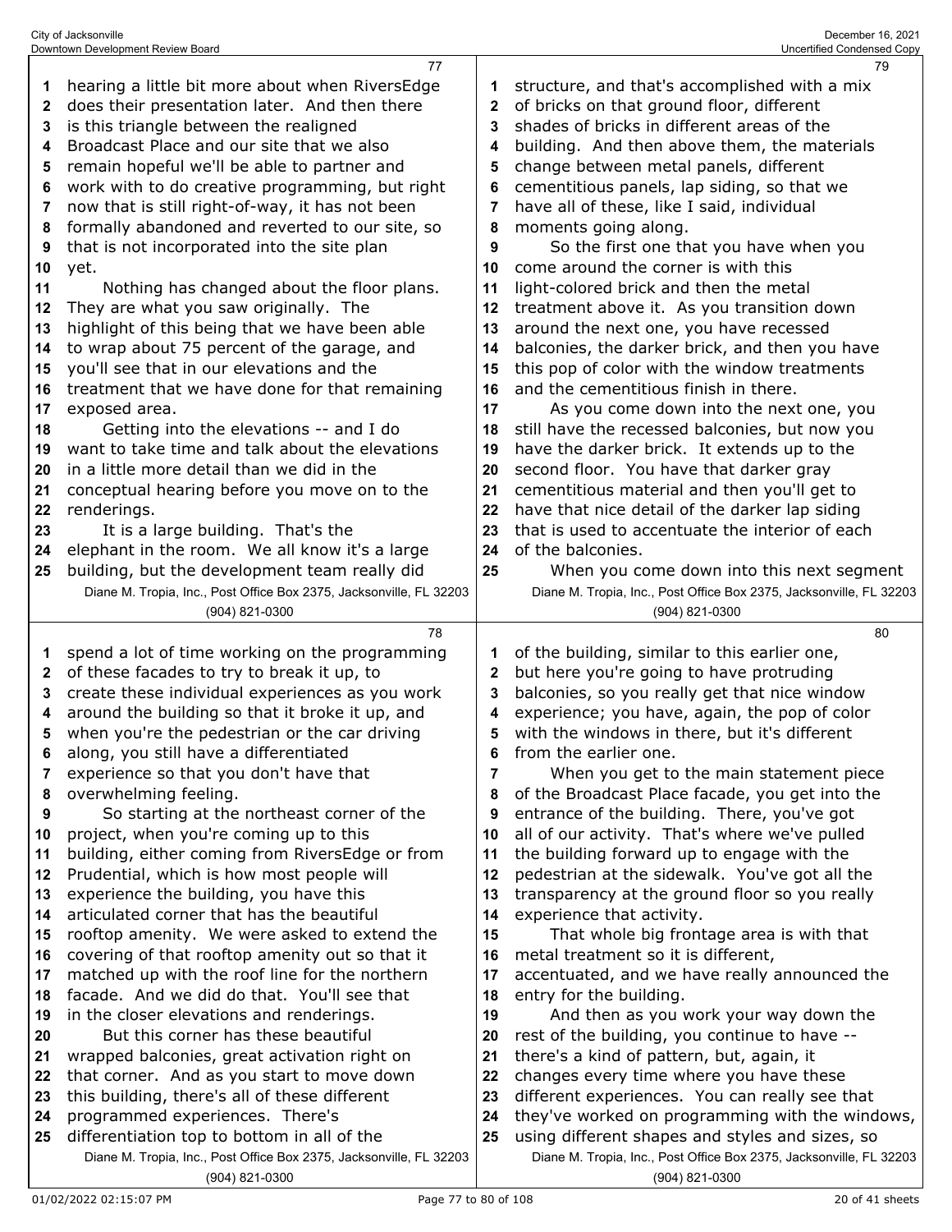hearing a little bit more about when RiversEdge does their presentation later. And then there is this triangle between the realigned Broadcast Place and our site that we also remain hopeful we'll be able to partner and work with to do creative programming, but right now that is still right-of-way, it has not been formally abandoned and reverted to our site, so that is not incorporated into the site plan yet.

Nothing has changed about the floor plans. They are what you saw originally. The highlight of this being that we have been able to wrap about 75 percent of the garage, and you'll see that in our elevations and the treatment that we have done for that remaining exposed area.

Getting into the elevations -- and I do want to take time and talk about the elevations in a little more detail than we did in the conceptual hearing before you move on to the renderings.

It is a large building. That's the elephant in the room. We all know it's a large building, but the development team really did spend a lot of time working on the programming of these facades to try to break it up, to create these individual experiences as you work around the building so that it broke it up, and when you're the pedestrian or the car driving along, you still have a differentiated experience so that you don't have that overwhelming feeling.

So starting at the northeast corner of the project, when you're coming up to this building, either coming from RiversEdge or from Prudential, which is how most people will experience the building, you have this articulated corner that has the beautiful rooftop amenity. We were asked to extend the covering of that rooftop amenity out so that it matched up with the roof line for the northern facade. And we did do that. You'll see that in the closer elevations and renderings.

But this corner has these beautiful wrapped balconies, great activation right on that corner. And as you start to move down this building, there's all of these different programmed experiences. There's differentiation top to bottom in all of the structure, and that's accomplished with a mix of bricks on that ground floor, different shades of bricks in different areas of the building. And then above them, the materials change between metal panels, different cementitious panels, lap siding, so that we have all of these, like I said, individual moments going along.

So the first one that you have when you come around the corner is with this light-colored brick and then the metal treatment above it. As you transition down around the next one, you have recessed balconies, the darker brick, and then you have this pop of color with the window treatments and the cementitious finish in there.

As you come down into the next one, you still have the recessed balconies, but now you have the darker brick. It extends up to the second floor. You have that darker gray cementitious material and then you'll get to have that nice detail of the darker lap siding that is used to accentuate the interior of each of the balconies.

When you come down into this next segment of the building, similar to this earlier one, but here you're going to have protruding balconies, so you really get that nice window experience; you have, again, the pop of color with the windows in there, but it's different from the earlier one.

When you get to the main statement piece of the Broadcast Place facade, you get into the entrance of the building. There, you've got all of our activity. That's where we've pulled the building forward up to engage with the pedestrian at the sidewalk. You've got all the transparency at the ground floor so you really experience that activity.

That whole big frontage area is with that metal treatment so it is different, accentuated, and we have really announced the entry for the building.

And then as you work your way down the rest of the building, you continue to have -- there's a kind of pattern, but, again, it changes every time where you have these different experiences. You can really see that they've worked on programming with the windows, using different shapes and styles and sizes, so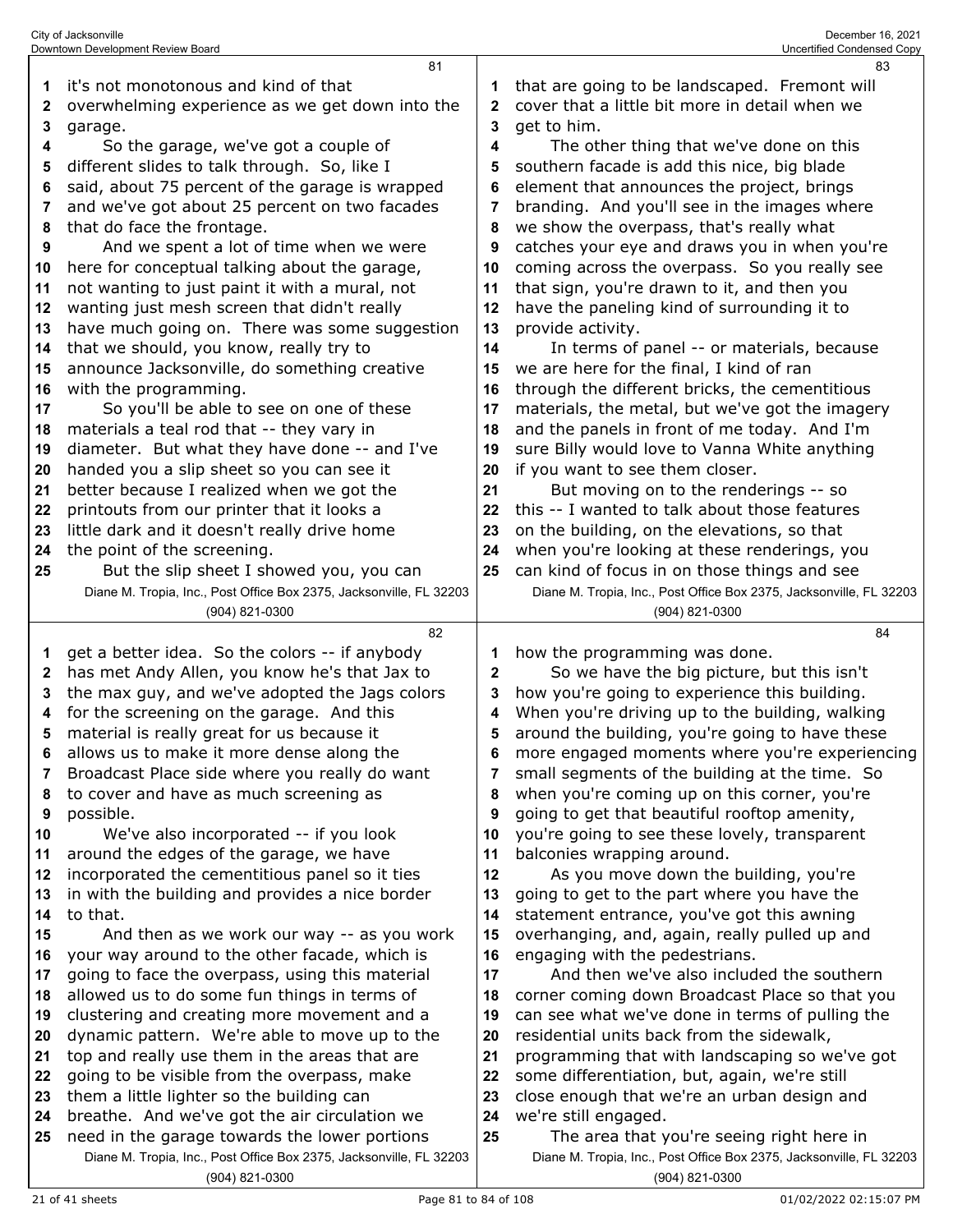it's not monotonous and kind of that overwhelming experience as we get down into the garage.

So the garage, we've got a couple of different slides to talk through. So, like I said, about 75 percent of the garage is wrapped and we've got about 25 percent on two facades that do face the frontage.

And we spent a lot of time when we were here for conceptual talking about the garage, not wanting to just paint it with a mural, not wanting just mesh screen that didn't really have much going on. There was some suggestion that we should, you know, really try to announce Jacksonville, do something creative with the programming.

So you'll be able to see on one of these materials a teal rod that -- they vary in diameter. But what they have done -- and I've handed you a slip sheet so you can see it better because I realized when we got the printouts from our printer that it looks a little dark and it doesn't really drive home the point of the screening.

But the slip sheet I showed you, you can get a better idea. So the colors -- if anybody has met Andy Allen, you know he's that Jax to the max guy, and we've adopted the Jags colors for the screening on the garage. And this material is really great for us because it allows us to make it more dense along the Broadcast Place side where you really do want to cover and have as much screening as possible.

We've also incorporated -- if you look around the edges of the garage, we have incorporated the cementitious panel so it ties in with the building and provides a nice border to that.

And then as we work our way -- as you work your way around to the other facade, which is going to face the overpass, using this material allowed us to do some fun things in terms of clustering and creating more movement and a dynamic pattern. We're able to move up to the top and really use them in the areas that are going to be visible from the overpass, make them a little lighter so the building can breathe. And we've got the air circulation we need in the garage towards the lower portions that are going to be landscaped. Fremont will cover that a little bit more in detail when we get to him.

The other thing that we've done on this southern facade is add this nice, big blade element that announces the project, brings branding. And you'll see in the images where we show the overpass, that's really what catches your eye and draws you in when you're coming across the overpass. So you really see that sign, you're drawn to it, and then you have the paneling kind of surrounding it to provide activity.

In terms of panel -- or materials, because we are here for the final, I kind of ran through the different bricks, the cementitious materials, the metal, but we've got the imagery and the panels in front of me today. And I'm sure Billy would love to Vanna White anything if you want to see them closer.

But moving on to the renderings -- so this -- I wanted to talk about those features on the building, on the elevations, so that when you're looking at these renderings, you can kind of focus in on those things and see how the programming was done.

So we have the big picture, but this isn't how you're going to experience this building. When you're driving up to the building, walking around the building, you're going to have these more engaged moments where you're experiencing small segments of the building at the time. So when you're coming up on this corner, you're going to get that beautiful rooftop amenity, you're going to see these lovely, transparent balconies wrapping around.

As you move down the building, you're going to get to the part where you have the statement entrance, you've got this awning overhanging, and, again, really pulled up and engaging with the pedestrians.

And then we've also included the southern corner coming down Broadcast Place so that you can see what we've done in terms of pulling the residential units back from the sidewalk, programming that with landscaping so we've got some differentiation, but, again, we're still close enough that we're an urban design and we're still engaged.

The area that you're seeing right here in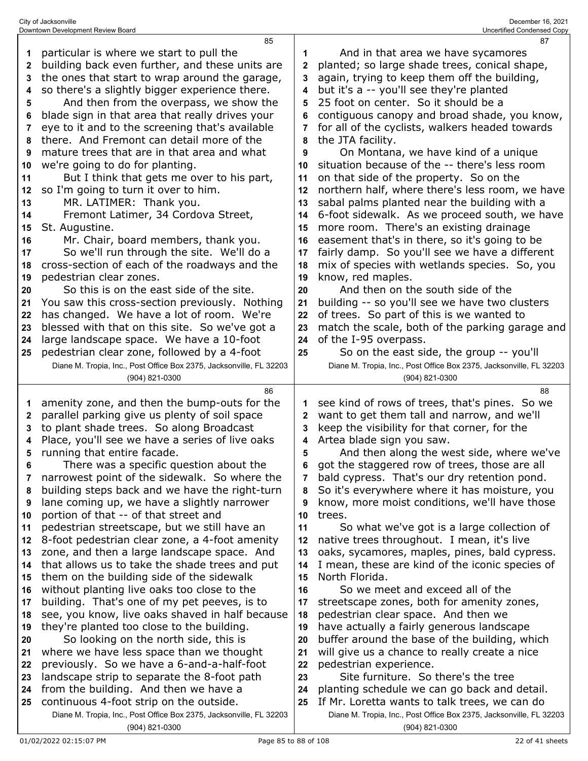particular is where we start to pull the building back even further, and these units are the ones that start to wrap around the garage, so there's a slightly bigger experience there.

And then from the overpass, we show the blade sign in that area that really drives your eye to it and to the screening that's available there. And Fremont can detail more of the mature trees that are in that area and what we're going to do for planting.

But I think that gets me over to his part, so I'm going to turn it over to him.

MR. LATIMER: Thank you.

Fremont Latimer, 34 Cordova Street, St. Augustine.

Mr. Chair, board members, thank you.

So we'll run through the site. We'll do a cross-section of each of the roadways and the pedestrian clear zones.

So this is on the east side of the site. You saw this cross-section previously. Nothing has changed. We have a lot of room. We're blessed with that on this site. So we've got a large landscape space. We have a 10-foot pedestrian clear zone, followed by a 4-foot amenity zone, and then the bump-outs for the parallel parking give us plenty of soil space to plant shade trees. So along Broadcast Place, you'll see we have a series of live oaks running that entire facade.

There was a specific question about the narrowest point of the sidewalk. So where the building steps back and we have the right-turn lane coming up, we have a slightly narrower portion of that -- of that street and pedestrian streetscape, but we still have an 8-foot pedestrian clear zone, a 4-foot amenity zone, and then a large landscape space. And that allows us to take the shade trees and put them on the building side of the sidewalk without planting live oaks too close to the building. That's one of my pet peeves, is to see, you know, live oaks shaved in half because they're planted too close to the building.

So looking on the north side, this is where we have less space than we thought previously. So we have a 6-and-a-half-foot landscape strip to separate the 8-foot path from the building. And then we have a continuous 4-foot strip on the outside.

And in that area we have sycamores planted; so large shade trees, conical shape, again, trying to keep them off the building, but it's a -- you'll see they're planted 25 foot on center. So it should be a contiguous canopy and broad shade, you know, for all of the cyclists, walkers headed towards the JTA facility.

On Montana, we have kind of a unique situation because of the -- there's less room on that side of the property. So on the northern half, where there's less room, we have sabal palms planted near the building with a 6-foot sidewalk. As we proceed south, we have more room. There's an existing drainage easement that's in there, so it's going to be fairly damp. So you'll see we have a different mix of species with wetlands species. So, you know, red maples.

And then on the south side of the building -- so you'll see we have two clusters of trees. So part of this is we wanted to match the scale, both of the parking garage and of the I-95 overpass.

So on the east side, the group -- you'll see kind of rows of trees, that's pines. So we want to get them tall and narrow, and we'll keep the visibility for that corner, for the Artea blade sign you saw.

And then along the west side, where we've got the staggered row of trees, those are all bald cypress. That's our dry retention pond. So it's everywhere where it has moisture, you know, more moist conditions, we'll have those trees.

So what we've got is a large collection of native trees throughout. I mean, it's live oaks, sycamores, maples, pines, bald cypress. I mean, these are kind of the iconic species of North Florida.

So we meet and exceed all of the streetscape zones, both for amenity zones, pedestrian clear space. And then we have actually a fairly generous landscape buffer around the base of the building, which will give us a chance to really create a nice pedestrian experience.

Site furniture. So there's the tree planting schedule we can go back and detail. If Mr. Loretta wants to talk trees, we can do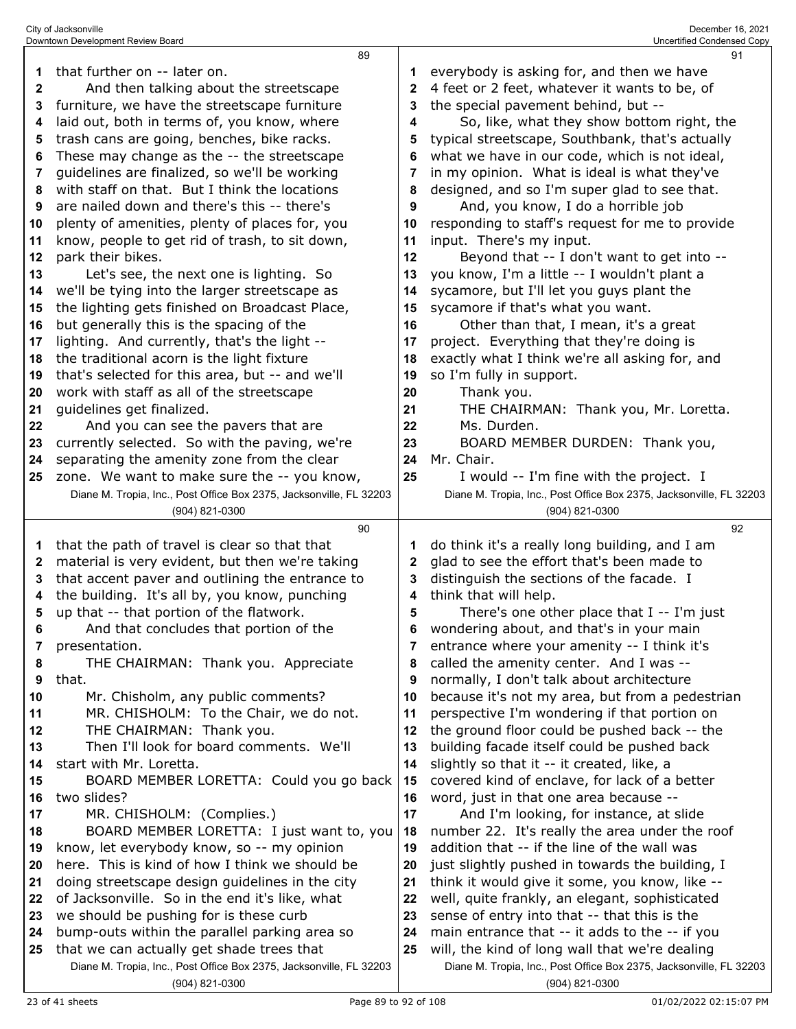that further on -- later on.

And then talking about the streetscape furniture, we have the streetscape furniture laid out, both in terms of, you know, where trash cans are going, benches, bike racks. These may change as the -- the streetscape guidelines are finalized, so we'll be working with staff on that. But I think the locations are nailed down and there's this -- there's plenty of amenities, plenty of places for, you know, people to get rid of trash, to sit down, park their bikes.

Let's see, the next one is lighting. So we'll be tying into the larger streetscape as the lighting gets finished on Broadcast Place, but generally this is the spacing of the lighting. And currently, that's the light -- the traditional acorn is the light fixture that's selected for this area, but -- and we'll work with staff as all of the streetscape guidelines get finalized.

And you can see the pavers that are currently selected. So with the paving, we're separating the amenity zone from the clear zone. We want to make sure the -- you know, that the path of travel is clear so that that material is very evident, but then we're taking that accent paver and outlining the entrance to the building. It's all by, you know, punching up that -- that portion of the flatwork.

And that concludes that portion of the presentation.

THE CHAIRMAN: Thank you. Appreciate that.

Mr. Chisholm, any public comments?

MR. CHISHOLM: To the Chair, we do not.

THE CHAIRMAN: Thank you.

Then I'll look for board comments. We'll start with Mr. Loretta.

BOARD MEMBER LORETTA: Could you go back two slides?

MR. CHISHOLM: (Complies.)

BOARD MEMBER LORETTA: I just want to, you know, let everybody know, so -- my opinion here. This is kind of how I think we should be doing streetscape design guidelines in the city of Jacksonville. So in the end it's like, what we should be pushing for is these curb bump-outs within the parallel parking area so that we can actually get shade trees that everybody is asking for, and then we have 4 feet or 2 feet, whatever it wants to be, of the special pavement behind, but --

So, like, what they show bottom right, the typical streetscape, Southbank, that's actually what we have in our code, which is not ideal, in my opinion. What is ideal is what they've designed, and so I'm super glad to see that.

And, you know, I do a horrible job responding to staff's request for me to provide input. There's my input.

Beyond that -- I don't want to get into -- you know, I'm a little -- I wouldn't plant a sycamore, but I'll let you guys plant the sycamore if that's what you want.

Other than that, I mean, it's a great project. Everything that they're doing is exactly what I think we're all asking for, and so I'm fully in support.

Thank you.

THE CHAIRMAN: Thank you, Mr. Loretta.

Ms. Durden.

BOARD MEMBER DURDEN: Thank you, Mr. Chair.

I would -- I'm fine with the project. I do think it's a really long building, and I am glad to see the effort that's been made to distinguish the sections of the facade. I think that will help.

There's one other place that I -- I'm just wondering about, and that's in your main entrance where your amenity -- I think it's called the amenity center. And I was -- normally, I don't talk about architecture because it's not my area, but from a pedestrian perspective I'm wondering if that portion on the ground floor could be pushed back -- the building facade itself could be pushed back slightly so that it -- it created, like, a covered kind of enclave, for lack of a better word, just in that one area because --

And I'm looking, for instance, at slide number 22. It's really the area under the roof addition that -- if the line of the wall was just slightly pushed in towards the building, I think it would give it some, you know, like -- well, quite frankly, an elegant, sophisticated sense of entry into that -- that this is the main entrance that -- it adds to the -- if you will, the kind of long wall that we're dealing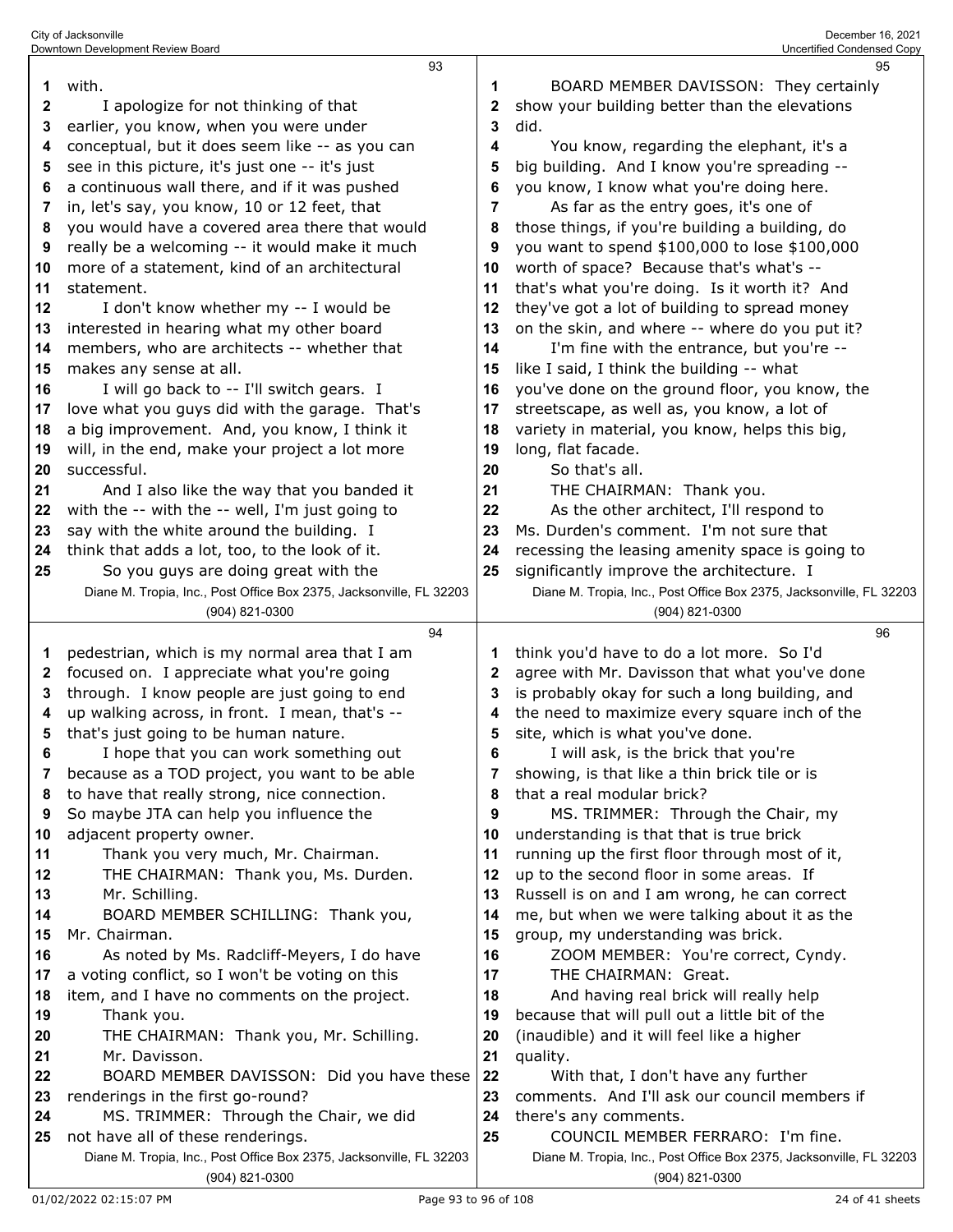with.

I apologize for not thinking of that earlier, you know, when you were under conceptual, but it does seem like -- as you can see in this picture, it's just one -- it's just a continuous wall there, and if it was pushed in, let's say, you know, 10 or 12 feet, that you would have a covered area there that would really be a welcoming -- it would make it much more of a statement, kind of an architectural statement.

I don't know whether my -- I would be interested in hearing what my other board members, who are architects -- whether that makes any sense at all.

I will go back to -- I'll switch gears. I love what you guys did with the garage. That's a big improvement. And, you know, I think it will, in the end, make your project a lot more successful.

And I also like the way that you banded it with the -- with the -- well, I'm just going to say with the white around the building. I think that adds a lot, too, to the look of it.

So you guys are doing great with the pedestrian, which is my normal area that I am focused on. I appreciate what you're going through. I know people are just going to end up walking across, in front. I mean, that's -- that's just going to be human nature.

I hope that you can work something out because as a TOD project, you want to be able to have that really strong, nice connection. So maybe JTA can help you influence the adjacent property owner.

Thank you very much, Mr. Chairman.

THE CHAIRMAN: Thank you, Ms. Durden.

Mr. Schilling.

BOARD MEMBER SCHILLING: Thank you, Mr. Chairman.

As noted by Ms. Radcliff-Meyers, I do have a voting conflict, so I won't be voting on this item, and I have no comments on the project.

Thank you.

THE CHAIRMAN: Thank you, Mr. Schilling.

Mr. Davisson.

BOARD MEMBER DAVISSON: Did you have these renderings in the first go-round?

MS. TRIMMER: Through the Chair, we did not have all of these renderings.

BOARD MEMBER DAVISSON: They certainly show your building better than the elevations did.

You know, regarding the elephant, it's a big building. And I know you're spreading -- you know, I know what you're doing here.

As far as the entry goes, it's one of those things, if you're building a building, do you want to spend $100,000 to lose $100,000 worth of space? Because that's what's -- that's what you're doing. Is it worth it? And they've got a lot of building to spread money on the skin, and where -- where do you put it?

I'm fine with the entrance, but you're -- like I said, I think the building -- what you've done on the ground floor, you know, the streetscape, as well as, you know, a lot of variety in material, you know, helps this big, long, flat facade.

So that's all.

THE CHAIRMAN: Thank you.

As the other architect, I'll respond to Ms. Durden's comment. I'm not sure that recessing the leasing amenity space is going to significantly improve the architecture. I think you'd have to do a lot more. So I'd agree with Mr. Davisson that what you've done is probably okay for such a long building, and the need to maximize every square inch of the site, which is what you've done.

I will ask, is the brick that you're showing, is that like a thin brick tile or is that a real modular brick?

MS. TRIMMER: Through the Chair, my understanding is that that is true brick running up the first floor through most of it, up to the second floor in some areas. If Russell is on and I am wrong, he can correct me, but when we were talking about it as the group, my understanding was brick.

ZOOM MEMBER: You're correct, Cyndy.

THE CHAIRMAN: Great.

And having real brick will really help because that will pull out a little bit of the (inaudible) and it will feel like a higher quality.

With that, I don't have any further comments. And I'll ask our council members if there's any comments.

COUNCIL MEMBER FERRARO: I'm fine.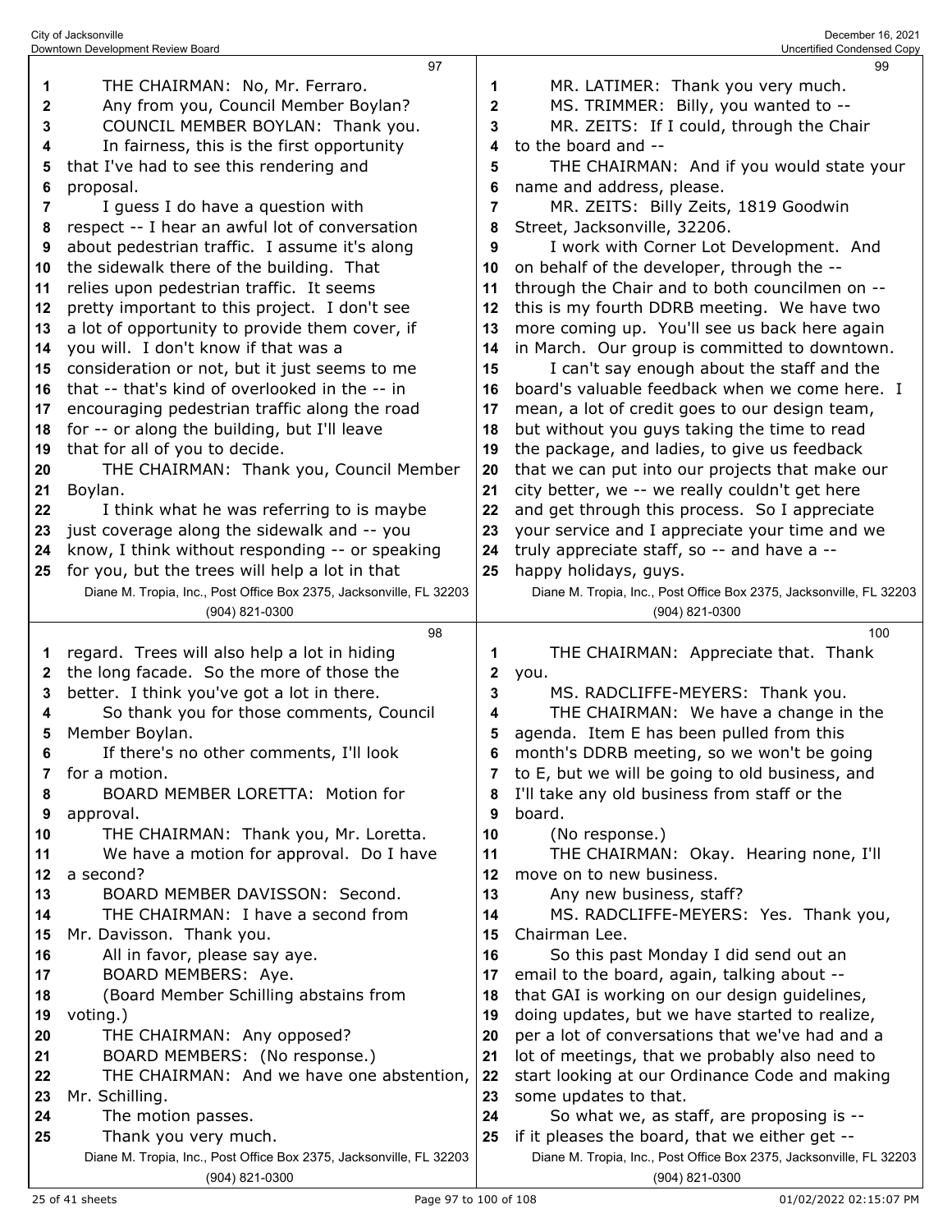THE CHAIRMAN: No, Mr. Ferraro.

Any from you, Council Member Boylan?

COUNCIL MEMBER BOYLAN: Thank you.

In fairness, this is the first opportunity that I've had to see this rendering and proposal.

I guess I do have a question with respect -- I hear an awful lot of conversation about pedestrian traffic. I assume it's along the sidewalk there of the building. That relies upon pedestrian traffic. It seems pretty important to this project. I don't see a lot of opportunity to provide them cover, if you will. I don't know if that was a consideration or not, but it just seems to me that -- that's kind of overlooked in the -- in encouraging pedestrian traffic along the road for -- or along the building, but I'll leave that for all of you to decide.

THE CHAIRMAN: Thank you, Council Member Boylan.

I think what he was referring to is maybe just coverage along the sidewalk and -- you know, I think without responding -- or speaking for you, but the trees will help a lot in that regard. Trees will also help a lot in hiding the long facade. So the more of those the better. I think you've got a lot in there.

So thank you for those comments, Council Member Boylan.

If there's no other comments, I'll look for a motion.

BOARD MEMBER LORETTA: Motion for approval.

THE CHAIRMAN: Thank you, Mr. Loretta.

We have a motion for approval. Do I have a second?

BOARD MEMBER DAVISSON: Second.

THE CHAIRMAN: I have a second from Mr. Davisson. Thank you.

All in favor, please say aye.

BOARD MEMBERS: Aye.

(Board Member Schilling abstains from voting.)

THE CHAIRMAN: Any opposed?

BOARD MEMBERS: (No response.)

THE CHAIRMAN: And we have one abstention, Mr. Schilling.

The motion passes.

Thank you very much.

MR. LATIMER: Thank you very much.

MS. TRIMMER: Billy, you wanted to --

MR. ZEITS: If I could, through the Chair to the board and --

THE CHAIRMAN: And if you would state your name and address, please.

MR. ZEITS: Billy Zeits, 1819 Goodwin Street, Jacksonville, 32206.

I work with Corner Lot Development. And on behalf of the developer, through the -- through the Chair and to both councilmen on -- this is my fourth DDRB meeting. We have two more coming up. You'll see us back here again in March. Our group is committed to downtown.

I can't say enough about the staff and the board's valuable feedback when we come here. I mean, a lot of credit goes to our design team, but without you guys taking the time to read the package, and ladies, to give us feedback that we can put into our projects that make our city better, we -- we really couldn't get here and get through this process. So I appreciate your service and I appreciate your time and we truly appreciate staff, so -- and have a -- happy holidays, guys.

THE CHAIRMAN: Appreciate that. Thank you.

MS. RADCLIFFE-MEYERS: Thank you.

THE CHAIRMAN: We have a change in the agenda. Item E has been pulled from this month's DDRB meeting, so we won't be going to E, but we will be going to old business, and I'll take any old business from staff or the board.

(No response.)

THE CHAIRMAN: Okay. Hearing none, I'll move on to new business.

Any new business, staff?

MS. RADCLIFFE-MEYERS: Yes. Thank you, Chairman Lee.

So this past Monday I did send out an email to the board, again, talking about -- that GAI is working on our design guidelines, doing updates, but we have started to realize, per a lot of conversations that we've had and a lot of meetings, that we probably also need to start looking at our Ordinance Code and making some updates to that.

So what we, as staff, are proposing is -- if it pleases the board, that we either get --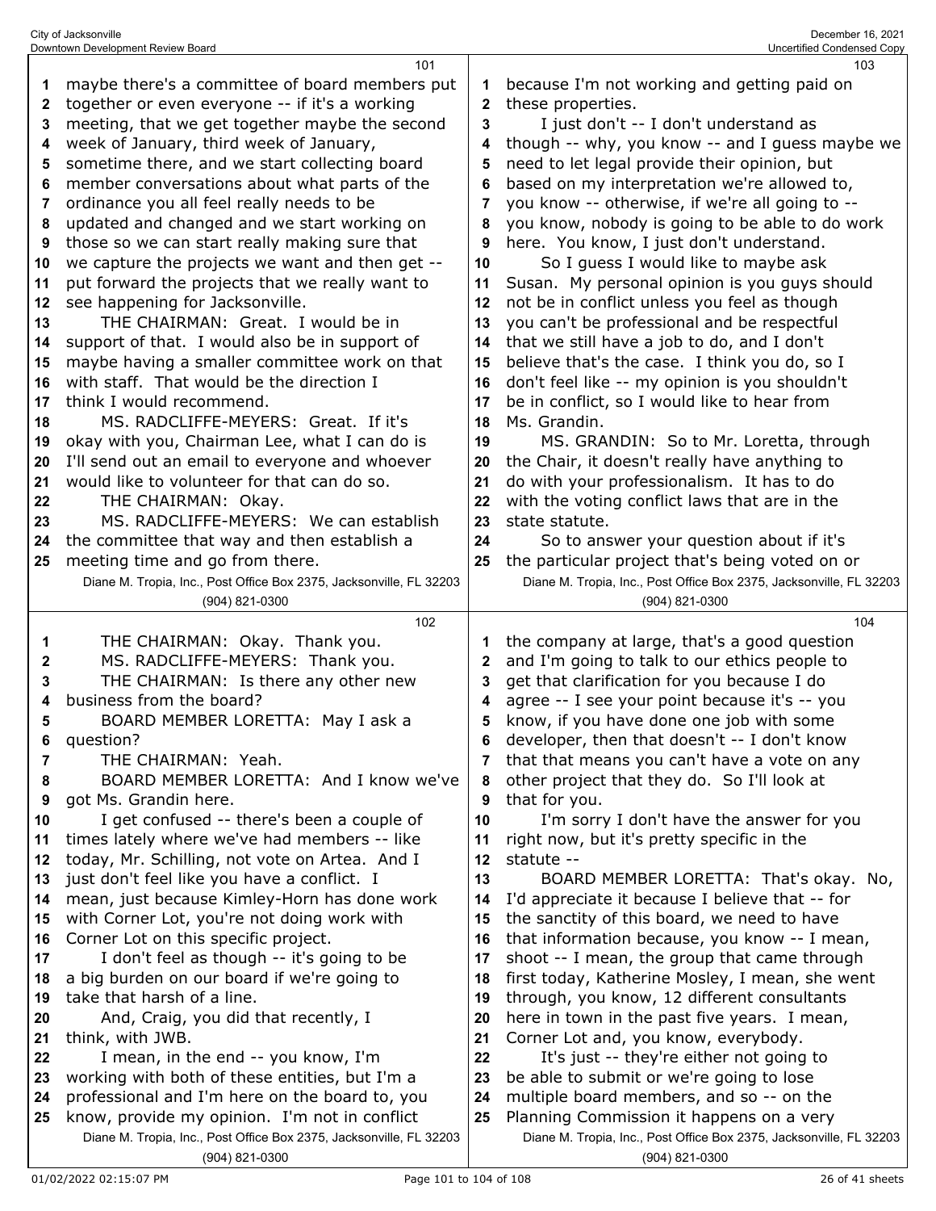maybe there's a committee of board members put together or even everyone -- if it's a working meeting, that we get together maybe the second week of January, third week of January, sometime there, and we start collecting board member conversations about what parts of the ordinance you all feel really needs to be updated and changed and we start working on those so we can start really making sure that we capture the projects we want and then get -- put forward the projects that we really want to see happening for Jacksonville.

THE CHAIRMAN: Great. I would be in support of that. I would also be in support of maybe having a smaller committee work on that with staff. That would be the direction I think I would recommend.

MS. RADCLIFFE-MEYERS: Great. If it's okay with you, Chairman Lee, what I can do is I'll send out an email to everyone and whoever would like to volunteer for that can do so.

THE CHAIRMAN: Okay.

MS. RADCLIFFE-MEYERS: We can establish the committee that way and then establish a meeting time and go from there.

THE CHAIRMAN: Okay. Thank you.

MS. RADCLIFFE-MEYERS: Thank you.

THE CHAIRMAN: Is there any other new business from the board?

BOARD MEMBER LORETTA: May I ask a question?

THE CHAIRMAN: Yeah.

BOARD MEMBER LORETTA: And I know we've got Ms. Grandin here.

I get confused -- there's been a couple of times lately where we've had members -- like today, Mr. Schilling, not vote on Artea. And I just don't feel like you have a conflict. I mean, just because Kimley-Horn has done work with Corner Lot, you're not doing work with Corner Lot on this specific project.

I don't feel as though -- it's going to be a big burden on our board if we're going to take that harsh of a line.

And, Craig, you did that recently, I think, with JWB.

I mean, in the end -- you know, I'm working with both of these entities, but I'm a professional and I'm here on the board to, you know, provide my opinion. I'm not in conflict because I'm not working and getting paid on these properties.

I just don't -- I don't understand as though -- why, you know -- and I guess maybe we need to let legal provide their opinion, but based on my interpretation we're allowed to, you know -- otherwise, if we're all going to -- you know, nobody is going to be able to do work here. You know, I just don't understand.

So I guess I would like to maybe ask Susan. My personal opinion is you guys should not be in conflict unless you feel as though you can't be professional and be respectful that we still have a job to do, and I don't believe that's the case. I think you do, so I don't feel like -- my opinion is you shouldn't be in conflict, so I would like to hear from Ms. Grandin.

MS. GRANDIN: So to Mr. Loretta, through the Chair, it doesn't really have anything to do with your professionalism. It has to do with the voting conflict laws that are in the state statute.

So to answer your question about if it's the particular project that's being voted on or the company at large, that's a good question and I'm going to talk to our ethics people to get that clarification for you because I do agree -- I see your point because it's -- you know, if you have done one job with some developer, then that doesn't -- I don't know that that means you can't have a vote on any other project that they do. So I'll look at that for you.

I'm sorry I don't have the answer for you right now, but it's pretty specific in the statute --

BOARD MEMBER LORETTA: That's okay. No, I'd appreciate it because I believe that -- for the sanctity of this board, we need to have that information because, you know -- I mean, shoot -- I mean, the group that came through first today, Katherine Mosley, I mean, she went through, you know, 12 different consultants here in town in the past five years. I mean, Corner Lot and, you know, everybody.

It's just -- they're either not going to be able to submit or we're going to lose multiple board members, and so -- on the Planning Commission it happens on a very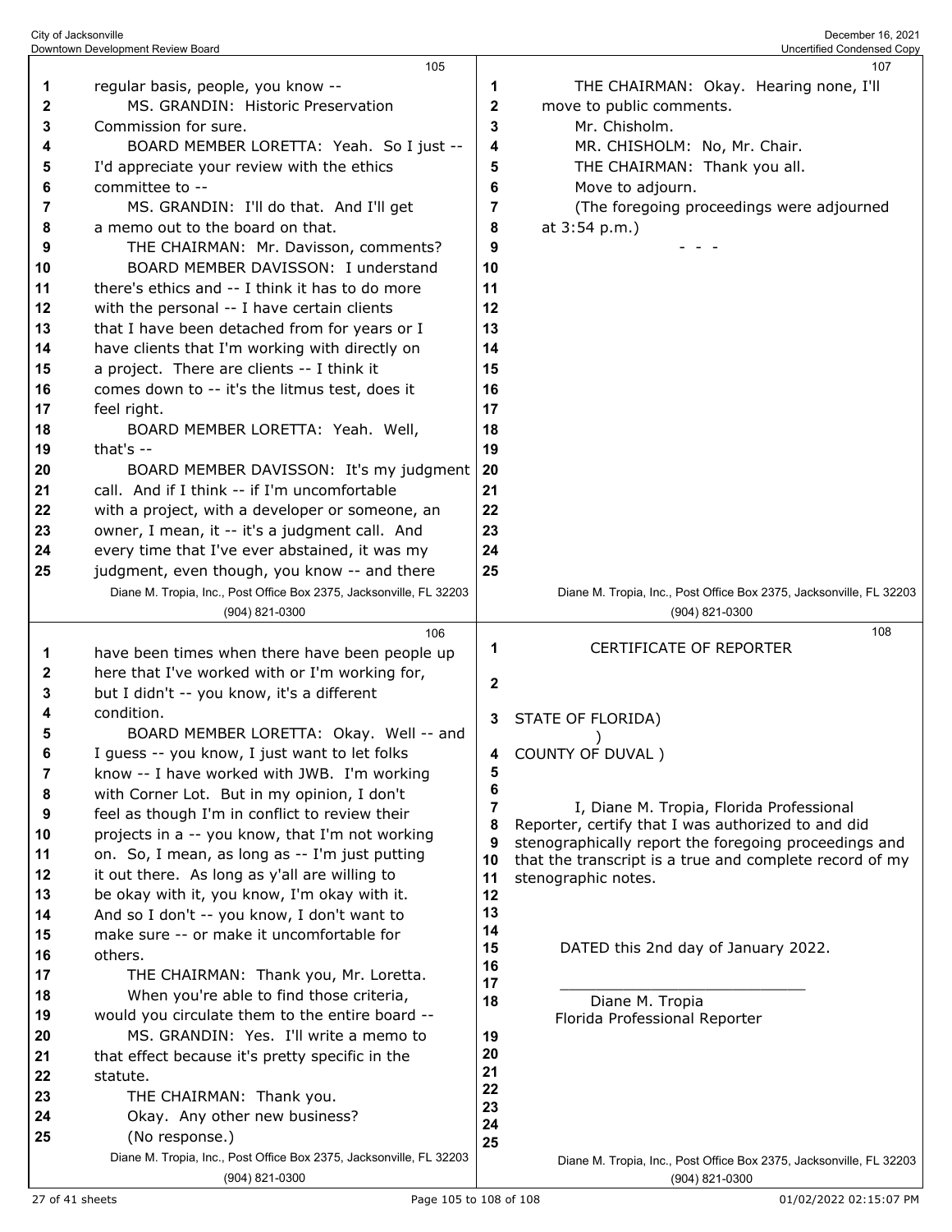regular basis, people, you know --

MS. GRANDIN: Historic Preservation Commission for sure.

BOARD MEMBER LORETTA: Yeah. So I just -- I'd appreciate your review with the ethics committee to --

MS. GRANDIN: I'll do that. And I'll get a memo out to the board on that.

THE CHAIRMAN: Mr. Davisson, comments?

BOARD MEMBER DAVISSON: I understand there's ethics and -- I think it has to do more with the personal -- I have certain clients that I have been detached from for years or I have clients that I'm working with directly on a project. There are clients -- I think it comes down to -- it's the litmus test, does it feel right.

BOARD MEMBER LORETTA: Yeah. Well, that's --

BOARD MEMBER DAVISSON: It's my judgment call. And if I think -- if I'm uncomfortable with a project, with a developer or someone, an owner, I mean, it -- it's a judgment call. And every time that I've ever abstained, it was my judgment, even though, you know -- and there have been times when there have been people up here that I've worked with or I'm working for, but I didn't -- you know, it's a different condition.

BOARD MEMBER LORETTA: Okay. Well -- and I guess -- you know, I just want to let folks know -- I have worked with JWB. I'm working with Corner Lot. But in my opinion, I don't feel as though I'm in conflict to review their projects in a -- you know, that I'm not working on. So, I mean, as long as -- I'm just putting it out there. As long as y'all are willing to be okay with it, you know, I'm okay with it. And so I don't -- you know, I don't want to make sure -- or make it uncomfortable for others.

THE CHAIRMAN: Thank you, Mr. Loretta.

When you're able to find those criteria, would you circulate them to the entire board --

MS. GRANDIN: Yes. I'll write a memo to that effect because it's pretty specific in the statute.

THE CHAIRMAN: Thank you.

Okay. Any other new business?

(No response.)

THE CHAIRMAN: Okay. Hearing none, I'll move to public comments.

Mr. Chisholm.

MR. CHISHOLM: No, Mr. Chair.

THE CHAIRMAN: Thank you all.

Move to adjourn.

(The foregoing proceedings were adjourned at 3:54 p.m.)

\- - -

## CERTIFICATE OF REPORTER

STATE OF FLORIDA)
)
COUNTY OF DUVAL )

I, Diane M. Tropia, Florida Professional Reporter, certify that I was authorized to and did stenographically report the foregoing proceedings and that the transcript is a true and complete record of my stenographic notes.

DATED this 2nd day of January 2022.

\_\_\_\_\_\_\_\_\_\_\_\_\_\_\_\_\_\_\_\_\_\_\_\_\_\_\_\_

Diane M. Tropia
Florida Professional Reporter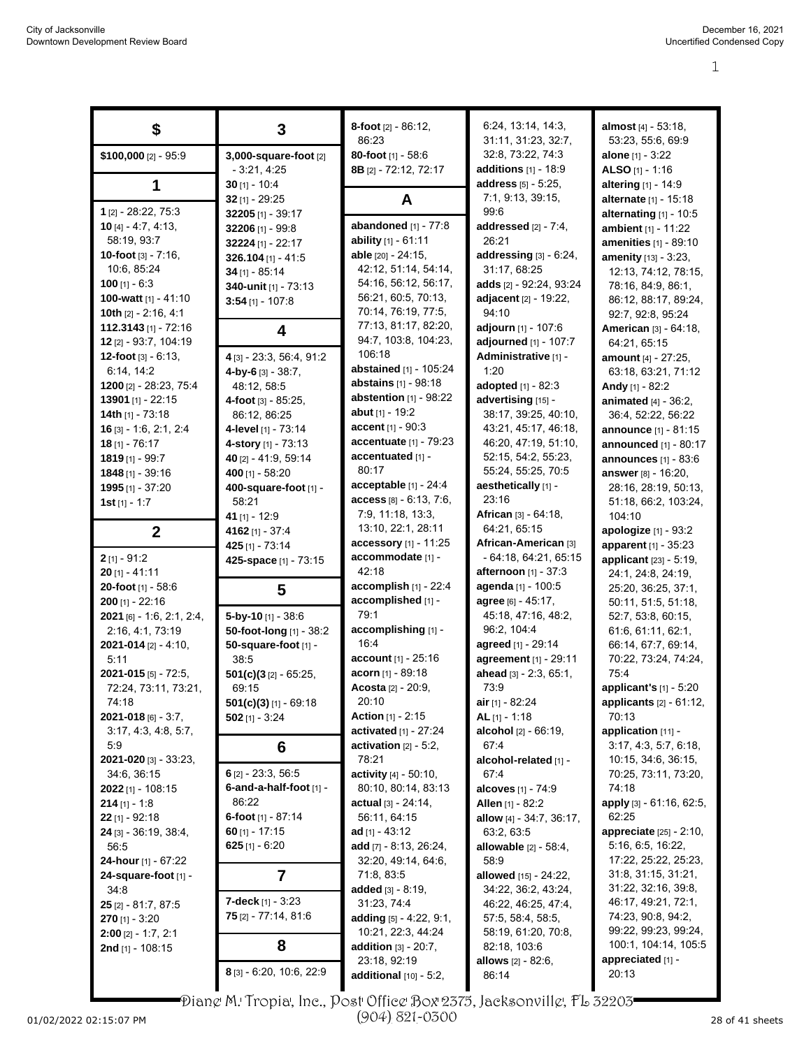## $

**$100,000** [2] - 95:9

## 1

**1** [2] - 28:22, 75:3
**10** [4] - 4:7, 4:13, 58:19, 93:7
**10-foot** [3] - 7:16, 10:6, 85:24
**100** [1] - 6:3
**100-watt** [1] - 41:10
**10th** [2] - 2:16, 4:1
**112.3143** [1] - 72:16
**12** [2] - 93:7, 104:19
**12-foot** [3] - 6:13, 6:14, 14:2
**1200** [2] - 28:23, 75:4
**13901** [1] - 22:15
**14th** [1] - 73:18
**16** [3] - 1:6, 2:1, 2:4
**18** [1] - 76:17
**1819** [1] - 99:7
**1848** [1] - 39:16
**1995** [1] - 37:20
**1st** [1] - 1:7

## 2

**2** [1] - 91:2
**20** [1] - 41:11
**20-foot** [1] - 58:6
**200** [1] - 22:16
**2021** [6] - 1:6, 2:1, 2:4, 2:16, 4:1, 73:19
**2021-014** [2] - 4:10, 5:11
**2021-015** [5] - 72:5, 72:24, 73:11, 73:21, 74:18
**2021-018** [6] - 3:7, 3:17, 4:3, 4:8, 5:7, 5:9
**2021-020** [3] - 33:23, 34:6, 36:15
**2022** [1] - 108:15
**214** [1] - 1:8
**22** [1] - 92:18
**24** [3] - 36:19, 38:4, 56:5
**24-hour** [1] - 67:22
**24-square-foot** [1] - 34:8
**25** [2] - 81:7, 87:5
**270** [1] - 3:20
**2:00** [2] - 1:7, 2:1
**2nd** [1] - 108:15

## 3

**3,000-square-foot** [2] - 3:21, 4:25
**30** [1] - 10:4
**32** [1] - 29:25
**32205** [1] - 39:17
**32206** [1] - 99:8
**32224** [1] - 22:17
**326.104** [1] - 41:5
**34** [1] - 85:14
**340-unit** [1] - 73:13
**3:54** [1] - 107:8

## 4

**4** [3] - 23:3, 56:4, 91:2
**4-by-6** [3] - 38:7, 48:12, 58:5
**4-foot** [3] - 85:25, 86:12, 86:25
**4-level** [1] - 73:14
**4-story** [1] - 73:13
**40** [2] - 41:9, 59:14
**400** [1] - 58:20
**400-square-foot** [1] - 58:21
**41** [1] - 12:9
**4162** [1] - 37:4
**425** [1] - 73:14
**425-space** [1] - 73:15

## 5

**5-by-10** [1] - 38:6
**50-foot-long** [1] - 38:2
**50-square-foot** [1] - 38:5
**501(c)(3** [2] - 65:25, 69:15
**501(c)(3)** [1] - 69:18
**502** [1] - 3:24

## 6

**6** [2] - 23:3, 56:5
**6-and-a-half-foot** [1] - 86:22
**6-foot** [1] - 87:14
**60** [1] - 17:15
**625** [1] - 6:20

## 7

**7-deck** [1] - 3:23
**75** [2] - 77:14, 81:6

## 8

**8** [3] - 6:20, 10:6, 22:9
**8-foot** [2] - 86:12, 86:23
**80-foot** [1] - 58:6
**8B** [2] - 72:12, 72:17

## A

**abandoned** [1] - 77:8
**ability** [1] - 61:11
**able** [20] - 24:15, 42:12, 51:14, 54:14, 54:16, 56:12, 56:17, 56:21, 60:5, 70:13, 70:14, 76:19, 77:5, 77:13, 81:17, 82:20, 94:7, 103:8, 104:23, 106:18
**abstained** [1] - 105:24
**abstains** [1] - 98:18
**abstention** [1] - 98:22
**abut** [1] - 19:2
**accent** [1] - 90:3
**accentuate** [1] - 79:23
**accentuated** [1] - 80:17
**acceptable** [1] - 24:4
**access** [8] - 6:13, 7:6, 7:9, 11:18, 13:3, 13:10, 22:1, 28:11
**accessory** [1] - 11:25
**accommodate** [1] - 42:18
**accomplish** [1] - 22:4
**accomplished** [1] - 79:1
**accomplishing** [1] - 16:4
**account** [1] - 25:16
**acorn** [1] - 89:18
**Acosta** [2] - 20:9, 20:10
**Action** [1] - 2:15
**activated** [1] - 27:24
**activation** [2] - 5:2, 78:21
**activity** [4] - 50:10, 80:10, 80:14, 83:13
**actual** [3] - 24:14, 56:11, 64:15
**ad** [1] - 43:12
**add** [7] - 8:13, 26:24, 32:20, 49:14, 64:6, 71:8, 83:5
**added** [3] - 8:19, 31:23, 74:4
**adding** [5] - 4:22, 9:1, 10:21, 22:3, 44:24
**addition** [3] - 20:7, 23:18, 92:19
**additional** [10] - 5:2, 6:24, 13:14, 14:3, 31:11, 31:23, 32:7, 32:8, 73:22, 74:3
**additions** [1] - 18:9
**address** [5] - 5:25, 7:1, 9:13, 39:15, 99:6
**addressed** [2] - 7:4, 26:21
**addressing** [3] - 6:24, 31:17, 68:25
**adds** [2] - 92:24, 93:24
**adjacent** [2] - 19:22, 94:10
**adjourn** [1] - 107:6
**adjourned** [1] - 107:7
**Administrative** [1] - 1:20
**adopted** [1] - 82:3
**advertising** [15] - 38:17, 39:25, 40:10, 43:21, 45:17, 46:18, 46:20, 47:19, 51:10, 52:15, 54:2, 55:23, 55:24, 55:25, 70:5
**aesthetically** [1] - 23:16
**African** [3] - 64:18, 64:21, 65:15
**African-American** [3] - 64:18, 64:21, 65:15
**afternoon** [1] - 37:3
**agenda** [1] - 100:5
**agree** [6] - 45:17, 45:18, 47:16, 48:2, 96:2, 104:4
**agreed** [1] - 29:14
**agreement** [1] - 29:11
**ahead** [3] - 2:3, 65:1, 73:9
**air** [1] - 82:24
**AL** [1] - 1:18
**alcohol** [2] - 66:19, 67:4
**alcohol-related** [1] - 67:4
**alcoves** [1] - 74:9
**Allen** [1] - 82:2
**allow** [4] - 34:7, 36:17, 63:2, 63:5
**allowable** [2] - 58:4, 58:9
**allowed** [15] - 24:22, 34:22, 36:2, 43:24, 46:22, 46:25, 47:4, 57:5, 58:4, 58:5, 58:19, 61:20, 70:8, 82:18, 103:6
**allows** [2] - 82:6, 86:14
**almost** [4] - 53:18, 53:23, 55:6, 69:9
**alone** [1] - 3:22
**ALSO** [1] - 1:16
**altering** [1] - 14:9
**alternate** [1] - 15:18
**alternating** [1] - 10:5
**ambient** [1] - 11:22
**amenities** [1] - 89:10
**amenity** [13] - 3:23, 12:13, 74:12, 78:15, 78:16, 84:9, 86:1, 86:12, 88:17, 89:24, 92:7, 92:8, 95:24
**American** [3] - 64:18, 64:21, 65:15
**amount** [4] - 27:25, 63:18, 63:21, 71:12
**Andy** [1] - 82:2
**animated** [4] - 36:2, 36:4, 52:22, 56:22
**announce** [1] - 81:15
**announced** [1] - 80:17
**announces** [1] - 83:6
**answer** [8] - 16:20, 28:16, 28:19, 50:13, 51:18, 66:2, 103:24, 104:10
**apologize** [1] - 93:2
**apparent** [1] - 35:23
**applicant** [23] - 5:19, 24:1, 24:8, 24:19, 25:20, 36:25, 37:1, 50:11, 51:5, 51:18, 52:7, 53:8, 60:15, 61:6, 61:11, 62:1, 66:14, 67:7, 69:14, 70:22, 73:24, 74:24, 75:4
**applicant's** [1] - 5:20
**applicants** [2] - 61:12, 70:13
**application** [11] - 3:17, 4:3, 5:7, 6:18, 10:15, 34:6, 36:15, 70:25, 73:11, 73:20, 74:18
**apply** [3] - 61:16, 62:5, 62:25
**appreciate** [25] - 2:10, 5:16, 6:5, 16:22, 17:22, 25:22, 25:23, 31:8, 31:15, 31:21, 31:22, 32:16, 39:8, 46:17, 49:21, 72:1, 74:23, 90:8, 94:2, 99:22, 99:23, 99:24, 100:1, 104:14, 105:5
**appreciated** [1] - 20:13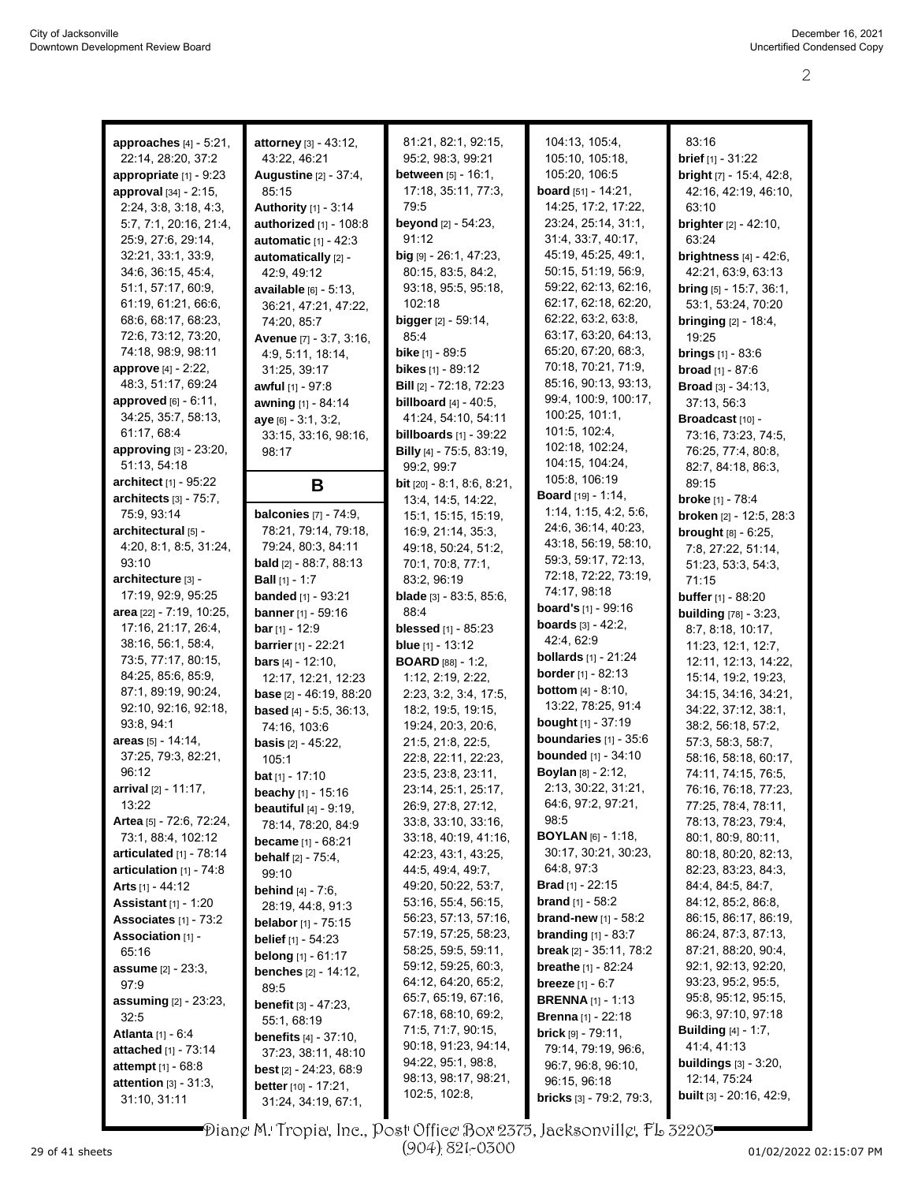**approaches** [4] - 5:21, 22:14, 28:20, 37:2
**appropriate** [1] - 9:23
**approval** [34] - 2:15, 2:24, 3:8, 3:18, 4:3, 5:7, 7:1, 20:16, 21:4, 25:9, 27:6, 29:14, 32:21, 33:1, 33:9, 34:6, 36:15, 45:4, 51:1, 57:17, 60:9, 61:19, 61:21, 66:6, 68:6, 68:17, 68:23, 72:6, 73:12, 73:20, 74:18, 98:9, 98:11
**approve** [4] - 2:22, 48:3, 51:17, 69:24
**approved** [6] - 6:11, 34:25, 35:7, 58:13, 61:17, 68:4
**approving** [3] - 23:20, 51:13, 54:18
**architect** [1] - 95:22
**architects** [3] - 75:7, 75:9, 93:14
**architectural** [5] - 4:20, 8:1, 8:5, 31:24, 93:10
**architecture** [3] - 17:19, 92:9, 95:25
**area** [22] - 7:19, 10:25, 17:16, 21:17, 26:4, 38:16, 56:1, 58:4, 73:5, 77:17, 80:15, 84:25, 85:6, 85:9, 87:1, 89:19, 90:24, 92:10, 92:16, 92:18, 93:8, 94:1
**areas** [5] - 14:14, 37:25, 79:3, 82:21, 96:12
**arrival** [2] - 11:17, 13:22
**Artea** [5] - 72:6, 72:24, 73:1, 88:4, 102:12
**articulated** [1] - 78:14
**articulation** [1] - 74:8
**Arts** [1] - 44:12
**Assistant** [1] - 1:20
**Associates** [1] - 73:2
**Association** [1] - 65:16
**assume** [2] - 23:3, 97:9
**assuming** [2] - 23:23, 32:5
**Atlanta** [1] - 6:4
**attached** [1] - 73:14
**attempt** [1] - 68:8
**attention** [3] - 31:3, 31:10, 31:11
**attorney** [3] - 43:12, 43:22, 46:21
**Augustine** [2] - 37:4, 85:15
**Authority** [1] - 3:14
**authorized** [1] - 108:8
**automatic** [1] - 42:3
**automatically** [2] - 42:9, 49:12
**available** [6] - 5:13, 36:21, 47:21, 47:22, 74:20, 85:7
**Avenue** [7] - 3:7, 3:16, 4:9, 5:11, 18:14, 31:25, 39:17
**awful** [1] - 97:8
**awning** [1] - 84:14
**aye** [6] - 3:1, 3:2, 33:15, 33:16, 98:16, 98:17

## B

**balconies** [7] - 74:9, 78:21, 79:14, 79:18, 79:24, 80:3, 84:11
**bald** [2] - 88:7, 88:13
**Ball** [1] - 1:7
**banded** [1] - 93:21
**banner** [1] - 59:16
**bar** [1] - 12:9
**barrier** [1] - 22:21
**bars** [4] - 12:10, 12:17, 12:21, 12:23
**base** [2] - 46:19, 88:20
**based** [4] - 5:5, 36:13, 74:16, 103:6
**basis** [2] - 45:22, 105:1
**bat** [1] - 17:10
**beachy** [1] - 15:16
**beautiful** [4] - 9:19, 78:14, 78:20, 84:9
**became** [1] - 68:21
**behalf** [2] - 75:4, 99:10
**behind** [4] - 7:6, 28:19, 44:8, 91:3
**belabor** [1] - 75:15
**belief** [1] - 54:23
**belong** [1] - 61:17
**benches** [2] - 14:12, 89:5
**benefit** [3] - 47:23, 55:1, 68:19
**benefits** [4] - 37:10, 37:23, 38:11, 48:10
**best** [2] - 24:23, 68:9
**better** [10] - 17:21, 31:24, 34:19, 67:1, 81:21, 82:1, 92:15, 95:2, 98:3, 99:21
**between** [5] - 16:1, 17:18, 35:11, 77:3, 79:5
**beyond** [2] - 54:23, 91:12
**big** [9] - 26:1, 47:23, 80:15, 83:5, 84:2, 93:18, 95:5, 95:18, 102:18
**bigger** [2] - 59:14, 85:4
**bike** [1] - 89:5
**bikes** [1] - 89:12
**Bill** [2] - 72:18, 72:23
**billboard** [4] - 40:5, 41:24, 54:10, 54:11
**billboards** [1] - 39:22
**Billy** [4] - 75:5, 83:19, 99:2, 99:7
**bit** [20] - 8:1, 8:6, 8:21, 13:4, 14:5, 14:22, 15:1, 15:15, 15:19, 16:9, 21:14, 35:3, 49:18, 50:24, 51:2, 70:1, 70:8, 77:1, 83:2, 96:19
**blade** [3] - 83:5, 85:6, 88:4
**blessed** [1] - 85:23
**blue** [1] - 13:12
**BOARD** [88] - 1:2, 1:12, 2:19, 2:22, 2:23, 3:2, 3:4, 17:5, 18:2, 19:5, 19:15, 19:24, 20:3, 20:6, 21:5, 21:8, 22:5, 22:8, 22:11, 22:23, 23:5, 23:8, 23:11, 23:14, 25:1, 25:17, 26:9, 27:8, 27:12, 33:8, 33:10, 33:16, 33:18, 40:19, 41:16, 42:23, 43:1, 43:25, 44:5, 49:4, 49:7, 49:20, 50:22, 53:7, 53:16, 55:4, 56:15, 56:23, 57:13, 57:16, 57:19, 57:25, 58:23, 58:25, 59:5, 59:11, 59:12, 59:25, 60:3, 64:12, 64:20, 65:2, 65:7, 65:19, 67:16, 67:18, 68:10, 69:2, 71:5, 71:7, 90:15, 90:18, 91:23, 94:14, 94:22, 95:1, 98:8, 98:13, 98:17, 98:21, 102:5, 102:8, 104:13, 105:4, 105:10, 105:18, 105:20, 106:5
**board** [51] - 14:21, 14:25, 17:2, 17:22, 23:24, 25:14, 31:1, 31:4, 33:7, 40:17, 45:19, 45:25, 49:1, 50:15, 51:19, 56:9, 59:22, 62:13, 62:16, 62:17, 62:18, 62:20, 62:22, 63:2, 63:8, 63:17, 63:20, 64:13, 65:20, 67:20, 68:3, 70:18, 70:21, 71:9, 85:16, 90:13, 93:13, 99:4, 100:9, 100:17, 100:25, 101:1, 101:5, 102:4, 102:18, 102:24, 104:15, 104:24, 105:8, 106:19
**Board** [19] - 1:14, 1:14, 1:15, 4:2, 5:6, 24:6, 36:14, 40:23, 43:18, 56:19, 58:10, 59:3, 59:17, 72:13, 72:18, 72:22, 73:19, 74:17, 98:18
**board's** [1] - 99:16
**boards** [3] - 42:2, 42:4, 62:9
**bollards** [1] - 21:24
**border** [1] - 82:13
**bottom** [4] - 8:10, 13:22, 78:25, 91:4
**bought** [1] - 37:19
**boundaries** [1] - 35:6
**bounded** [1] - 34:10
**Boylan** [8] - 2:12, 2:13, 30:22, 31:21, 64:6, 97:2, 97:21, 98:5
**BOYLAN** [6] - 1:18, 30:17, 30:21, 30:23, 64:8, 97:3
**Brad** [1] - 22:15
**brand** [1] - 58:2
**brand-new** [1] - 58:2
**branding** [1] - 83:7
**break** [2] - 35:11, 78:2
**breathe** [1] - 82:24
**breeze** [1] - 6:7
**BRENNA** [1] - 1:13
**Brenna** [1] - 22:18
**brick** [9] - 79:11, 79:14, 79:19, 96:6, 96:7, 96:8, 96:10, 96:15, 96:18
**bricks** [3] - 79:2, 79:3, 83:16
**brief** [1] - 31:22
**bright** [7] - 15:4, 42:8, 42:16, 42:19, 46:10, 63:10
**brighter** [2] - 42:10, 63:24
**brightness** [4] - 42:6, 42:21, 63:9, 63:13
**bring** [5] - 15:7, 36:1, 53:1, 53:24, 70:20
**bringing** [2] - 18:4, 19:25
**brings** [1] - 83:6
**broad** [1] - 87:6
**Broad** [3] - 34:13, 37:13, 56:3
**Broadcast** [10] - 73:16, 73:23, 74:5, 76:25, 77:4, 80:8, 82:7, 84:18, 86:3, 89:15
**broke** [1] - 78:4
**broken** [2] - 12:5, 28:3
**brought** [8] - 6:25, 7:8, 27:22, 51:14, 51:23, 53:3, 54:3, 71:15
**buffer** [1] - 88:20
**building** [78] - 3:23, 8:7, 8:18, 10:17, 11:23, 12:1, 12:7, 12:11, 12:13, 14:22, 15:14, 19:2, 19:23, 34:15, 34:16, 34:21, 34:22, 37:12, 38:1, 38:2, 56:18, 57:2, 57:3, 58:3, 58:7, 58:16, 58:18, 60:17, 74:11, 74:15, 76:5, 76:16, 76:18, 77:23, 77:25, 78:4, 78:11, 78:13, 78:23, 79:4, 80:1, 80:9, 80:11, 80:18, 80:20, 82:13, 82:23, 83:23, 84:3, 84:4, 84:5, 84:7, 84:12, 85:2, 86:8, 86:15, 86:17, 86:19, 86:24, 87:3, 87:13, 87:21, 88:20, 90:4, 92:1, 92:13, 92:20, 93:23, 95:2, 95:5, 95:8, 95:12, 95:15, 96:3, 97:10, 97:18
**Building** [4] - 1:7, 41:4, 41:13
**buildings** [3] - 3:20, 12:14, 75:24
**built** [3] - 20:16, 42:9,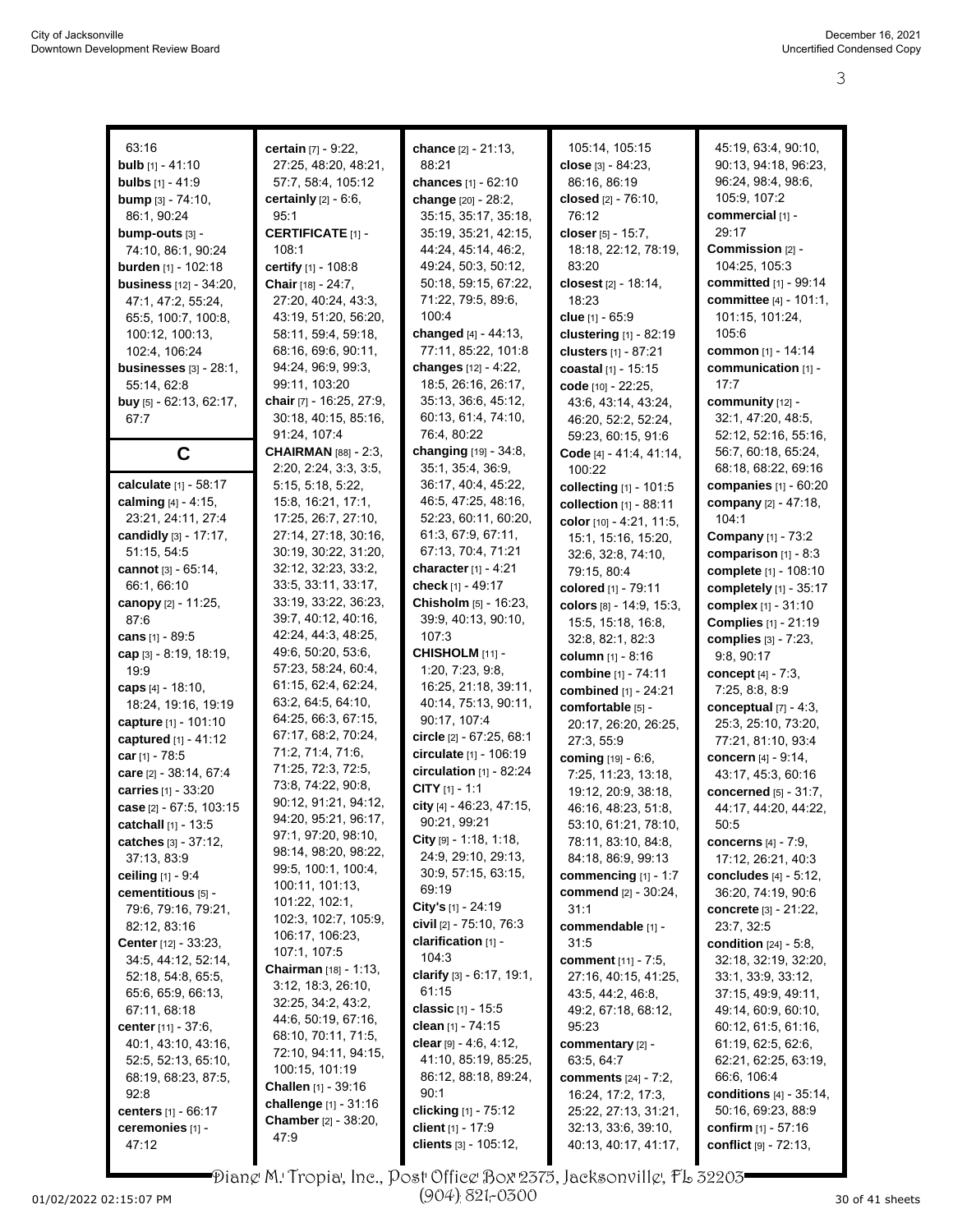63:16
**bulb** [1] - 41:10
**bulbs** [1] - 41:9
**bump** [3] - 74:10, 86:1, 90:24
**bump-outs** [3] - 74:10, 86:1, 90:24
**burden** [1] - 102:18
**business** [12] - 34:20, 47:1, 47:2, 55:24, 65:5, 100:7, 100:8, 100:12, 100:13, 102:4, 106:24
**businesses** [3] - 28:1, 55:14, 62:8
**buy** [5] - 62:13, 62:17, 67:7

## C

**calculate** [1] - 58:17
**calming** [4] - 4:15, 23:21, 24:11, 27:4
**candidly** [3] - 17:17, 51:15, 54:5
**cannot** [3] - 65:14, 66:1, 66:10
**canopy** [2] - 11:25, 87:6
**cans** [1] - 89:5
**cap** [3] - 8:19, 18:19, 19:9
**caps** [4] - 18:10, 18:24, 19:16, 19:19
**capture** [1] - 101:10
**captured** [1] - 41:12
**car** [1] - 78:5
**care** [2] - 38:14, 67:4
**carries** [1] - 33:20
**case** [2] - 67:5, 103:15
**catchall** [1] - 13:5
**catches** [3] - 37:12, 37:13, 83:9
**ceiling** [1] - 9:4
**cementitious** [5] - 79:6, 79:16, 79:21, 82:12, 83:16
**Center** [12] - 33:23, 34:5, 44:12, 52:14, 52:18, 54:8, 65:5, 65:6, 65:9, 66:13, 67:11, 68:18
**center** [11] - 37:6, 40:1, 43:10, 43:16, 52:5, 52:13, 65:10, 68:19, 68:23, 87:5, 92:8
**centers** [1] - 66:17
**ceremonies** [1] - 47:12
**certain** [7] - 9:22, 27:25, 48:20, 48:21, 57:7, 58:4, 105:12
**certainly** [2] - 6:6, 95:1
**CERTIFICATE** [1] - 108:1
**certify** [1] - 108:8
**Chair** [18] - 24:7, 27:20, 40:24, 43:3, 43:19, 51:20, 56:20, 58:11, 59:4, 59:18, 68:16, 69:6, 90:11, 94:24, 96:9, 99:3, 99:11, 103:20
**chair** [7] - 16:25, 27:9, 30:18, 40:15, 85:16, 91:24, 107:4
**CHAIRMAN** [88] - 2:3, 2:20, 2:24, 3:3, 3:5, 5:15, 5:18, 5:22, 15:8, 16:21, 17:1, 17:25, 26:7, 27:10, 27:14, 27:18, 30:16, 30:19, 30:22, 31:20, 32:12, 32:23, 33:2, 33:5, 33:11, 33:17, 33:19, 33:22, 36:23, 39:7, 40:12, 40:16, 42:24, 44:3, 48:25, 49:6, 50:20, 53:6, 57:23, 58:24, 60:4, 61:15, 62:4, 62:24, 63:2, 64:5, 64:10, 64:25, 66:3, 67:15, 67:17, 68:2, 70:24, 71:2, 71:4, 71:6, 71:25, 72:3, 72:5, 73:8, 74:22, 90:8, 90:12, 91:21, 94:12, 94:20, 95:21, 96:17, 97:1, 97:20, 98:10, 98:14, 98:20, 98:22, 99:5, 100:1, 100:4, 100:11, 101:13, 101:22, 102:1, 102:3, 102:7, 105:9, 106:17, 106:23, 107:1, 107:5
**Chairman** [18] - 1:13, 3:12, 18:3, 26:10, 32:25, 34:2, 43:2, 44:6, 50:19, 67:16, 68:10, 70:11, 71:5, 72:10, 94:11, 94:15, 100:15, 101:19
**Challen** [1] - 39:16
**challenge** [1] - 31:16
**Chamber** [2] - 38:20, 47:9
**chance** [2] - 21:13, 88:21
**chances** [1] - 62:10
**change** [20] - 28:2, 35:15, 35:17, 35:18, 35:19, 35:21, 42:15, 44:24, 45:14, 46:2, 49:24, 50:3, 50:12, 50:18, 59:15, 67:22, 71:22, 79:5, 89:6, 100:4
**changed** [4] - 44:13, 77:11, 85:22, 101:8
**changes** [12] - 4:22, 18:5, 26:16, 26:17, 35:13, 36:6, 45:12, 60:13, 61:4, 74:10, 76:4, 80:22
**changing** [19] - 34:8, 35:1, 35:4, 36:9, 36:17, 40:4, 45:22, 46:5, 47:25, 48:16, 52:23, 60:11, 60:20, 61:3, 67:9, 67:11, 67:13, 70:4, 71:21
**character** [1] - 4:21
**check** [1] - 49:17
**Chisholm** [5] - 16:23, 39:9, 40:13, 90:10, 107:3
**CHISHOLM** [11] - 1:20, 7:23, 9:8, 16:25, 21:18, 39:11, 40:14, 75:13, 90:11, 90:17, 107:4
**circle** [2] - 67:25, 68:1
**circulate** [1] - 106:19
**circulation** [1] - 82:24
**CITY** [1] - 1:1
**city** [4] - 46:23, 47:15, 90:21, 99:21
**City** [9] - 1:18, 1:18, 24:9, 29:10, 29:13, 30:9, 57:15, 63:15, 69:19
**City's** [1] - 24:19
**civil** [2] - 75:10, 76:3
**clarification** [1] - 104:3
**clarify** [3] - 6:17, 19:1, 61:15
**classic** [1] - 15:5
**clean** [1] - 74:15
**clear** [9] - 4:6, 4:12, 41:10, 85:19, 85:25, 86:12, 88:18, 89:24, 90:1
**clicking** [1] - 75:12
**client** [1] - 17:9
**clients** [3] - 105:12, 105:14, 105:15
**close** [3] - 84:23, 86:16, 86:19
**closed** [2] - 76:10, 76:12
**closer** [5] - 15:7, 18:18, 22:12, 78:19, 83:20
**closest** [2] - 18:14, 18:23
**clue** [1] - 65:9
**clustering** [1] - 82:19
**clusters** [1] - 87:21
**coastal** [1] - 15:15
**code** [10] - 22:25, 43:6, 43:14, 43:24, 46:20, 52:2, 52:24, 59:23, 60:15, 91:6
**Code** [4] - 41:4, 41:14, 100:22
**collecting** [1] - 101:5
**collection** [1] - 88:11
**color** [10] - 4:21, 11:5, 15:1, 15:16, 15:20, 32:6, 32:8, 74:10, 79:15, 80:4
**colored** [1] - 79:11
**colors** [8] - 14:9, 15:3, 15:5, 15:18, 16:8, 32:8, 82:1, 82:3
**column** [1] - 8:16
**combine** [1] - 74:11
**combined** [1] - 24:21
**comfortable** [5] - 20:17, 26:20, 26:25, 27:3, 55:9
**coming** [19] - 6:6, 7:25, 11:23, 13:18, 19:12, 20:9, 38:18, 46:16, 48:23, 51:8, 53:10, 61:21, 78:10, 78:11, 83:10, 84:8, 84:18, 86:9, 99:13
**commencing** [1] - 1:7
**commend** [2] - 30:24, 31:1
**commendable** [1] - 31:5
**comment** [11] - 7:5, 27:16, 40:15, 41:25, 43:5, 44:2, 46:8, 49:2, 67:18, 68:12, 95:23
**commentary** [2] - 63:5, 64:7
**comments** [24] - 7:2, 16:24, 17:2, 17:3, 25:22, 27:13, 31:21, 32:13, 33:6, 39:10, 40:13, 40:17, 41:17, 45:19, 63:4, 90:10, 90:13, 94:18, 96:23, 96:24, 98:4, 98:6, 105:9, 107:2
**commercial** [1] - 29:17
**Commission** [2] - 104:25, 105:3
**committed** [1] - 99:14
**committee** [4] - 101:1, 101:15, 101:24, 105:6
**common** [1] - 14:14
**communication** [1] - 17:7
**community** [12] - 32:1, 47:20, 48:5, 52:12, 52:16, 55:16, 56:7, 60:18, 65:24, 68:18, 68:22, 69:16
**companies** [1] - 60:20
**company** [2] - 47:18, 104:1
**Company** [1] - 73:2
**comparison** [1] - 8:3
**complete** [1] - 108:10
**completely** [1] - 35:17
**complex** [1] - 31:10
**Complies** [1] - 21:19
**complies** [3] - 7:23, 9:8, 90:17
**concept** [4] - 7:3, 7:25, 8:8, 8:9
**conceptual** [7] - 4:3, 25:3, 25:10, 73:20, 77:21, 81:10, 93:4
**concern** [4] - 9:14, 43:17, 45:3, 60:16
**concerned** [5] - 31:7, 44:17, 44:20, 44:22, 50:5
**concerns** [4] - 7:9, 17:12, 26:21, 40:3
**concludes** [4] - 5:12, 36:20, 74:19, 90:6
**concrete** [3] - 21:22, 23:7, 32:5
**condition** [24] - 5:8, 32:18, 32:19, 32:20, 33:1, 33:9, 33:12, 37:15, 49:9, 49:11, 49:14, 60:9, 60:10, 60:12, 61:5, 61:16, 61:19, 62:5, 62:6, 62:21, 62:25, 63:19, 66:6, 106:4
**conditions** [4] - 35:14, 50:16, 69:23, 88:9
**confirm** [1] - 57:16
**conflict** [9] - 72:13,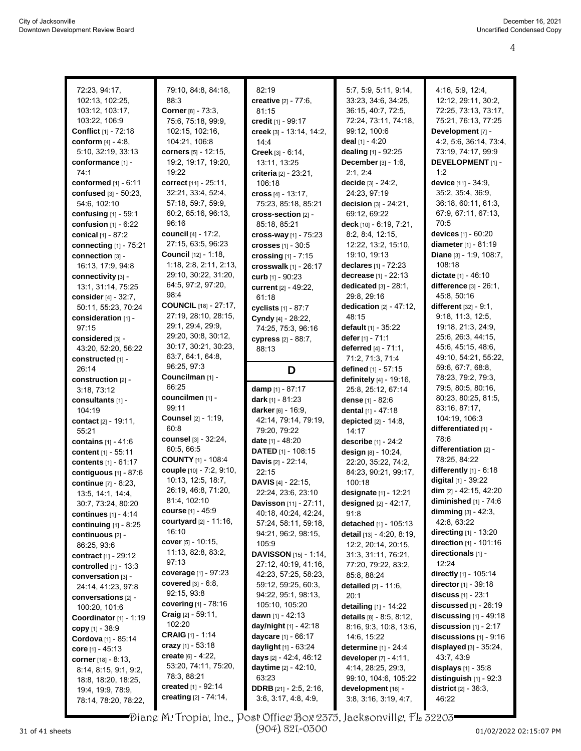72:23, 94:17, 102:13, 102:25, 103:12, 103:17, 103:22, 106:9
**Conflict** [1] - 72:18
**conform** [4] - 4:8, 5:10, 32:19, 33:13
**conformance** [1] - 74:1
**conformed** [1] - 6:11
**confused** [3] - 50:23, 54:6, 102:10
**confusing** [1] - 59:1
**confusion** [1] - 6:22
**conical** [1] - 87:2
**connecting** [1] - 75:21
**connection** [3] - 16:13, 17:9, 94:8
**connectivity** [3] - 13:1, 31:14, 75:25
**consider** [4] - 32:7, 50:11, 55:23, 70:24
**consideration** [1] - 97:15
**considered** [3] - 43:20, 52:20, 56:22
**constructed** [1] - 26:14
**construction** [2] - 3:18, 73:12
**consultants** [1] - 104:19
**contact** [2] - 19:11, 55:21
**contains** [1] - 41:6
**content** [1] - 55:11
**contents** [1] - 61:17
**contiguous** [1] - 87:6
**continue** [7] - 8:23, 13:5, 14:1, 14:4, 30:7, 73:24, 80:20
**continues** [1] - 4:14
**continuing** [1] - 8:25
**continuous** [2] - 86:25, 93:6
**contract** [1] - 29:12
**controlled** [1] - 13:3
**conversation** [3] - 24:14, 41:23, 97:8
**conversations** [2] - 100:20, 101:6
**Coordinator** [1] - 1:19
**copy** [1] - 38:9
**Cordova** [1] - 85:14
**core** [1] - 45:13
**corner** [18] - 8:13, 8:14, 8:15, 9:1, 9:2, 18:8, 18:20, 18:25, 19:4, 19:9, 78:9, 78:14, 78:20, 78:22, 79:10, 84:8, 84:18, 88:3
**Corner** [8] - 73:3, 75:6, 75:18, 99:9, 102:15, 102:16, 104:21, 106:8
**corners** [5] - 12:15, 19:2, 19:17, 19:20, 19:22
**correct** [11] - 25:11, 32:21, 33:4, 52:4, 57:18, 59:7, 59:9, 60:2, 65:16, 96:13, 96:16
**council** [4] - 17:2, 27:15, 63:5, 96:23
**Council** [12] - 1:18, 1:18, 2:8, 2:11, 2:13, 29:10, 30:22, 31:20, 64:5, 97:2, 97:20, 98:4
**COUNCIL** [18] - 27:17, 27:19, 28:10, 28:15, 29:1, 29:4, 29:9, 29:20, 30:8, 30:12, 30:17, 30:21, 30:23, 63:7, 64:1, 64:8, 96:25, 97:3
**Councilman** [1] - 66:25
**councilmen** [1] - 99:11
**Counsel** [2] - 1:19, 60:8
**counsel** [3] - 32:24, 60:5, 66:5
**COUNTY** [1] - 108:4
**couple** [10] - 7:2, 9:10, 10:13, 12:5, 18:7, 26:19, 46:8, 71:20, 81:4, 102:10
**course** [1] - 45:9
**courtyard** [2] - 11:16, 16:10
**cover** [5] - 10:15, 11:13, 82:8, 83:2, 97:13
**coverage** [1] - 97:23
**covered** [3] - 6:8, 92:15, 93:8
**covering** [1] - 78:16
**Craig** [2] - 59:11, 102:20
**CRAIG** [1] - 1:14
**crazy** [1] - 53:18
**create** [6] - 4:22, 53:20, 74:11, 75:20, 78:3, 88:21
**created** [1] - 92:14
**creating** [2] - 74:14, 82:19
**creative** [2] - 77:6, 81:15
**credit** [1] - 99:17
**creek** [3] - 13:14, 14:2, 14:4
**Creek** [3] - 6:14, 13:11, 13:25
**criteria** [2] - 23:21, 106:18
**cross** [4] - 13:17, 75:23, 85:18, 85:21
**cross-section** [2] - 85:18, 85:21
**cross-way** [1] - 75:23
**crosses** [1] - 30:5
**crossing** [1] - 7:15
**crosswalk** [1] - 26:17
**curb** [1] - 90:23
**current** [2] - 49:22, 61:18
**cyclists** [1] - 87:7
**Cyndy** [4] - 28:22, 74:25, 75:3, 96:16
**cypress** [2] - 88:7, 88:13

## D

**damp** [1] - 87:17
**dark** [1] - 81:23
**darker** [6] - 16:9, 42:14, 79:14, 79:19, 79:20, 79:22
**date** [1] - 48:20
**DATED** [1] - 108:15
**Davis** [2] - 22:14, 22:15
**DAVIS** [4] - 22:15, 22:24, 23:6, 23:10
**Davisson** [11] - 27:11, 40:18, 40:24, 42:24, 57:24, 58:11, 59:18, 94:21, 96:2, 98:15, 105:9
**DAVISSON** [15] - 1:14, 27:12, 40:19, 41:16, 42:23, 57:25, 58:23, 59:12, 59:25, 60:3, 94:22, 95:1, 98:13, 105:10, 105:20
**dawn** [1] - 42:13
**day/night** [1] - 42:18
**daycare** [1] - 66:17
**daylight** [1] - 63:24
**days** [2] - 42:4, 46:12
**daytime** [2] - 42:10, 63:23
**DDRB** [21] - 2:5, 2:16, 3:6, 3:17, 4:8, 4:9, 5:7, 5:9, 5:11, 9:14, 33:23, 34:6, 34:25, 36:15, 40:7, 72:5, 72:24, 73:11, 74:18, 99:12, 100:6
**deal** [1] - 4:20
**dealing** [1] - 92:25
**December** [3] - 1:6, 2:1, 2:4
**decide** [3] - 24:2, 24:23, 97:19
**decision** [3] - 24:21, 69:12, 69:22
**deck** [10] - 6:19, 7:21, 8:2, 8:4, 12:15, 12:22, 13:2, 15:10, 19:10, 19:13
**declares** [1] - 72:23
**decrease** [1] - 22:13
**dedicated** [3] - 28:1, 29:8, 29:16
**dedication** [2] - 47:12, 48:15
**default** [1] - 35:22
**defer** [1] - 71:1
**deferred** [4] - 71:1, 71:2, 71:3, 71:4
**defined** [1] - 57:15
**definitely** [4] - 19:16, 25:8, 25:12, 67:14
**dense** [1] - 82:6
**dental** [1] - 47:18
**depicted** [2] - 14:8, 14:17
**describe** [1] - 24:2
**design** [8] - 10:24, 22:20, 35:22, 74:2, 84:23, 90:21, 99:17, 100:18
**designate** [1] - 12:21
**designed** [2] - 42:17, 91:8
**detached** [1] - 105:13
**detail** [13] - 4:20, 8:19, 12:2, 20:14, 20:15, 31:3, 31:11, 76:21, 77:20, 79:22, 83:2, 85:8, 88:24
**detailed** [2] - 11:6, 20:1
**detailing** [1] - 14:22
**details** [8] - 8:5, 8:12, 8:16, 9:3, 10:8, 13:6, 14:6, 15:22
**determine** [1] - 24:4
**developer** [7] - 4:11, 4:14, 28:25, 29:3, 99:10, 104:6, 105:22
**development** [16] - 3:8, 3:16, 3:19, 4:7, 4:16, 5:9, 12:4, 12:12, 29:11, 30:2, 72:25, 73:13, 73:17, 75:21, 76:13, 77:25
**Development** [7] - 4:2, 5:6, 36:14, 73:4, 73:19, 74:17, 99:9
**DEVELOPMENT** [1] - 1:2
**device** [11] - 34:9, 35:2, 35:4, 36:9, 36:18, 60:11, 61:3, 67:9, 67:11, 67:13, 70:5
**devices** [1] - 60:20
**diameter** [1] - 81:19
**Diane** [3] - 1:9, 108:7, 108:18
**dictate** [1] - 46:10
**difference** [3] - 26:1, 45:8, 50:16
**different** [32] - 9:1, 9:18, 11:3, 12:5, 19:18, 21:3, 24:9, 25:6, 26:3, 44:15, 45:6, 45:15, 48:6, 49:10, 54:21, 55:22, 59:6, 67:7, 68:8, 78:23, 79:2, 79:3, 79:5, 80:5, 80:16, 80:23, 80:25, 81:5, 83:16, 87:17, 104:19, 106:3
**differentiated** [1] - 78:6
**differentiation** [2] - 78:25, 84:22
**differently** [1] - 6:18
**digital** [1] - 39:22
**dim** [2] - 42:15, 42:20
**diminished** [1] - 74:6
**dimming** [3] - 42:3, 42:8, 63:22
**directing** [1] - 13:20
**direction** [1] - 101:16
**directionals** [1] - 12:24
**directly** [1] - 105:14
**director** [1] - 39:18
**discuss** [1] - 23:1
**discussed** [1] - 26:19
**discussing** [1] - 49:18
**discussion** [1] - 2:17
**discussions** [1] - 9:16
**displayed** [3] - 35:24, 43:7, 43:9
**displays** [1] - 35:8
**distinguish** [1] - 92:3
**district** [2] - 36:3, 46:22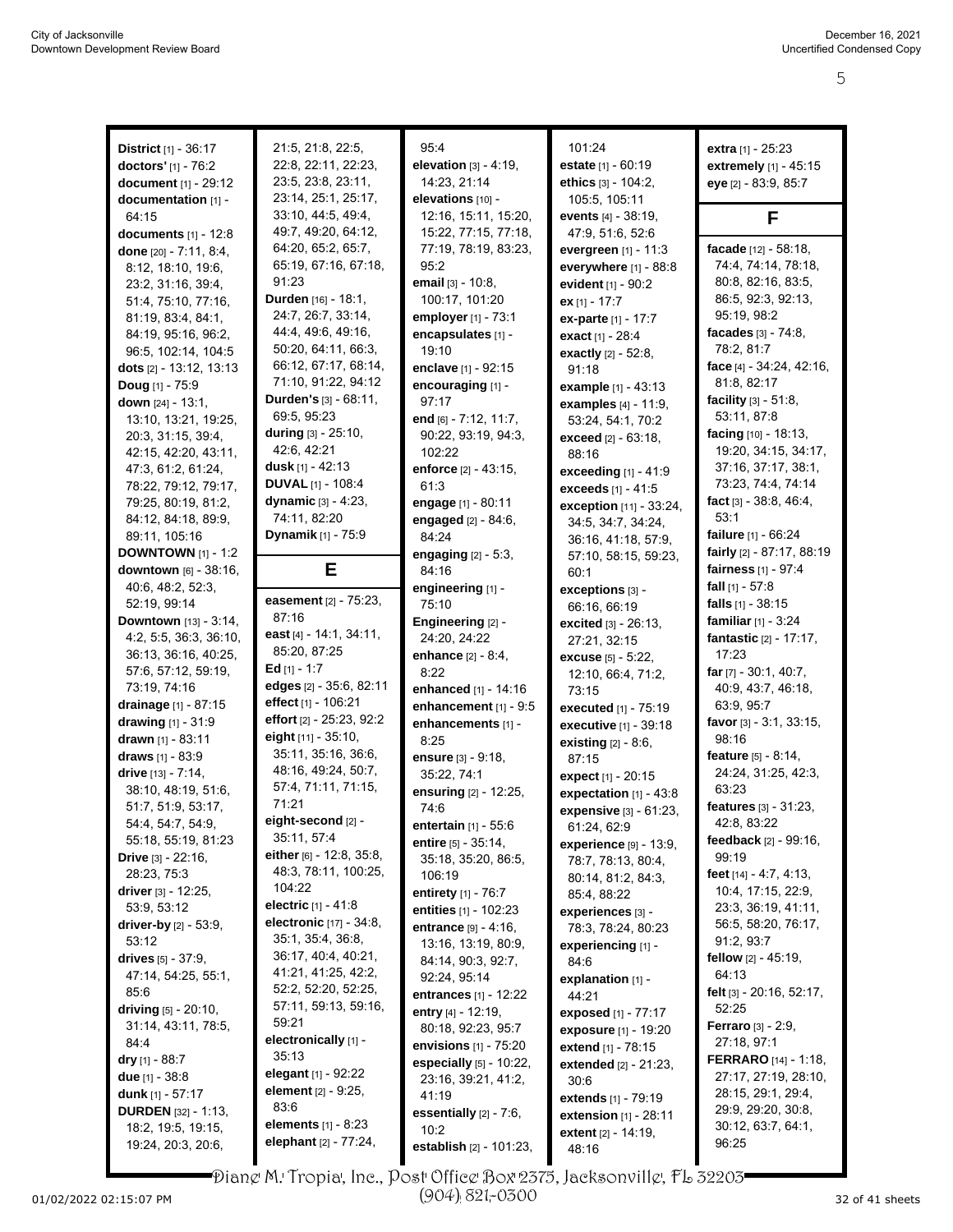**District** [1] - 36:17
**doctors'** [1] - 76:2
**document** [1] - 29:12
**documentation** [1] - 64:15
**documents** [1] - 12:8
**done** [20] - 7:11, 8:4, 8:12, 18:10, 19:6, 23:2, 31:16, 39:4, 51:4, 75:10, 77:16, 81:19, 83:4, 84:1, 84:19, 95:16, 96:2, 96:5, 102:14, 104:5
**dots** [2] - 13:12, 13:13
**Doug** [1] - 75:9
**down** [24] - 13:1, 13:10, 13:21, 19:25, 20:3, 31:15, 39:4, 42:15, 42:20, 43:11, 47:3, 61:2, 61:24, 78:22, 79:12, 79:17, 79:25, 80:19, 81:2, 84:12, 84:18, 89:9, 89:11, 105:16
**DOWNTOWN** [1] - 1:2
**downtown** [6] - 38:16, 40:6, 48:2, 52:3, 52:19, 99:14
**Downtown** [13] - 3:14, 4:2, 5:5, 36:3, 36:10, 36:13, 36:16, 40:25, 57:6, 57:12, 59:19, 73:19, 74:16
**drainage** [1] - 87:15
**drawing** [1] - 31:9
**drawn** [1] - 83:11
**draws** [1] - 83:9
**drive** [13] - 7:14, 38:10, 48:19, 51:6, 51:7, 51:9, 53:17, 54:4, 54:7, 54:9, 55:18, 55:19, 81:23
**Drive** [3] - 22:16, 28:23, 75:3
**driver** [3] - 12:25, 53:9, 53:12
**driver-by** [2] - 53:9, 53:12
**drives** [5] - 37:9, 47:14, 54:25, 55:1, 85:6
**driving** [5] - 20:10, 31:14, 43:11, 78:5, 84:4
**dry** [1] - 88:7
**due** [1] - 38:8
**dunk** [1] - 57:17
**DURDEN** [32] - 1:13, 18:2, 19:5, 19:15, 19:24, 20:3, 20:6, 21:5, 21:8, 22:5, 22:8, 22:11, 22:23, 23:5, 23:8, 23:11, 23:14, 25:1, 25:17, 33:10, 44:5, 49:4, 49:7, 49:20, 64:12, 64:20, 65:2, 65:7, 65:19, 67:16, 67:18, 91:23
**Durden** [16] - 18:1, 24:7, 26:7, 33:14, 44:4, 49:6, 49:16, 50:20, 64:11, 66:3, 66:12, 67:17, 68:14, 71:10, 91:22, 94:12
**Durden's** [3] - 68:11, 69:5, 95:23
**during** [3] - 25:10, 42:6, 42:21
**dusk** [1] - 42:13
**DUVAL** [1] - 108:4
**dynamic** [3] - 4:23, 74:11, 82:20
**Dynamik** [1] - 75:9

## E

**easement** [2] - 75:23, 87:16
**east** [4] - 14:1, 34:11, 85:20, 87:25
**Ed** [1] - 1:7
**edges** [2] - 35:6, 82:11
**effect** [1] - 106:21
**effort** [2] - 25:23, 92:2
**eight** [11] - 35:10, 35:11, 35:16, 36:6, 48:16, 49:24, 50:7, 57:4, 71:11, 71:15, 71:21
**eight-second** [2] - 35:11, 57:4
**either** [6] - 12:8, 35:8, 48:3, 78:11, 100:25, 104:22
**electric** [1] - 41:8
**electronic** [17] - 34:8, 35:1, 35:4, 36:8, 36:17, 40:4, 40:21, 41:21, 41:25, 42:2, 52:2, 52:20, 52:25, 57:11, 59:13, 59:16, 59:21
**electronically** [1] - 35:13
**elegant** [1] - 92:22
**element** [2] - 9:25, 83:6
**elements** [1] - 8:23
**elephant** [2] - 77:24, 95:4
**elevation** [3] - 4:19, 14:23, 21:14
**elevations** [10] - 12:16, 15:11, 15:20, 15:22, 77:15, 77:18, 77:19, 78:19, 83:23, 95:2
**email** [3] - 10:8, 100:17, 101:20
**employer** [1] - 73:1
**encapsulates** [1] - 19:10
**enclave** [1] - 92:15
**encouraging** [1] - 97:17
**end** [6] - 7:12, 11:7, 90:22, 93:19, 94:3, 102:22
**enforce** [2] - 43:15, 61:3
**engage** [1] - 80:11
**engaged** [2] - 84:6, 84:24
**engaging** [2] - 5:3, 84:16
**engineering** [1] - 75:10
**Engineering** [2] - 24:20, 24:22
**enhance** [2] - 8:4, 8:22
**enhanced** [1] - 14:16
**enhancement** [1] - 9:5
**enhancements** [1] - 8:25
**ensure** [3] - 9:18, 35:22, 74:1
**ensuring** [2] - 12:25, 74:6
**entertain** [1] - 55:6
**entire** [5] - 35:14, 35:18, 35:20, 86:5, 106:19
**entirety** [1] - 76:7
**entities** [1] - 102:23
**entrance** [9] - 4:16, 13:16, 13:19, 80:9, 84:14, 90:3, 92:7, 92:24, 95:14
**entrances** [1] - 12:22
**entry** [4] - 12:19, 80:18, 92:23, 95:7
**envisions** [1] - 75:20
**especially** [5] - 10:22, 23:16, 39:21, 41:2, 41:19
**essentially** [2] - 7:6, 10:2
**establish** [2] - 101:23, 101:24
**estate** [1] - 60:19
**ethics** [3] - 104:2, 105:5, 105:11
**events** [4] - 38:19, 47:9, 51:6, 52:6
**evergreen** [1] - 11:3
**everywhere** [1] - 88:8
**evident** [1] - 90:2
**ex** [1] - 17:7
**ex-parte** [1] - 17:7
**exact** [1] - 28:4
**exactly** [2] - 52:8, 91:18
**example** [1] - 43:13
**examples** [4] - 11:9, 53:24, 54:1, 70:2
**exceed** [2] - 63:18, 88:16
**exceeding** [1] - 41:9
**exceeds** [1] - 41:5
**exception** [11] - 33:24, 34:5, 34:7, 34:24, 36:16, 41:18, 57:9, 57:10, 58:15, 59:23, 60:1
**exceptions** [3] - 66:16, 66:19
**excited** [3] - 26:13, 27:21, 32:15
**excuse** [5] - 5:22, 12:10, 66:4, 71:2, 73:15
**executed** [1] - 75:19
**executive** [1] - 39:18
**existing** [2] - 8:6, 87:15
**expect** [1] - 20:15
**expectation** [1] - 43:8
**expensive** [3] - 61:23, 61:24, 62:9
**experience** [9] - 13:9, 78:7, 78:13, 80:4, 80:14, 81:2, 84:3, 85:4, 88:22
**experiences** [3] - 78:3, 78:24, 80:23
**experiencing** [1] - 84:6
**explanation** [1] - 44:21
**exposed** [1] - 77:17
**exposure** [1] - 19:20
**extend** [1] - 78:15
**extended** [2] - 21:23, 30:6
**extends** [1] - 79:19
**extension** [1] - 28:11
**extent** [2] - 14:19, 48:16
**extra** [1] - 25:23
**extremely** [1] - 45:15
**eye** [2] - 83:9, 85:7

## F

**facade** [12] - 58:18, 74:4, 74:14, 78:18, 80:8, 82:16, 83:5, 86:5, 92:3, 92:13, 95:19, 98:2
**facades** [3] - 74:8, 78:2, 81:7
**face** [4] - 34:24, 42:16, 81:8, 82:17
**facility** [3] - 51:8, 53:11, 87:8
**facing** [10] - 18:13, 19:20, 34:15, 34:17, 37:16, 37:17, 38:1, 73:23, 74:4, 74:14
**fact** [3] - 38:8, 46:4, 53:1
**failure** [1] - 66:24
**fairly** [2] - 87:17, 88:19
**fairness** [1] - 97:4
**fall** [1] - 57:8
**falls** [1] - 38:15
**familiar** [1] - 3:24
**fantastic** [2] - 17:17, 17:23
**far** [7] - 30:1, 40:7, 40:9, 43:7, 46:18, 63:9, 95:7
**favor** [3] - 3:1, 33:15, 98:16
**feature** [5] - 8:14, 24:24, 31:25, 42:3, 63:23
**features** [3] - 31:23, 42:8, 83:22
**feedback** [2] - 99:16, 99:19
**feet** [14] - 4:7, 4:13, 10:4, 17:15, 22:9, 23:3, 36:19, 41:11, 56:5, 58:20, 76:17, 91:2, 93:7
**fellow** [2] - 45:19, 64:13
**felt** [3] - 20:16, 52:17, 52:25
**Ferraro** [3] - 2:9, 27:18, 97:1
**FERRARO** [14] - 1:18, 27:17, 27:19, 28:10, 28:15, 29:1, 29:4, 29:9, 29:20, 30:8, 30:12, 63:7, 64:1, 96:25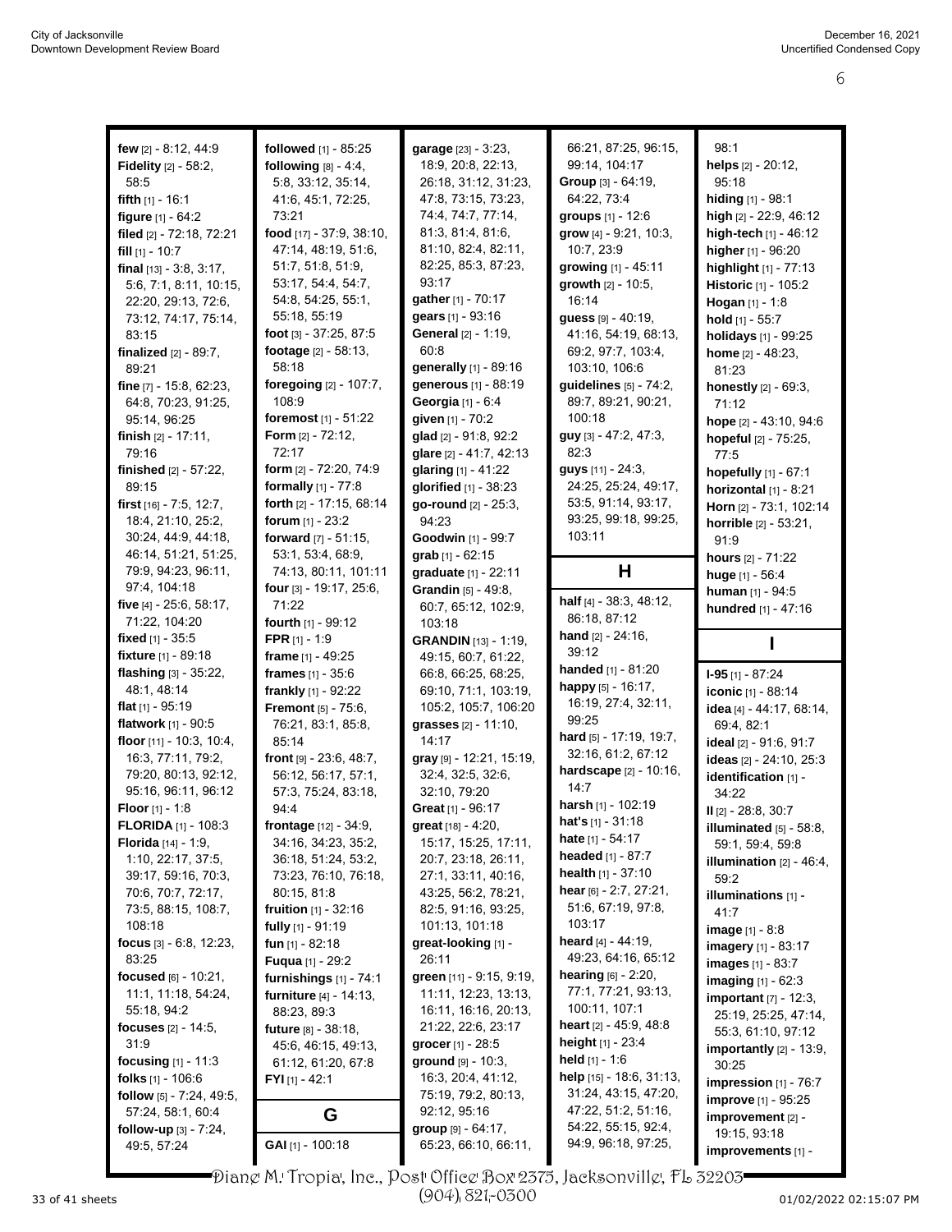**few** [2] - 8:12, 44:9
**Fidelity** [2] - 58:2, 58:5
**fifth** [1] - 16:1
**figure** [1] - 64:2
**filed** [2] - 72:18, 72:21
**fill** [1] - 10:7
**final** [13] - 3:8, 3:17, 5:6, 7:1, 8:11, 10:15, 22:20, 29:13, 72:6, 73:12, 74:17, 75:14, 83:15
**finalized** [2] - 89:7, 89:21
**fine** [7] - 15:8, 62:23, 64:8, 70:23, 91:25, 95:14, 96:25
**finish** [2] - 17:11, 79:16
**finished** [2] - 57:22, 89:15
**first** [16] - 7:5, 12:7, 18:4, 21:10, 25:2, 30:24, 44:9, 44:18, 46:14, 51:21, 51:25, 79:9, 94:23, 96:11, 97:4, 104:18
**five** [4] - 25:6, 58:17, 71:22, 104:20
**fixed** [1] - 35:5
**fixture** [1] - 89:18
**flashing** [3] - 35:22, 48:1, 48:14
**flat** [1] - 95:19
**flatwork** [1] - 90:5
**floor** [11] - 10:3, 10:4, 16:3, 77:11, 79:2, 79:20, 80:13, 92:12, 95:16, 96:11, 96:12
**Floor** [1] - 1:8
**FLORIDA** [1] - 108:3
**Florida** [14] - 1:9, 1:10, 22:17, 37:5, 39:17, 59:16, 70:3, 70:6, 70:7, 72:17, 73:5, 88:15, 108:7, 108:18
**focus** [3] - 6:8, 12:23, 83:25
**focused** [6] - 10:21, 11:1, 11:18, 54:24, 55:18, 94:2
**focuses** [2] - 14:5, 31:9
**focusing** [1] - 11:3
**folks** [1] - 106:6
**follow** [5] - 7:24, 49:5, 57:24, 58:1, 60:4
**follow-up** [3] - 7:24, 49:5, 57:24
**followed** [1] - 85:25
**following** [8] - 4:4, 5:8, 33:12, 35:14, 41:6, 45:1, 72:25, 73:21
**food** [17] - 37:9, 38:10, 47:14, 48:19, 51:6, 51:7, 51:8, 51:9, 53:17, 54:4, 54:7, 54:8, 54:25, 55:1, 55:18, 55:19
**foot** [3] - 37:25, 87:5
**footage** [2] - 58:13, 58:18
**foregoing** [2] - 107:7, 108:9
**foremost** [1] - 51:22
**Form** [2] - 72:12, 72:17
**form** [2] - 72:20, 74:9
**formally** [1] - 77:8
**forth** [2] - 17:15, 68:14
**forum** [1] - 23:2
**forward** [7] - 51:15, 53:1, 53:4, 68:9, 74:13, 80:11, 101:11
**four** [3] - 19:17, 25:6, 71:22
**fourth** [1] - 99:12
**FPR** [1] - 1:9
**frame** [1] - 49:25
**frames** [1] - 35:6
**frankly** [1] - 92:22
**Fremont** [5] - 75:6, 76:21, 83:1, 85:8, 85:14
**front** [9] - 23:6, 48:7, 56:12, 56:17, 57:1, 57:3, 75:24, 83:18, 94:4
**frontage** [12] - 34:9, 34:16, 34:23, 35:2, 36:18, 51:24, 53:2, 73:23, 76:10, 76:18, 80:15, 81:8
**fruition** [1] - 32:16
**fully** [1] - 91:19
**fun** [1] - 82:18
**Fuqua** [1] - 29:2
**furnishings** [1] - 74:1
**furniture** [4] - 14:13, 88:23, 89:3
**future** [8] - 38:18, 45:6, 46:15, 49:13, 61:12, 61:20, 67:8
**FYI** [1] - 42:1

## G

**GAI** [1] - 100:18
**garage** [23] - 3:23, 18:9, 20:8, 22:13, 26:18, 31:12, 31:23, 47:8, 73:15, 73:23, 74:4, 74:7, 77:14, 81:3, 81:4, 81:6, 81:10, 82:4, 82:11, 82:25, 85:3, 87:23, 93:17
**gather** [1] - 70:17
**gears** [1] - 93:16
**General** [2] - 1:19, 60:8
**generally** [1] - 89:16
**generous** [1] - 88:19
**Georgia** [1] - 6:4
**given** [1] - 70:2
**glad** [2] - 91:8, 92:2
**glare** [2] - 41:7, 42:13
**glaring** [1] - 41:22
**glorified** [1] - 38:23
**go-round** [2] - 25:3, 94:23
**Goodwin** [1] - 99:7
**grab** [1] - 62:15
**graduate** [1] - 22:11
**Grandin** [5] - 49:8, 60:7, 65:12, 102:9, 103:18
**GRANDIN** [13] - 1:19, 49:15, 60:7, 61:22, 66:8, 66:25, 68:25, 69:10, 71:1, 103:19, 105:2, 105:7, 106:20
**grasses** [2] - 11:10, 14:17
**gray** [9] - 12:21, 15:19, 32:4, 32:5, 32:6, 32:10, 79:20
**Great** [1] - 96:17
**great** [18] - 4:20, 15:17, 15:25, 17:11, 20:7, 23:18, 26:11, 27:1, 33:11, 40:16, 43:25, 56:2, 78:21, 82:5, 91:16, 93:25, 101:13, 101:18
**great-looking** [1] - 26:11
**green** [11] - 9:15, 9:19, 11:11, 12:23, 13:13, 16:11, 16:16, 20:13, 21:22, 22:6, 23:17
**grocer** [1] - 28:5
**ground** [9] - 10:3, 16:3, 20:4, 41:12, 75:19, 79:2, 80:13, 92:12, 95:16
**group** [9] - 64:17, 65:23, 66:10, 66:11, 66:21, 87:25, 96:15, 99:14, 104:17
**Group** [3] - 64:19, 64:22, 73:4
**groups** [1] - 12:6
**grow** [4] - 9:21, 10:3, 10:7, 23:9
**growing** [1] - 45:11
**growth** [2] - 10:5, 16:14
**guess** [9] - 40:19, 41:16, 54:19, 68:13, 69:2, 97:7, 103:4, 103:10, 106:8
**guidelines** [5] - 74:2, 89:7, 89:21, 90:21, 100:18
**guy** [3] - 47:2, 47:3, 82:3
**guys** [11] - 24:3, 24:25, 25:24, 49:17, 53:5, 91:14, 93:17, 93:25, 99:18, 99:25, 103:11

## H

**half** [4] - 38:3, 48:12, 86:18, 87:12
**hand** [2] - 24:16, 39:12
**handed** [1] - 81:20
**happy** [5] - 16:17, 16:19, 27:4, 32:11, 99:25
**hard** [5] - 17:19, 19:7, 32:16, 61:2, 67:12
**hardscape** [2] - 10:16, 14:7
**harsh** [1] - 102:19
**hat's** [1] - 31:18
**hate** [1] - 54:17
**headed** [1] - 87:7
**health** [1] - 37:10
**hear** [6] - 2:7, 27:21, 51:6, 67:19, 97:8, 103:17
**heard** [4] - 44:19, 49:23, 64:16, 65:12
**hearing** [6] - 2:20, 77:1, 77:21, 93:13, 100:11, 107:1
**heart** [2] - 45:9, 48:8
**height** [1] - 23:4
**held** [1] - 1:6
**help** [15] - 18:6, 31:13, 31:24, 43:15, 47:20, 47:22, 51:2, 51:16, 54:22, 55:15, 92:4, 94:9, 96:18, 97:25, 98:1
**helps** [2] - 20:12, 95:18
**hiding** [1] - 98:1
**high** [2] - 22:9, 46:12
**high-tech** [1] - 46:12
**higher** [1] - 96:20
**highlight** [1] - 77:13
**Historic** [1] - 105:2
**Hogan** [1] - 1:8
**hold** [1] - 55:7
**holidays** [1] - 99:25
**home** [2] - 48:23, 81:23
**honestly** [2] - 69:3, 71:12
**hope** [2] - 43:10, 94:6
**hopeful** [2] - 75:25, 77:5
**hopefully** [1] - 67:1
**horizontal** [1] - 8:21
**Horn** [2] - 73:1, 102:14
**horrible** [2] - 53:21, 91:9
**hours** [2] - 71:22
**huge** [1] - 56:4
**human** [1] - 94:5
**hundred** [1] - 47:16

## I

**I-95** [1] - 87:24
**iconic** [1] - 88:14
**idea** [4] - 44:17, 68:14, 69:4, 82:1
**ideal** [2] - 91:6, 91:7
**ideas** [2] - 24:10, 25:3
**identification** [1] - 34:22
**II** [2] - 28:8, 30:7
**illuminated** [5] - 58:8, 59:1, 59:4, 59:8
**illumination** [2] - 46:4, 59:2
**illuminations** [1] - 41:7
**image** [1] - 8:8
**imagery** [1] - 83:17
**images** [1] - 83:7
**imaging** [1] - 62:3
**important** [7] - 12:3, 25:19, 25:25, 47:14, 55:3, 61:10, 97:12
**importantly** [2] - 13:9, 30:25
**impression** [1] - 76:7
**improve** [1] - 95:25
**improvement** [2] - 19:15, 93:18
**improvements** [1] -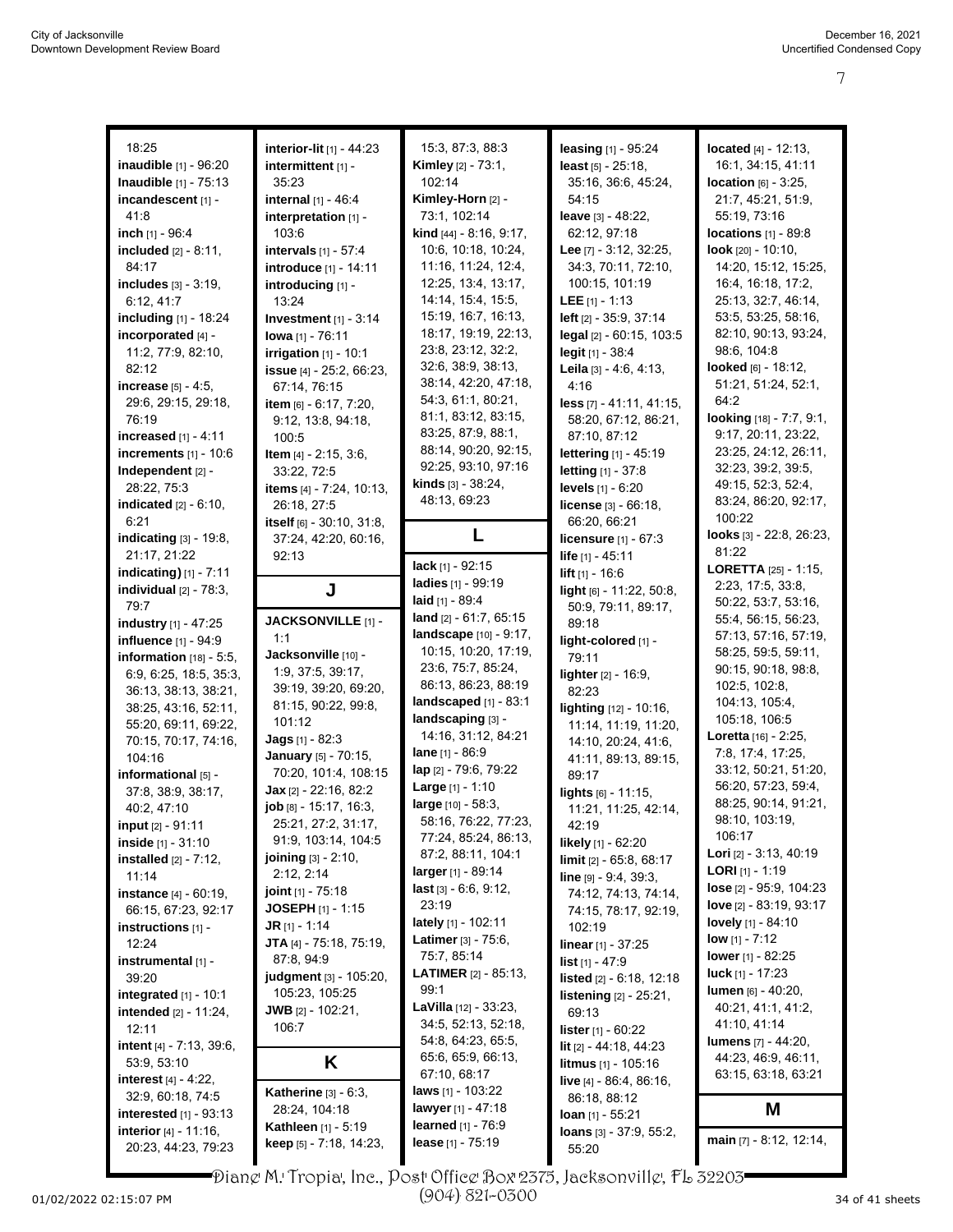18:25
**inaudible** [1] - 96:20
**Inaudible** [1] - 75:13
**incandescent** [1] - 41:8
**inch** [1] - 96:4
**included** [2] - 8:11, 84:17
**includes** [3] - 3:19, 6:12, 41:7
**including** [1] - 18:24
**incorporated** [4] - 11:2, 77:9, 82:10, 82:12
**increase** [5] - 4:5, 29:6, 29:15, 29:18, 76:19
**increased** [1] - 4:11
**increments** [1] - 10:6
**Independent** [2] - 28:22, 75:3
**indicated** [2] - 6:10, 6:21
**indicating** [3] - 19:8, 21:17, 21:22
**indicating)** [1] - 7:11
**individual** [2] - 78:3, 79:7
**industry** [1] - 47:25
**influence** [1] - 94:9
**information** [18] - 5:5, 6:9, 6:25, 18:5, 35:3, 36:13, 38:13, 38:21, 38:25, 43:16, 52:11, 55:20, 69:11, 69:22, 70:15, 70:17, 74:16, 104:16
**informational** [5] - 37:8, 38:9, 38:17, 40:2, 47:10
**input** [2] - 91:11
**inside** [1] - 31:10
**installed** [2] - 7:12, 11:14
**instance** [4] - 60:19, 66:15, 67:23, 92:17
**instructions** [1] - 12:24
**instrumental** [1] - 39:20
**integrated** [1] - 10:1
**intended** [2] - 11:24, 12:11
**intent** [4] - 7:13, 39:6, 53:9, 53:10
**interest** [4] - 4:22, 32:9, 60:18, 74:5
**interested** [1] - 93:13
**interior** [4] - 11:16, 20:23, 44:23, 79:23
**interior-lit** [1] - 44:23
**intermittent** [1] - 35:23
**internal** [1] - 46:4
**interpretation** [1] - 103:6
**intervals** [1] - 57:4
**introduce** [1] - 14:11
**introducing** [1] - 13:24
**Investment** [1] - 3:14
**Iowa** [1] - 76:11
**irrigation** [1] - 10:1
**issue** [4] - 25:2, 66:23, 67:14, 76:15
**item** [6] - 6:17, 7:20, 9:12, 13:8, 94:18, 100:5
**Item** [4] - 2:15, 3:6, 33:22, 72:5
**items** [4] - 7:24, 10:13, 26:18, 27:5
**itself** [6] - 30:10, 31:8, 37:24, 42:20, 60:16, 92:13

## J

**JACKSONVILLE** [1] - 1:1
**Jacksonville** [10] - 1:9, 37:5, 39:17, 39:19, 39:20, 69:20, 81:15, 90:22, 99:8, 101:12
**Jags** [1] - 82:3
**January** [5] - 70:15, 70:20, 101:4, 108:15
**Jax** [2] - 22:16, 82:2
**job** [8] - 15:17, 16:3, 25:21, 27:2, 31:17, 91:9, 103:14, 104:5
**joining** [3] - 2:10, 2:12, 2:14
**joint** [1] - 75:18
**JOSEPH** [1] - 1:15
**JR** [1] - 1:14
**JTA** [4] - 75:18, 75:19, 87:8, 94:9
**judgment** [3] - 105:20, 105:23, 105:25
**JWB** [2] - 102:21, 106:7

## K

**Katherine** [3] - 6:3, 28:24, 104:18
**Kathleen** [1] - 5:19
**keep** [5] - 7:18, 14:23, 15:3, 87:3, 88:3
**Kimley** [2] - 73:1, 102:14
**Kimley-Horn** [2] - 73:1, 102:14
**kind** [44] - 8:16, 9:17, 10:6, 10:18, 10:24, 11:16, 11:24, 12:4, 12:25, 13:4, 13:17, 14:14, 15:4, 15:5, 15:19, 16:7, 16:13, 18:17, 19:19, 22:13, 23:8, 23:12, 32:2, 32:6, 38:9, 38:13, 38:14, 42:20, 47:18, 54:3, 61:1, 80:21, 81:1, 83:12, 83:15, 83:25, 87:9, 88:1, 88:14, 90:20, 92:15, 92:25, 93:10, 97:16
**kinds** [3] - 38:24, 48:13, 69:23

## L

**lack** [1] - 92:15
**ladies** [1] - 99:19
**laid** [1] - 89:4
**land** [2] - 61:7, 65:15
**landscape** [10] - 9:17, 10:15, 10:20, 17:19, 23:6, 75:7, 85:24, 86:13, 86:23, 88:19
**landscaped** [1] - 83:1
**landscaping** [3] - 14:16, 31:12, 84:21
**lane** [1] - 86:9
**lap** [2] - 79:6, 79:22
**Large** [1] - 1:10
**large** [10] - 58:3, 58:16, 76:22, 77:23, 77:24, 85:24, 86:13, 87:2, 88:11, 104:1
**larger** [1] - 89:14
**last** [3] - 6:6, 9:12, 23:19
**lately** [1] - 102:11
**Latimer** [3] - 75:6, 75:7, 85:14
**LATIMER** [2] - 85:13, 99:1
**LaVilla** [12] - 33:23, 34:5, 52:13, 52:18, 54:8, 64:23, 65:5, 65:6, 65:9, 66:13, 67:10, 68:17
**laws** [1] - 103:22
**lawyer** [1] - 47:18
**learned** [1] - 76:9
**lease** [1] - 75:19
**leasing** [1] - 95:24
**least** [5] - 25:18, 35:16, 36:6, 45:24, 54:15
**leave** [3] - 48:22, 62:12, 97:18
**Lee** [7] - 3:12, 32:25, 34:3, 70:11, 72:10, 100:15, 101:19
**LEE** [1] - 1:13
**left** [2] - 35:9, 37:14
**legal** [2] - 60:15, 103:5
**legit** [1] - 38:4
**Leila** [3] - 4:6, 4:13, 4:16
**less** [7] - 41:11, 41:15, 58:20, 67:12, 86:21, 87:10, 87:12
**lettering** [1] - 45:19
**letting** [1] - 37:8
**levels** [1] - 6:20
**license** [3] - 66:18, 66:20, 66:21
**licensure** [1] - 67:3
**life** [1] - 45:11
**lift** [1] - 16:6
**light** [6] - 11:22, 50:8, 50:9, 79:11, 89:17, 89:18
**light-colored** [1] - 79:11
**lighter** [2] - 16:9, 82:23
**lighting** [12] - 10:16, 11:14, 11:19, 11:20, 14:10, 20:24, 41:6, 41:15, 89:13, 89:15, 89:17
**lights** [6] - 11:15, 11:21, 11:25, 42:14, 42:19
**likely** [1] - 62:20
**limit** [2] - 65:8, 68:17
**line** [9] - 9:4, 39:3, 74:12, 74:13, 74:14, 74:15, 78:17, 92:19, 102:19
**linear** [1] - 37:25
**list** [1] - 47:9
**listed** [2] - 6:18, 12:18
**listening** [2] - 25:21, 69:13
**lister** [1] - 60:22
**lit** [2] - 44:18, 44:23
**litmus** [1] - 105:16
**live** [4] - 86:4, 86:16, 86:18, 88:12
**loan** [1] - 55:21
**loans** [3] - 37:9, 55:2, 55:20
**located** [4] - 12:13, 16:1, 34:15, 41:11
**location** [6] - 3:25, 21:7, 45:21, 51:9, 55:19, 73:16
**locations** [1] - 89:8
**look** [20] - 10:10, 14:20, 15:12, 15:25, 16:4, 16:18, 17:2, 25:13, 32:7, 46:14, 53:5, 53:25, 58:16, 82:10, 90:13, 93:24, 98:6, 104:8
**looked** [6] - 18:12, 51:21, 51:24, 52:1, 64:2
**looking** [18] - 7:7, 9:1, 9:17, 20:11, 23:22, 23:25, 24:12, 26:11, 32:23, 39:2, 39:5, 49:15, 52:3, 52:4, 83:24, 86:20, 92:17, 100:22
**looks** [3] - 22:8, 26:23, 81:22
**LORETTA** [25] - 1:15, 2:23, 17:5, 33:8, 50:22, 53:7, 53:16, 55:4, 56:15, 56:23, 57:13, 57:16, 57:19, 58:25, 59:5, 59:11, 90:15, 90:18, 98:8, 102:5, 102:8, 104:13, 105:4, 105:18, 106:5
**Loretta** [16] - 2:25, 7:8, 17:4, 17:25, 33:12, 50:21, 51:20, 56:20, 57:23, 59:4, 88:25, 90:14, 91:21, 98:10, 103:19, 106:17
**Lori** [2] - 3:13, 40:19
**LORI** [1] - 1:19
**lose** [2] - 95:9, 104:23
**love** [2] - 83:19, 93:17
**lovely** [1] - 84:10
**low** [1] - 7:12
**lower** [1] - 82:25
**luck** [1] - 17:23
**lumen** [6] - 40:20, 40:21, 41:1, 41:2, 41:10, 41:14
**lumens** [7] - 44:20, 44:23, 46:9, 46:11, 63:15, 63:18, 63:21

## M

**main** [7] - 8:12, 12:14,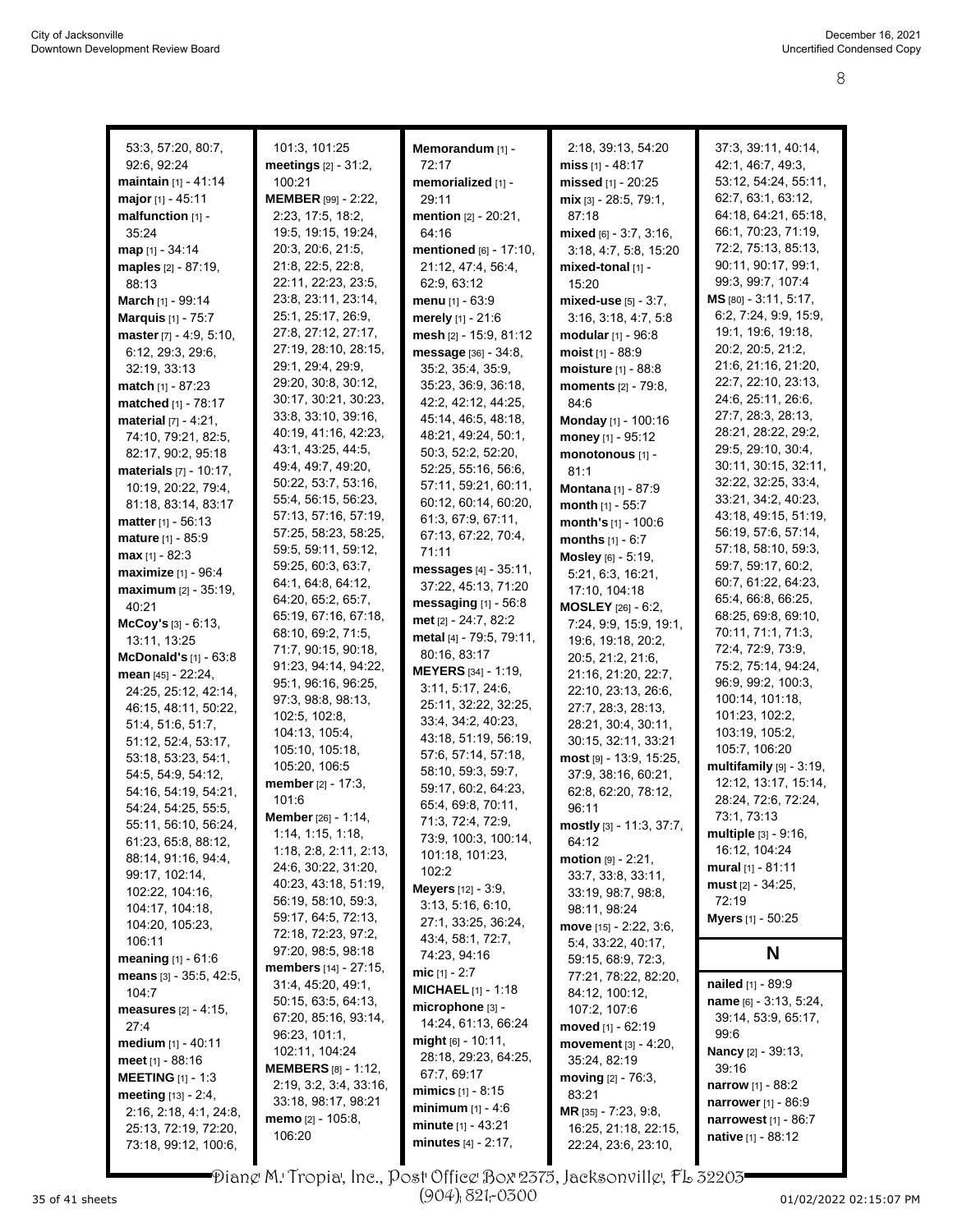53:3, 57:20, 80:7, 92:6, 92:24
**maintain** [1] - 41:14
**major** [1] - 45:11
**malfunction** [1] - 35:24
**map** [1] - 34:14
**maples** [2] - 87:19, 88:13
**March** [1] - 99:14
**Marquis** [1] - 75:7
**master** [7] - 4:9, 5:10, 6:12, 29:3, 29:6, 32:19, 33:13
**match** [1] - 87:23
**matched** [1] - 78:17
**material** [7] - 4:21, 74:10, 79:21, 82:5, 82:17, 90:2, 95:18
**materials** [7] - 10:17, 10:19, 20:22, 79:4, 81:18, 83:14, 83:17
**matter** [1] - 56:13
**mature** [1] - 85:9
**max** [1] - 82:3
**maximize** [1] - 96:4
**maximum** [2] - 35:19, 40:21
**McCoy's** [3] - 6:13, 13:11, 13:25
**McDonald's** [1] - 63:8
**mean** [45] - 22:24, 24:25, 25:12, 42:14, 46:15, 48:11, 50:22, 51:4, 51:6, 51:7, 51:12, 52:4, 53:17, 53:18, 53:23, 54:1, 54:5, 54:9, 54:12, 54:16, 54:19, 54:21, 54:24, 54:25, 55:5, 55:11, 56:10, 56:24, 61:23, 65:8, 88:12, 88:14, 91:16, 94:4, 99:17, 102:14, 102:22, 104:16, 104:17, 104:18, 104:20, 105:23, 106:11
**meaning** [1] - 61:6
**means** [3] - 35:5, 42:5, 104:7
**measures** [2] - 4:15, 27:4
**medium** [1] - 40:11
**meet** [1] - 88:16
**MEETING** [1] - 1:3
**meeting** [13] - 2:4, 2:16, 2:18, 4:1, 24:8, 25:13, 72:19, 72:20, 73:18, 99:12, 100:6, 101:3, 101:25
**meetings** [2] - 31:2, 100:21
**MEMBER** [99] - 2:22, 2:23, 17:5, 18:2, 19:5, 19:15, 19:24, 20:3, 20:6, 21:5, 21:8, 22:5, 22:8, 22:11, 22:23, 23:5, 23:8, 23:11, 23:14, 25:1, 25:17, 26:9, 27:8, 27:12, 27:17, 27:19, 28:10, 28:15, 29:1, 29:4, 29:9, 29:20, 30:8, 30:12, 30:17, 30:21, 30:23, 33:8, 33:10, 39:16, 40:19, 41:16, 42:23, 43:1, 43:25, 44:5, 49:4, 49:7, 49:20, 50:22, 53:7, 53:16, 55:4, 56:15, 56:23, 57:13, 57:16, 57:19, 57:25, 58:23, 58:25, 59:5, 59:11, 59:12, 59:25, 60:3, 63:7, 64:1, 64:8, 64:12, 64:20, 65:2, 65:7, 65:19, 67:16, 67:18, 68:10, 69:2, 71:5, 71:7, 90:15, 90:18, 91:23, 94:14, 94:22, 95:1, 96:16, 96:25, 97:3, 98:8, 98:13, 102:5, 102:8, 104:13, 105:4, 105:10, 105:18, 105:20, 106:5
**member** [2] - 17:3, 101:6
**Member** [26] - 1:14, 1:14, 1:15, 1:18, 1:18, 2:8, 2:11, 2:13, 24:6, 30:22, 31:20, 40:23, 43:18, 51:19, 56:19, 58:10, 59:3, 59:17, 64:5, 72:13, 72:18, 72:23, 97:2, 97:20, 98:5, 98:18
**members** [14] - 27:15, 31:4, 45:20, 49:1, 50:15, 63:5, 64:13, 67:20, 85:16, 93:14, 96:23, 101:1, 102:11, 104:24
**MEMBERS** [8] - 1:12, 2:19, 3:2, 3:4, 33:16, 33:18, 98:17, 98:21
**memo** [2] - 105:8, 106:20
**Memorandum** [1] - 72:17
**memorialized** [1] - 29:11
**mention** [2] - 20:21, 64:16
**mentioned** [6] - 17:10, 21:12, 47:4, 56:4, 62:9, 63:12
**menu** [1] - 63:9
**merely** [1] - 21:6
**mesh** [2] - 15:9, 81:12
**message** [36] - 34:8, 35:2, 35:4, 35:9, 35:23, 36:9, 36:18, 42:2, 42:12, 44:25, 45:14, 46:5, 48:18, 48:21, 49:24, 50:1, 50:3, 52:2, 52:20, 52:25, 55:16, 56:6, 57:11, 59:21, 60:11, 60:12, 60:14, 60:20, 61:3, 67:9, 67:11, 67:13, 67:22, 70:4, 71:11
**messages** [4] - 35:11, 37:22, 45:13, 71:20
**messaging** [1] - 56:8
**met** [2] - 24:7, 82:2
**metal** [4] - 79:5, 79:11, 80:16, 83:17
**MEYERS** [34] - 1:19, 3:11, 5:17, 24:6, 25:11, 32:22, 32:25, 33:4, 34:2, 40:23, 43:18, 51:19, 56:19, 57:6, 57:14, 57:18, 58:10, 59:3, 59:7, 59:17, 60:2, 64:23, 65:4, 69:8, 70:11, 71:3, 72:4, 72:9, 73:9, 100:3, 100:14, 101:18, 101:23, 102:2
**Meyers** [12] - 3:9, 3:13, 5:16, 6:10, 27:1, 33:25, 36:24, 43:4, 58:1, 72:7, 74:23, 94:16
**mic** [1] - 2:7
**MICHAEL** [1] - 1:18
**microphone** [3] - 14:24, 61:13, 66:24
**might** [6] - 10:11, 28:18, 29:23, 64:25, 67:7, 69:17
**mimics** [1] - 8:15
**minimum** [1] - 4:6
**minute** [1] - 43:21
**minutes** [4] - 2:17, 2:18, 39:13, 54:20
**miss** [1] - 48:17
**missed** [1] - 20:25
**mix** [3] - 28:5, 79:1, 87:18
**mixed** [6] - 3:7, 3:16, 3:18, 4:7, 5:8, 15:20
**mixed-tonal** [1] - 15:20
**mixed-use** [5] - 3:7, 3:16, 3:18, 4:7, 5:8
**modular** [1] - 96:8
**moist** [1] - 88:9
**moisture** [1] - 88:8
**moments** [2] - 79:8, 84:6
**Monday** [1] - 100:16
**money** [1] - 95:12
**monotonous** [1] - 81:1
**Montana** [1] - 87:9
**month** [1] - 55:7
**month's** [1] - 100:6
**months** [1] - 6:7
**Mosley** [6] - 5:19, 5:21, 6:3, 16:21, 17:10, 104:18
**MOSLEY** [26] - 6:2, 7:24, 9:9, 15:9, 19:1, 19:6, 19:18, 20:2, 20:5, 21:2, 21:6, 21:16, 21:20, 22:7, 22:10, 23:13, 26:6, 27:7, 28:3, 28:13, 28:21, 30:4, 30:11, 30:15, 32:11, 33:21
**most** [9] - 13:9, 15:25, 37:9, 38:16, 60:21, 62:8, 62:20, 78:12, 96:11
**mostly** [3] - 11:3, 37:7, 64:12
**motion** [9] - 2:21, 33:7, 33:8, 33:11, 33:19, 98:7, 98:8, 98:11, 98:24
**move** [15] - 2:22, 3:6, 5:4, 33:22, 40:17, 59:15, 68:9, 72:3, 77:21, 78:22, 82:20, 84:12, 100:12, 107:2, 107:6
**moved** [1] - 62:19
**movement** [3] - 4:20, 35:24, 82:19
**moving** [2] - 76:3, 83:21
**MR** [35] - 7:23, 9:8, 16:25, 21:18, 22:15, 22:24, 23:6, 23:10, 37:3, 39:11, 40:14, 42:1, 46:7, 49:3, 53:12, 54:24, 55:11, 62:7, 63:1, 63:12, 64:18, 64:21, 65:18, 66:1, 70:23, 71:19, 72:2, 75:13, 85:13, 90:11, 90:17, 99:1, 99:3, 99:7, 107:4
**MS** [80] - 3:11, 5:17, 6:2, 7:24, 9:9, 15:9, 19:1, 19:6, 19:18, 20:2, 20:5, 21:2, 21:6, 21:16, 21:20, 22:7, 22:10, 23:13, 24:6, 25:11, 26:6, 27:7, 28:3, 28:13, 28:21, 28:22, 29:2, 29:5, 29:10, 30:4, 30:11, 30:15, 32:11, 32:22, 32:25, 33:4, 33:21, 34:2, 40:23, 43:18, 49:15, 51:19, 56:19, 57:6, 57:14, 57:18, 58:10, 59:3, 59:7, 59:17, 60:2, 60:7, 61:22, 64:23, 65:4, 66:8, 66:25, 68:25, 69:8, 69:10, 70:11, 71:1, 71:3, 72:4, 72:9, 73:9, 75:2, 75:14, 94:24, 96:9, 99:2, 100:3, 100:14, 101:18, 101:23, 102:2, 103:19, 105:2, 105:7, 106:20
**multifamily** [9] - 3:19, 12:12, 13:17, 15:14, 28:24, 72:6, 72:24, 73:1, 73:13
**multiple** [3] - 9:16, 16:12, 104:24
**mural** [1] - 81:11
**must** [2] - 34:25, 72:19
**Myers** [1] - 50:25

## N

**nailed** [1] - 89:9
**name** [6] - 3:13, 5:24, 39:14, 53:9, 65:17, 99:6
**Nancy** [2] - 39:13, 39:16
**narrow** [1] - 88:2
**narrower** [1] - 86:9
**narrowest** [1] - 86:7
**native** [1] - 88:12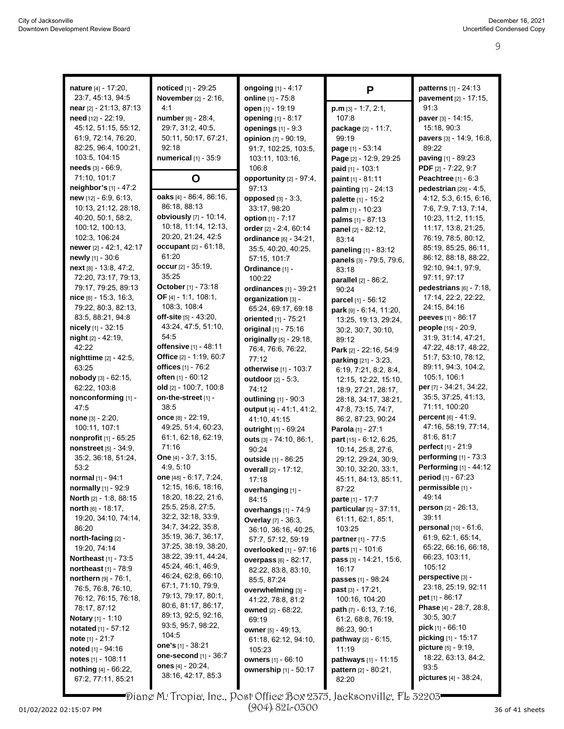**nature** [4] - 17:20, 23:7, 45:13, 94:5
**near** [2] - 21:13, 87:13
**need** [12] - 22:19, 45:12, 51:15, 55:12, 61:9, 72:14, 76:20, 82:25, 96:4, 100:21, 103:5, 104:15
**needs** [3] - 66:9, 71:10, 101:7
**neighbor's** [1] - 47:2
**new** [12] - 6:9, 6:13, 10:13, 21:12, 28:18, 40:20, 50:1, 58:2, 100:12, 100:13, 102:3, 106:24
**newer** [2] - 42:1, 42:17
**newly** [1] - 30:6
**next** [8] - 13:8, 47:2, 72:20, 73:17, 79:13, 79:17, 79:25, 89:13
**nice** [8] - 15:3, 16:3, 79:22, 80:3, 82:13, 83:5, 88:21, 94:8
**nicely** [1] - 32:15
**night** [2] - 42:19, 42:22
**nighttime** [2] - 42:5, 63:25
**nobody** [3] - 62:15, 62:22, 103:8
**nonconforming** [1] - 47:5
**none** [3] - 2:20, 100:11, 107:1
**nonprofit** [1] - 65:25
**nonstreet** [5] - 34:9, 35:2, 36:18, 51:24, 53:2
**normal** [1] - 94:1
**normally** [1] - 92:9
**North** [2] - 1:8, 88:15
**north** [6] - 18:17, 19:20, 34:10, 74:14, 86:20
**north-facing** [2] - 19:20, 74:14
**Northeast** [1] - 73:5
**northeast** [1] - 78:9
**northern** [9] - 76:1, 76:5, 76:8, 76:10, 76:12, 76:15, 76:18, 78:17, 87:12
**Notary** [1] - 1:10
**notated** [1] - 57:12
**note** [1] - 21:7
**noted** [1] - 94:16
**notes** [1] - 108:11
**nothing** [4] - 66:22, 67:2, 77:11, 85:21
**noticed** [1] - 29:25
**November** [2] - 2:16, 4:1
**number** [8] - 28:4, 29:7, 31:2, 40:5, 50:11, 50:17, 67:21, 92:18
**numerical** [1] - 35:9

## O

**oaks** [4] - 86:4, 86:16, 86:18, 88:13
**obviously** [7] - 10:14, 10:18, 11:14, 12:13, 20:20, 21:24, 42:5
**occupant** [2] - 61:18, 61:20
**occur** [2] - 35:19, 35:25
**October** [1] - 73:18
**OF** [4] - 1:1, 108:1, 108:3, 108:4
**off-site** [5] - 43:20, 43:24, 47:5, 51:10, 54:5
**offensive** [1] - 48:11
**Office** [2] - 1:19, 60:7
**offices** [1] - 76:2
**often** [1] - 60:12
**old** [2] - 100:7, 100:8
**on-the-street** [1] - 38:5
**once** [8] - 22:19, 49:25, 51:4, 60:23, 61:1, 62:18, 62:19, 71:16
**One** [4] - 3:7, 3:15, 4:9, 5:10
**one** [48] - 6:17, 7:24, 12:15, 16:6, 18:16, 18:20, 18:22, 21:6, 25:5, 25:8, 27:5, 32:2, 32:18, 33:9, 34:7, 34:22, 35:8, 35:19, 36:7, 36:17, 37:25, 38:19, 38:20, 38:22, 39:11, 44:24, 45:24, 46:1, 46:9, 46:24, 62:8, 66:10, 67:1, 71:10, 79:9, 79:13, 79:17, 80:1, 80:6, 81:17, 86:17, 89:13, 92:5, 92:16, 93:5, 95:7, 98:22, 104:5
**one's** [1] - 38:21
**one-second** [1] - 36:7
**ones** [4] - 20:24, 38:16, 42:17, 85:3
**ongoing** [1] - 4:17
**online** [1] - 75:8
**open** [1] - 19:19
**opening** [1] - 8:17
**openings** [1] - 9:3
**opinion** [7] - 90:19, 91:7, 102:25, 103:5, 103:11, 103:16, 106:8
**opportunity** [2] - 97:4, 97:13
**opposed** [3] - 3:3, 33:17, 98:20
**option** [1] - 7:17
**order** [2] - 2:4, 60:14
**ordinance** [6] - 34:21, 35:5, 40:20, 40:25, 57:15, 101:7
**Ordinance** [1] - 100:22
**ordinances** [1] - 39:21
**organization** [3] - 65:24, 69:17, 69:18
**oriented** [1] - 75:21
**original** [1] - 75:16
**originally** [5] - 29:18, 76:4, 76:6, 76:22, 77:12
**otherwise** [1] - 103:7
**outdoor** [2] - 5:3, 74:12
**outlining** [1] - 90:3
**output** [4] - 41:1, 41:2, 41:10, 41:15
**outright** [1] - 69:24
**outs** [3] - 74:10, 86:1, 90:24
**outside** [1] - 86:25
**overall** [2] - 17:12, 17:18
**overhanging** [1] - 84:15
**overhangs** [1] - 74:9
**Overlay** [7] - 36:3, 36:10, 36:16, 40:25, 57:7, 57:12, 59:19
**overlooked** [1] - 97:16
**overpass** [6] - 82:17, 82:22, 83:8, 83:10, 85:5, 87:24
**overwhelming** [3] - 41:22, 78:8, 81:2
**owned** [2] - 68:22, 69:19
**owner** [5] - 49:13, 61:18, 62:12, 94:10, 105:23
**owners** [1] - 66:10
**ownership** [1] - 50:17

## P

**p.m** [3] - 1:7, 2:1, 107:8
**package** [2] - 11:7, 99:19
**page** [1] - 53:14
**Page** [2] - 12:9, 29:25
**paid** [1] - 103:1
**paint** [1] - 81:11
**painting** [1] - 24:13
**palette** [1] - 15:2
**palm** [1] - 10:23
**palms** [1] - 87:13
**panel** [2] - 82:12, 83:14
**paneling** [1] - 83:12
**panels** [3] - 79:5, 79:6, 83:18
**parallel** [2] - 86:2, 90:24
**parcel** [1] - 56:12
**park** [9] - 6:14, 11:20, 13:25, 19:13, 29:24, 30:2, 30:7, 30:10, 89:12
**Park** [2] - 22:16, 54:9
**parking** [21] - 3:23, 6:19, 7:21, 8:2, 8:4, 12:15, 12:22, 15:10, 18:9, 27:21, 28:17, 28:18, 34:17, 38:21, 47:8, 73:15, 74:7, 86:2, 87:23, 90:24
**Parola** [1] - 27:1
**part** [15] - 6:12, 6:25, 10:14, 25:8, 27:6, 29:12, 29:24, 30:9, 30:10, 32:20, 33:1, 45:11, 84:13, 85:11, 87:22
**parte** [1] - 17:7
**particular** [5] - 37:11, 61:11, 62:1, 85:1, 103:25
**partner** [1] - 77:5
**parts** [1] - 101:6
**pass** [3] - 14:21, 15:6, 16:17
**passes** [1] - 98:24
**past** [3] - 17:21, 100:16, 104:20
**path** [7] - 6:13, 7:16, 61:2, 68:8, 76:19, 86:23, 90:1
**pathway** [2] - 6:15, 11:19
**pathways** [1] - 11:15
**pattern** [2] - 80:21, 82:20
**patterns** [1] - 24:13
**pavement** [2] - 17:15, 91:3
**paver** [3] - 14:15, 15:18, 90:3
**pavers** [3] - 14:9, 16:8, 89:22
**paving** [1] - 89:23
**PDF** [2] - 7:22, 9:7
**Peachtree** [1] - 6:3
**pedestrian** [29] - 4:5, 4:12, 5:3, 6:15, 6:16, 7:6, 7:9, 7:13, 7:14, 10:23, 11:2, 11:15, 11:17, 13:8, 21:25, 76:19, 78:5, 80:12, 85:19, 85:25, 86:11, 86:12, 88:18, 88:22, 92:10, 94:1, 97:9, 97:11, 97:17
**pedestrians** [6] - 7:18, 17:14, 22:2, 22:22, 24:15, 84:16
**peeves** [1] - 86:17
**people** [15] - 20:9, 31:9, 31:14, 47:21, 47:22, 48:17, 48:22, 51:7, 53:10, 78:12, 89:11, 94:3, 104:2, 105:1, 106:1
**per** [7] - 34:21, 34:22, 35:5, 37:25, 41:13, 71:11, 100:20
**percent** [6] - 41:9, 47:16, 58:19, 77:14, 81:6, 81:7
**perfect** [1] - 21:9
**performing** [1] - 73:3
**Performing** [1] - 44:12
**period** [1] - 67:23
**permissible** [1] - 49:14
**person** [2] - 26:13, 39:11
**personal** [10] - 61:6, 61:9, 62:1, 65:14, 65:22, 66:16, 66:18, 66:23, 103:11, 105:12
**perspective** [3] - 23:18, 25:19, 92:11
**pet** [1] - 86:17
**Phase** [4] - 28:7, 28:8, 30:5, 30:7
**pick** [1] - 66:10
**picking** [1] - 15:17
**picture** [5] - 9:19, 18:22, 63:13, 84:2, 93:5
**pictures** [4] - 38:24,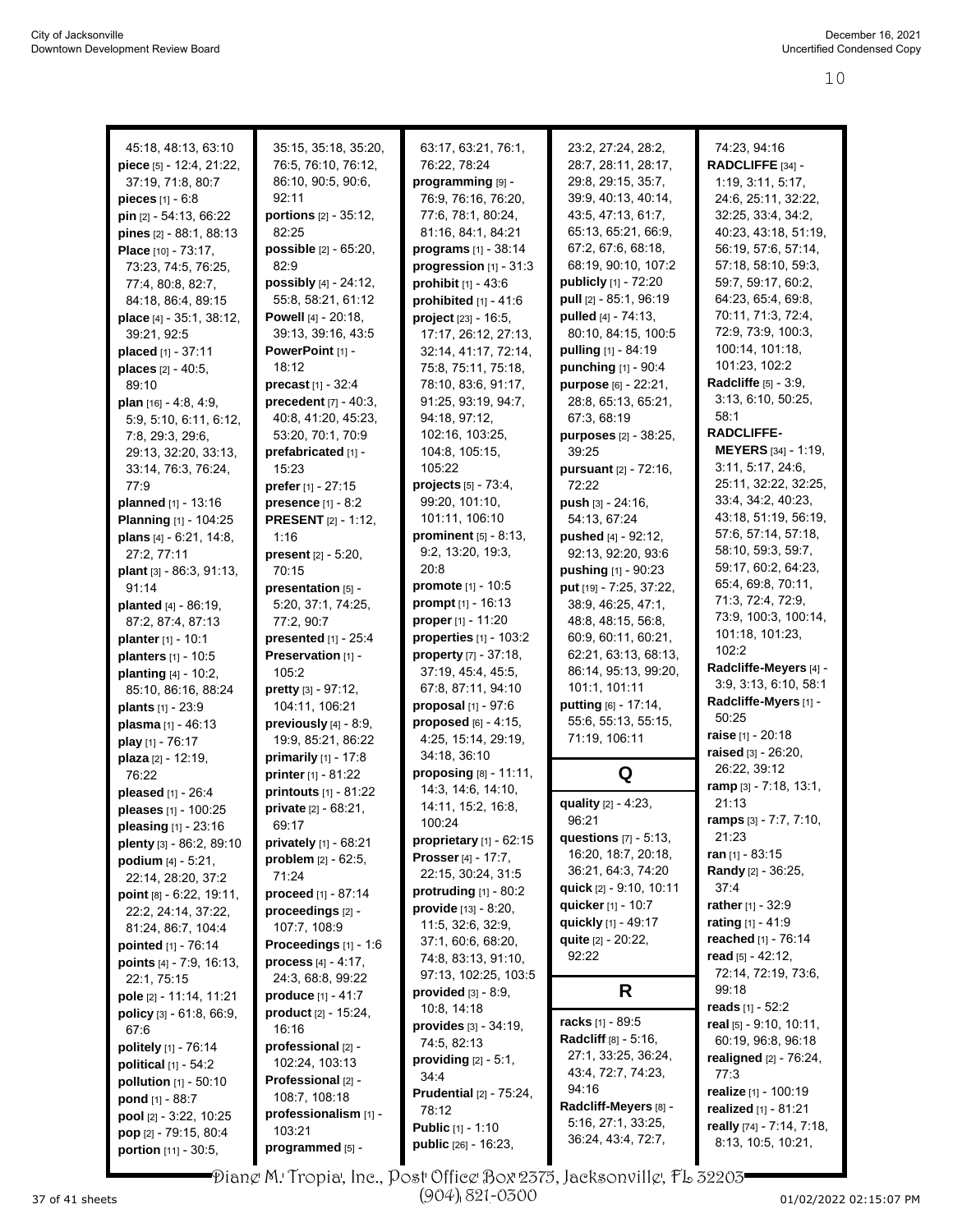45:18, 48:13, 63:10
**piece** [5] - 12:4, 21:22, 37:19, 71:8, 80:7
**pieces** [1] - 6:8
**pin** [2] - 54:13, 66:22
**pines** [2] - 88:1, 88:13
**Place** [10] - 73:17, 73:23, 74:5, 76:25, 77:4, 80:8, 82:7, 84:18, 86:4, 89:15
**place** [4] - 35:1, 38:12, 39:21, 92:5
**placed** [1] - 37:11
**places** [2] - 40:5, 89:10
**plan** [16] - 4:8, 4:9, 5:9, 5:10, 6:11, 6:12, 7:8, 29:3, 29:6, 29:13, 32:20, 33:13, 33:14, 76:3, 76:24, 77:9
**planned** [1] - 13:16
**Planning** [1] - 104:25
**plans** [4] - 6:21, 14:8, 27:2, 77:11
**plant** [3] - 86:3, 91:13, 91:14
**planted** [4] - 86:19, 87:2, 87:4, 87:13
**planter** [1] - 10:1
**planters** [1] - 10:5
**planting** [4] - 10:2, 85:10, 86:16, 88:24
**plants** [1] - 23:9
**plasma** [1] - 46:13
**play** [1] - 76:17
**plaza** [2] - 12:19, 76:22
**pleased** [1] - 26:4
**pleases** [1] - 100:25
**pleasing** [1] - 23:16
**plenty** [3] - 86:2, 89:10
**podium** [4] - 5:21, 22:14, 28:20, 37:2
**point** [8] - 6:22, 19:11, 22:2, 24:14, 37:22, 81:24, 86:7, 104:4
**pointed** [1] - 76:14
**points** [4] - 7:9, 16:13, 22:1, 75:15
**pole** [2] - 11:14, 11:21
**policy** [3] - 61:8, 66:9, 67:6
**politely** [1] - 76:14
**political** [1] - 54:2
**pollution** [1] - 50:10
**pond** [1] - 88:7
**pool** [2] - 3:22, 10:25
**pop** [2] - 79:15, 80:4
**portion** [11] - 30:5, 35:15, 35:18, 35:20, 76:5, 76:10, 76:12, 86:10, 90:5, 90:6, 92:11
**portions** [2] - 35:12, 82:25
**possible** [2] - 65:20, 82:9
**possibly** [4] - 24:12, 55:8, 58:21, 61:12
**Powell** [4] - 20:18, 39:13, 39:16, 43:5
**PowerPoint** [1] - 18:12
**precast** [1] - 32:4
**precedent** [7] - 40:3, 40:8, 41:20, 45:23, 53:20, 70:1, 70:9
**prefabricated** [1] - 15:23
**prefer** [1] - 27:15
**presence** [1] - 8:2
**PRESENT** [2] - 1:12, 1:16
**present** [2] - 5:20, 70:15
**presentation** [5] - 5:20, 37:1, 74:25, 77:2, 90:7
**presented** [1] - 25:4
**Preservation** [1] - 105:2
**pretty** [3] - 97:12, 104:11, 106:21
**previously** [4] - 8:9, 19:9, 85:21, 86:22
**primarily** [1] - 17:8
**printer** [1] - 81:22
**printouts** [1] - 81:22
**private** [2] - 68:21, 69:17
**privately** [1] - 68:21
**problem** [2] - 62:5, 71:24
**proceed** [1] - 87:14
**proceedings** [2] - 107:7, 108:9
**Proceedings** [1] - 1:6
**process** [4] - 4:17, 24:3, 68:8, 99:22
**produce** [1] - 41:7
**product** [2] - 15:24, 16:16
**professional** [2] - 102:24, 103:13
**Professional** [2] - 108:7, 108:18
**professionalism** [1] - 103:21
**programmed** [5] - 63:17, 63:21, 76:1, 76:22, 78:24
**programming** [9] - 76:9, 76:16, 76:20, 77:6, 78:1, 80:24, 81:16, 84:1, 84:21
**programs** [1] - 38:14
**progression** [1] - 31:3
**prohibit** [1] - 43:6
**prohibited** [1] - 41:6
**project** [23] - 16:5, 17:17, 26:12, 27:13, 32:14, 41:17, 72:14, 75:8, 75:11, 75:18, 78:10, 83:6, 91:17, 91:25, 93:19, 94:7, 94:18, 97:12, 102:16, 103:25, 104:8, 105:15, 105:22
**projects** [5] - 73:4, 99:20, 101:10, 101:11, 106:10
**prominent** [5] - 8:13, 9:2, 13:20, 19:3, 20:8
**promote** [1] - 10:5
**prompt** [1] - 16:13
**proper** [1] - 11:20
**properties** [1] - 103:2
**property** [7] - 37:18, 37:19, 45:4, 45:5, 67:8, 87:11, 94:10
**proposal** [1] - 97:6
**proposed** [6] - 4:15, 4:25, 15:14, 29:19, 34:18, 36:10
**proposing** [8] - 11:11, 14:3, 14:6, 14:10, 14:11, 15:2, 16:8, 100:24
**proprietary** [1] - 62:15
**Prosser** [4] - 17:7, 22:15, 30:24, 31:5
**protruding** [1] - 80:2
**provide** [13] - 8:20, 11:5, 32:6, 32:9, 37:1, 60:6, 68:20, 74:8, 83:13, 91:10, 97:13, 102:25, 103:5
**provided** [3] - 8:9, 10:8, 14:18
**provides** [3] - 34:19, 74:5, 82:13
**providing** [2] - 5:1, 34:4
**Prudential** [2] - 75:24, 78:12
**Public** [1] - 1:10
**public** [26] - 16:23, 23:2, 27:24, 28:2, 28:7, 28:11, 28:17, 29:8, 29:15, 35:7, 39:9, 40:13, 40:14, 43:5, 47:13, 61:7, 65:13, 65:21, 66:9, 67:2, 67:6, 68:18, 68:19, 90:10, 107:2
**publicly** [1] - 72:20
**pull** [2] - 85:1, 96:19
**pulled** [4] - 74:13, 80:10, 84:15, 100:5
**pulling** [1] - 84:19
**punching** [1] - 90:4
**purpose** [6] - 22:21, 28:8, 65:13, 65:21, 67:3, 68:19
**purposes** [2] - 38:25, 39:25
**pursuant** [2] - 72:16, 72:22
**push** [3] - 24:16, 54:13, 67:24
**pushed** [4] - 92:12, 92:13, 92:20, 93:6
**pushing** [1] - 90:23
**put** [19] - 7:25, 37:22, 38:9, 46:25, 47:1, 48:8, 48:15, 56:8, 60:9, 60:11, 60:21, 62:21, 63:13, 68:13, 86:14, 95:13, 99:20, 101:1, 101:11
**putting** [6] - 17:14, 55:6, 55:13, 55:15, 71:19, 106:11

## Q

**quality** [2] - 4:23, 96:21
**questions** [7] - 5:13, 16:20, 18:7, 20:18, 36:21, 64:3, 74:20
**quick** [2] - 9:10, 10:11
**quicker** [1] - 10:7
**quickly** [1] - 49:17
**quite** [2] - 20:22, 92:22

## R

**racks** [1] - 89:5
**Radcliff** [8] - 5:16, 27:1, 33:25, 36:24, 43:4, 72:7, 74:23, 94:16
**Radcliff-Meyers** [8] - 5:16, 27:1, 33:25, 36:24, 43:4, 72:7, 74:23, 94:16
**RADCLIFFE** [34] - 1:19, 3:11, 5:17, 24:6, 25:11, 32:22, 32:25, 33:4, 34:2, 40:23, 43:18, 51:19, 56:19, 57:6, 57:14, 57:18, 58:10, 59:3, 59:7, 59:17, 60:2, 64:23, 65:4, 69:8, 70:11, 71:3, 72:4, 72:9, 73:9, 100:3, 100:14, 101:18, 101:23, 102:2
**Radcliffe** [5] - 3:9, 3:13, 6:10, 50:25, 58:1
**RADCLIFFE-MEYERS** [34] - 1:19, 3:11, 5:17, 24:6, 25:11, 32:22, 32:25, 33:4, 34:2, 40:23, 43:18, 51:19, 56:19, 57:6, 57:14, 57:18, 58:10, 59:3, 59:7, 59:17, 60:2, 64:23, 65:4, 69:8, 70:11, 71:3, 72:4, 72:9, 73:9, 100:3, 100:14, 101:18, 101:23, 102:2
**Radcliffe-Meyers** [4] - 3:9, 3:13, 6:10, 58:1
**Radcliffe-Myers** [1] - 50:25
**raise** [1] - 20:18
**raised** [3] - 26:20, 26:22, 39:12
**ramp** [3] - 7:18, 13:1, 21:13
**ramps** [3] - 7:7, 7:10, 21:23
**ran** [1] - 83:15
**Randy** [2] - 36:25, 37:4
**rather** [1] - 32:9
**rating** [1] - 41:9
**reached** [1] - 76:14
**read** [5] - 42:12, 72:14, 72:19, 73:6, 99:18
**reads** [1] - 52:2
**real** [5] - 9:10, 10:11, 60:19, 96:8, 96:18
**realigned** [2] - 76:24, 77:3
**realize** [1] - 100:19
**realized** [1] - 81:21
**really** [74] - 7:14, 7:18, 8:13, 10:5, 10:21,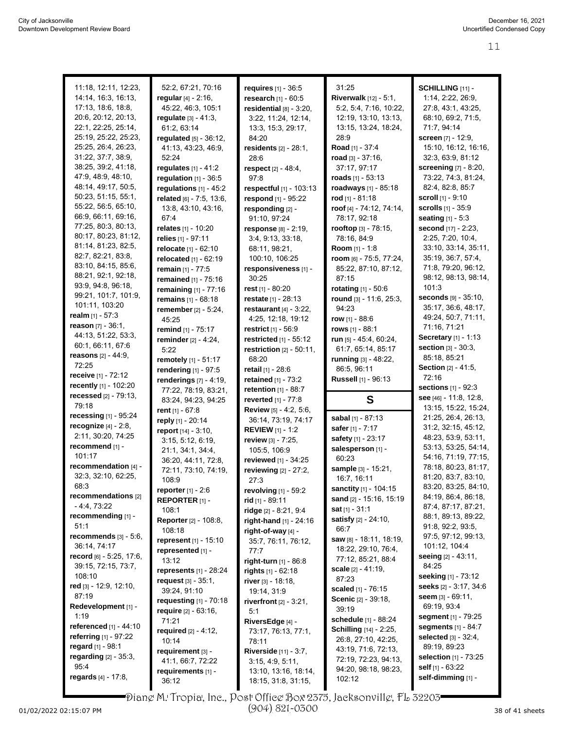11:18, 12:11, 12:23, 14:14, 16:3, 16:13, 17:13, 18:6, 18:8, 20:6, 20:12, 20:13, 22:1, 22:25, 25:14, 25:19, 25:22, 25:23, 25:25, 26:4, 26:23, 31:22, 37:7, 38:9, 38:25, 39:2, 41:18, 47:9, 48:9, 48:10, 48:14, 49:17, 50:5, 50:23, 51:15, 55:1, 55:22, 56:5, 65:10, 66:9, 66:11, 69:16, 77:25, 80:3, 80:13, 80:17, 80:23, 81:12, 81:14, 81:23, 82:5, 82:7, 82:21, 83:8, 83:10, 84:15, 85:6, 88:21, 92:1, 92:18, 93:9, 94:8, 96:18, 99:21, 101:7, 101:9, 101:11, 103:20

**realm** [1] - 57:3
**reason** [7] - 36:1, 44:13, 51:22, 53:3, 60:1, 66:11, 67:6
**reasons** [2] - 44:9, 72:25
**receive** [1] - 72:12
**recently** [1] - 102:20
**recessed** [2] - 79:13, 79:18
**recessing** [1] - 95:24
**recognize** [4] - 2:8, 2:11, 30:20, 74:25
**recommend** [1] - 101:17
**recommendation** [4] - 32:3, 32:10, 62:25, 68:3
**recommendations** [2] - 4:4, 73:22
**recommending** [1] - 51:1
**recommends** [3] - 5:6, 36:14, 74:17
**record** [6] - 5:25, 17:6, 39:15, 72:15, 73:7, 108:10
**red** [3] - 12:9, 12:10, 87:19
**Redevelopment** [1] - 1:19
**referenced** [1] - 44:10
**referring** [1] - 97:22
**regard** [1] - 98:1
**regarding** [2] - 35:3, 95:4
**regards** [4] - 17:8, 52:2, 67:21, 70:16
**regular** [4] - 2:16, 45:22, 46:3, 105:1
**regulate** [3] - 41:3, 61:2, 63:14
**regulated** [5] - 36:12, 41:13, 43:23, 46:9, 52:24
**regulates** [1] - 41:2
**regulation** [1] - 36:5
**regulations** [1] - 45:2
**related** [6] - 7:5, 13:6, 13:8, 43:10, 43:16, 67:4
**relates** [1] - 10:20
**relies** [1] - 97:11
**relocate** [1] - 62:10
**relocated** [1] - 62:19
**remain** [1] - 77:5
**remained** [1] - 75:16
**remaining** [1] - 77:16
**remains** [1] - 68:18
**remember** [2] - 5:24, 45:25
**remind** [1] - 75:17
**reminder** [2] - 4:24, 5:22
**remotely** [1] - 51:17
**rendering** [1] - 97:5
**renderings** [7] - 4:19, 77:22, 78:19, 83:21, 83:24, 94:23, 94:25
**rent** [1] - 67:8
**reply** [1] - 20:14
**report** [14] - 3:10, 3:15, 5:12, 6:19, 21:1, 34:1, 34:4, 36:20, 44:11, 72:8, 72:11, 73:10, 74:19, 108:9
**reporter** [1] - 2:6
**REPORTER** [1] - 108:1
**Reporter** [2] - 108:8, 108:18
**represent** [1] - 15:10
**represented** [1] - 13:12
**represents** [1] - 28:24
**request** [3] - 35:1, 39:24, 91:10
**requesting** [1] - 70:18
**require** [2] - 63:16, 71:21
**required** [2] - 4:12, 10:14
**requirement** [3] - 41:1, 66:7, 72:22
**requirements** [1] - 36:12
**requires** [1] - 36:5
**research** [1] - 60:5
**residential** [8] - 3:20, 3:22, 11:24, 12:14, 13:3, 15:3, 29:17, 84:20
**residents** [2] - 28:1, 28:6
**respect** [2] - 48:4, 97:8
**respectful** [1] - 103:13
**respond** [1] - 95:22
**responding** [2] - 91:10, 97:24
**response** [8] - 2:19, 3:4, 9:13, 33:18, 68:11, 98:21, 100:10, 106:25
**responsiveness** [1] - 30:25
**rest** [1] - 80:20
**restate** [1] - 28:13
**restaurant** [4] - 3:22, 4:25, 12:18, 19:12
**restrict** [1] - 56:9
**restricted** [1] - 55:12
**restriction** [2] - 50:11, 68:20
**retail** [1] - 28:6
**retained** [1] - 73:2
**retention** [1] - 88:7
**reverted** [1] - 77:8
**Review** [5] - 4:2, 5:6, 36:14, 73:19, 74:17
**REVIEW** [1] - 1:2
**review** [3] - 7:25, 105:5, 106:9
**reviewed** [1] - 34:25
**reviewing** [2] - 27:2, 27:3
**revolving** [1] - 59:2
**rid** [1] - 89:11
**ridge** [2] - 8:21, 9:4
**right-hand** [1] - 24:16
**right-of-way** [4] - 35:7, 76:11, 76:12, 77:7
**right-turn** [1] - 86:8
**rights** [1] - 62:18
**river** [3] - 18:18, 19:14, 31:9
**riverfront** [2] - 3:21, 5:1
**RiversEdge** [4] - 73:17, 76:13, 77:1, 78:11
**Riverside** [11] - 3:7, 3:15, 4:9, 5:11, 13:10, 13:16, 18:14, 18:15, 31:8, 31:15, 31:25
**Riverwalk** [12] - 5:1, 5:2, 5:4, 7:16, 10:22, 12:19, 13:10, 13:13, 13:15, 13:24, 18:24, 28:9
**Road** [1] - 37:4
**road** [3] - 37:16, 37:17, 97:17
**roads** [1] - 53:13
**roadways** [1] - 85:18
**rod** [1] - 81:18
**roof** [4] - 74:12, 74:14, 78:17, 92:18
**rooftop** [3] - 78:15, 78:16, 84:9
**Room** [1] - 1:8
**room** [6] - 75:5, 77:24, 85:22, 87:10, 87:12, 87:15
**rotating** [1] - 50:6
**round** [3] - 11:6, 25:3, 94:23
**row** [1] - 88:6
**rows** [1] - 88:1
**run** [5] - 45:4, 60:24, 61:7, 65:14, 85:17
**running** [3] - 48:22, 86:5, 96:11
**Russell** [1] - 96:13

## S

**sabal** [1] - 87:13
**safer** [1] - 7:17
**safety** [1] - 23:17
**salesperson** [1] - 60:23
**sample** [3] - 15:21, 16:7, 16:11
**sanctity** [1] - 104:15
**sand** [2] - 15:16, 15:19
**sat** [1] - 31:1
**satisfy** [2] - 24:10, 66:7
**saw** [8] - 18:11, 18:19, 18:22, 29:10, 76:4, 77:12, 85:21, 88:4
**scale** [2] - 41:19, 87:23
**scaled** [1] - 76:15
**Scenic** [2] - 39:18, 39:19
**schedule** [1] - 88:24
**Schilling** [14] - 2:25, 26:8, 27:10, 42:25, 43:19, 71:6, 72:13, 72:19, 72:23, 94:13, 94:20, 98:18, 98:23, 102:12
**SCHILLING** [11] - 1:14, 2:22, 26:9, 27:8, 43:1, 43:25, 68:10, 69:2, 71:5, 71:7, 94:14
**screen** [7] - 12:9, 15:10, 16:12, 16:16, 32:3, 63:9, 81:12
**screening** [7] - 8:20, 73:22, 74:3, 81:24, 82:4, 82:8, 85:7
**scroll** [1] - 9:10
**scrolls** [1] - 35:9
**seating** [1] - 5:3
**second** [17] - 2:23, 2:25, 7:20, 10:4, 33:10, 33:14, 35:11, 35:19, 36:7, 57:4, 71:8, 79:20, 96:12, 98:12, 98:13, 98:14, 101:3
**seconds** [9] - 35:10, 35:17, 36:6, 48:17, 49:24, 50:7, 71:11, 71:16, 71:21
**Secretary** [1] - 1:13
**section** [3] - 30:3, 85:18, 85:21
**Section** [2] - 41:5, 72:16
**sections** [1] - 92:3
**see** [46] - 11:8, 12:8, 13:15, 15:22, 15:24, 21:25, 26:4, 26:13, 31:2, 32:15, 45:12, 48:23, 53:9, 53:11, 53:13, 53:25, 54:14, 54:16, 71:19, 77:15, 78:18, 80:23, 81:17, 81:20, 83:7, 83:10, 83:20, 83:25, 84:10, 84:19, 86:4, 86:18, 87:4, 87:17, 87:21, 88:1, 89:13, 89:22, 91:8, 92:2, 93:5, 97:5, 97:12, 99:13, 101:12, 104:4
**seeing** [2] - 43:11, 84:25
**seeking** [1] - 73:12
**seeks** [2] - 3:17, 34:6
**seem** [3] - 69:11, 69:19, 93:4
**segment** [1] - 79:25
**segments** [1] - 84:7
**selected** [3] - 32:4, 89:19, 89:23
**selection** [1] - 73:25
**self** [1] - 63:22
**self-dimming** [1] -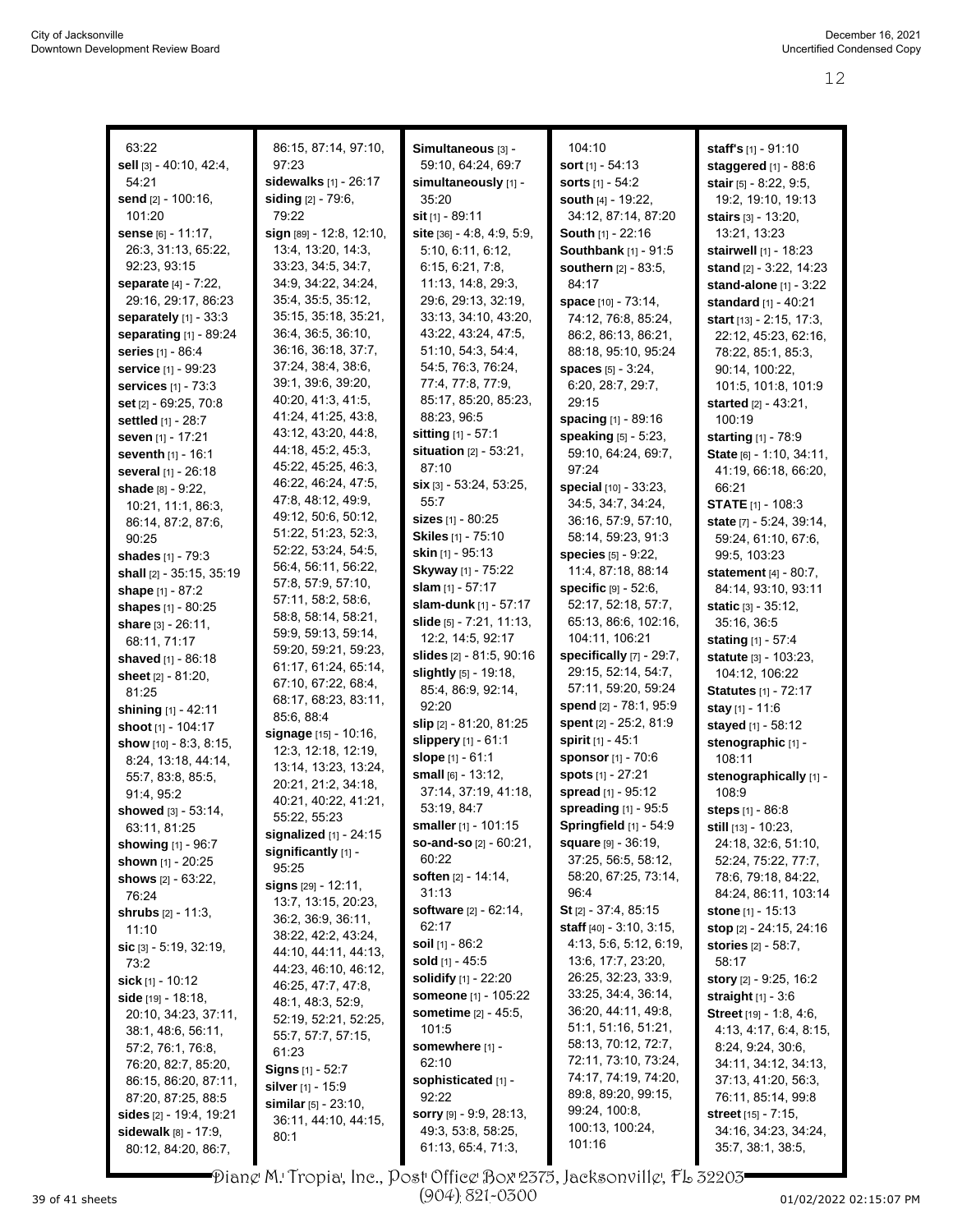63:22
**sell** [3] - 40:10, 42:4, 54:21
**send** [2] - 100:16, 101:20
**sense** [6] - 11:17, 26:3, 31:13, 65:22, 92:23, 93:15
**separate** [4] - 7:22, 29:16, 29:17, 86:23
**separately** [1] - 33:3
**separating** [1] - 89:24
**series** [1] - 86:4
**service** [1] - 99:23
**services** [1] - 73:3
**set** [2] - 69:25, 70:8
**settled** [1] - 28:7
**seven** [1] - 17:21
**seventh** [1] - 16:1
**several** [1] - 26:18
**shade** [8] - 9:22, 10:21, 11:1, 86:3, 86:14, 87:2, 87:6, 90:25
**shades** [1] - 79:3
**shall** [2] - 35:15, 35:19
**shape** [1] - 87:2
**shapes** [1] - 80:25
**share** [3] - 26:11, 68:11, 71:17
**shaved** [1] - 86:18
**sheet** [2] - 81:20, 81:25
**shining** [1] - 42:11
**shoot** [1] - 104:17
**show** [10] - 8:3, 8:15, 8:24, 13:18, 44:14, 55:7, 83:8, 85:5, 91:4, 95:2
**showed** [3] - 53:14, 63:11, 81:25
**showing** [1] - 96:7
**shown** [1] - 20:25
**shows** [2] - 63:22, 76:24
**shrubs** [2] - 11:3, 11:10
**sic** [3] - 5:19, 32:19, 73:2
**sick** [1] - 10:12
**side** [19] - 18:18, 20:10, 34:23, 37:11, 38:1, 48:6, 56:11, 57:2, 76:1, 76:8, 76:20, 82:7, 85:20, 86:15, 86:20, 87:11, 87:20, 87:25, 88:5
**sides** [2] - 19:4, 19:21
**sidewalk** [8] - 17:9, 80:12, 84:20, 86:7, 86:15, 87:14, 97:10, 97:23
**sidewalks** [1] - 26:17
**siding** [2] - 79:6, 79:22
**sign** [89] - 12:8, 12:10, 13:4, 13:20, 14:3, 33:23, 34:5, 34:7, 34:9, 34:22, 34:24, 35:4, 35:5, 35:12, 35:15, 35:18, 35:21, 36:4, 36:5, 36:10, 36:16, 36:18, 37:7, 37:16, 38:4, 38:6, 39:1, 39:6, 39:20, 40:20, 41:3, 41:5, 41:24, 41:25, 43:8, 43:12, 43:20, 44:8, 44:18, 45:2, 45:3, 45:22, 45:25, 46:3, 46:22, 46:24, 47:5, 47:8, 48:12, 49:9, 49:12, 50:6, 50:12, 51:22, 51:23, 52:3, 52:22, 53:24, 54:5, 56:4, 56:11, 56:22, 57:8, 57:9, 57:10, 57:11, 58:2, 58:6, 58:8, 58:14, 58:21, 59:9, 59:13, 59:14, 59:20, 59:21, 59:23, 61:17, 61:24, 65:14, 67:10, 67:22, 68:4, 68:17, 68:23, 83:11, 85:6, 88:4
**signage** [15] - 10:16, 12:3, 12:18, 12:19, 13:14, 13:23, 13:24, 20:21, 21:2, 34:18, 40:21, 40:22, 41:21, 55:22, 55:23
**signalized** [1] - 24:15
**significantly** [1] - 95:25
**signs** [29] - 12:11, 13:7, 13:15, 20:23, 36:2, 36:9, 36:11, 38:22, 42:2, 43:24, 44:10, 44:11, 44:13, 44:23, 46:10, 46:12, 46:25, 47:7, 47:8, 48:1, 48:3, 52:9, 52:19, 52:21, 52:25, 55:7, 57:7, 57:15, 61:23
**Signs** [1] - 52:7
**silver** [1] - 15:9
**similar** [5] - 23:10, 36:11, 44:10, 44:15, 80:1
**Simultaneous** [3] - 59:10, 64:24, 69:7
**simultaneously** [1] - 35:20
**sit** [1] - 89:11
**site** [36] - 4:8, 4:9, 5:9, 5:10, 6:11, 6:12, 6:15, 6:21, 7:8, 11:13, 14:8, 29:3, 29:6, 29:13, 32:19, 33:13, 34:10, 43:20, 43:22, 43:24, 47:5, 51:10, 54:3, 54:4, 54:5, 76:3, 76:24, 77:4, 77:8, 77:9, 85:17, 85:20, 85:23, 88:23, 96:5
**sitting** [1] - 57:1
**situation** [2] - 53:21, 87:10
**six** [3] - 53:24, 53:25, 55:7
**sizes** [1] - 80:25
**Skiles** [1] - 75:10
**skin** [1] - 95:13
**Skyway** [1] - 75:22
**slam** [1] - 57:17
**slam-dunk** [1] - 57:17
**slide** [5] - 7:21, 11:13, 12:2, 14:5, 92:17
**slides** [2] - 81:5, 90:16
**slightly** [5] - 19:18, 85:4, 86:9, 92:14, 92:20
**slip** [2] - 81:20, 81:25
**slippery** [1] - 61:1
**slope** [1] - 61:1
**small** [6] - 13:12, 37:14, 37:19, 41:18, 53:19, 84:7
**smaller** [1] - 101:15
**so-and-so** [2] - 60:21, 60:22
**soften** [2] - 14:14, 31:13
**software** [2] - 62:14, 62:17
**soil** [1] - 86:2
**sold** [1] - 45:5
**solidify** [1] - 22:20
**someone** [1] - 105:22
**sometime** [2] - 45:5, 101:5
**somewhere** [1] - 62:10
**sophisticated** [1] - 92:22
**sorry** [9] - 9:9, 28:13, 49:3, 53:8, 58:25, 61:13, 65:4, 71:3, 104:10
**sort** [1] - 54:13
**sorts** [1] - 54:2
**south** [4] - 19:22, 34:12, 87:14, 87:20
**South** [1] - 22:16
**Southbank** [1] - 91:5
**southern** [2] - 83:5, 84:17
**space** [10] - 73:14, 74:12, 76:8, 85:24, 86:2, 86:13, 86:21, 88:18, 95:10, 95:24
**spaces** [5] - 3:24, 6:20, 28:7, 29:7, 29:15
**spacing** [1] - 89:16
**speaking** [5] - 5:23, 59:10, 64:24, 69:7, 97:24
**special** [10] - 33:23, 34:5, 34:7, 34:24, 36:16, 57:9, 57:10, 58:14, 59:23, 91:3
**species** [5] - 9:22, 11:4, 87:18, 88:14
**specific** [9] - 52:6, 52:17, 52:18, 57:7, 65:13, 86:6, 102:16, 104:11, 106:21
**specifically** [7] - 29:7, 29:15, 52:14, 54:7, 57:11, 59:20, 59:24
**spend** [2] - 78:1, 95:9
**spent** [2] - 25:2, 81:9
**spirit** [1] - 45:1
**sponsor** [1] - 70:6
**spots** [1] - 27:21
**spread** [1] - 95:12
**spreading** [1] - 95:5
**Springfield** [1] - 54:9
**square** [9] - 36:19, 37:25, 56:5, 58:12, 58:20, 67:25, 73:14, 96:4
**St** [2] - 37:4, 85:15
**staff** [40] - 3:10, 3:15, 4:13, 5:6, 5:12, 6:19, 13:6, 17:7, 23:20, 26:25, 32:23, 33:9, 33:25, 34:4, 36:14, 36:20, 44:11, 49:8, 51:1, 51:16, 51:21, 58:13, 70:12, 72:7, 72:11, 73:10, 73:24, 74:17, 74:19, 74:20, 89:8, 89:20, 99:15, 99:24, 100:8, 100:13, 100:24, 101:16
**staff's** [1] - 91:10
**staggered** [1] - 88:6
**stair** [5] - 8:22, 9:5, 19:2, 19:10, 19:13
**stairs** [3] - 13:20, 13:21, 13:23
**stairwell** [1] - 18:23
**stand** [2] - 3:22, 14:23
**stand-alone** [1] - 3:22
**standard** [1] - 40:21
**start** [13] - 2:15, 17:3, 22:12, 45:23, 62:16, 78:22, 85:1, 85:3, 90:14, 100:22, 101:5, 101:8, 101:9
**started** [2] - 43:21, 100:19
**starting** [1] - 78:9
**State** [6] - 1:10, 34:11, 41:19, 66:18, 66:20, 66:21
**STATE** [1] - 108:3
**state** [7] - 5:24, 39:14, 59:24, 61:10, 67:6, 99:5, 103:23
**statement** [4] - 80:7, 84:14, 93:10, 93:11
**static** [3] - 35:12, 35:16, 36:5
**stating** [1] - 57:4
**statute** [3] - 103:23, 104:12, 106:22
**Statutes** [1] - 72:17
**stay** [1] - 11:6
**stayed** [1] - 58:12
**stenographic** [1] - 108:11
**stenographically** [1] - 108:9
**steps** [1] - 86:8
**still** [13] - 10:23, 24:18, 32:6, 51:10, 52:24, 75:22, 77:7, 78:6, 79:18, 84:22, 84:24, 86:11, 103:14
**stone** [1] - 15:13
**stop** [2] - 24:15, 24:16
**stories** [2] - 58:7, 58:17
**story** [2] - 9:25, 16:2
**straight** [1] - 3:6
**Street** [19] - 1:8, 4:6, 4:13, 4:17, 6:4, 8:15, 8:24, 9:24, 30:6, 34:11, 34:12, 34:13, 37:13, 41:20, 56:3, 76:11, 85:14, 99:8
**street** [15] - 7:15, 34:16, 34:23, 34:24, 35:7, 38:1, 38:5,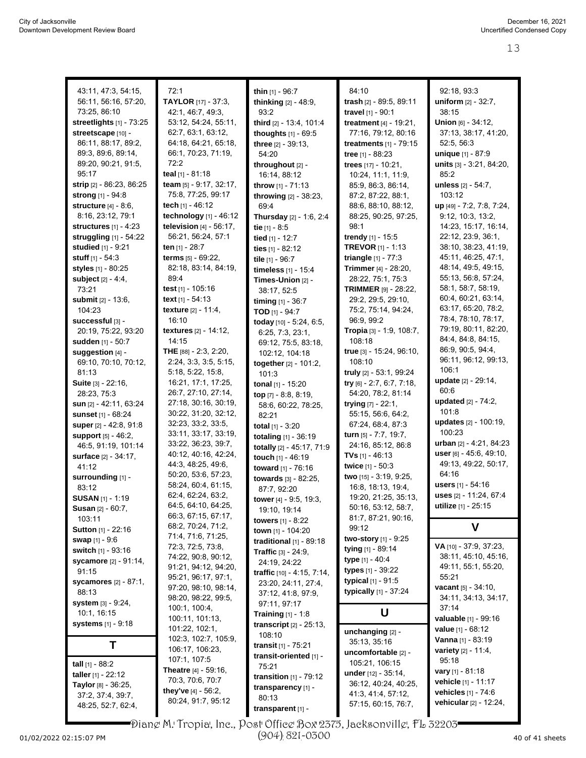43:11, 47:3, 54:15, 56:11, 56:16, 57:20, 73:25, 86:10
**streetlights** [1] - 73:25
**streetscape** [10] - 86:11, 88:17, 89:2, 89:3, 89:6, 89:14, 89:20, 90:21, 91:5, 95:17
**strip** [2] - 86:23, 86:25
**strong** [1] - 94:8
**structure** [4] - 8:6, 8:16, 23:12, 79:1
**structures** [1] - 4:23
**struggling** [1] - 54:22
**studied** [1] - 9:21
**stuff** [1] - 54:3
**styles** [1] - 80:25
**subject** [2] - 4:4, 73:21
**submit** [2] - 13:6, 104:23
**successful** [3] - 20:19, 75:22, 93:20
**sudden** [1] - 50:7
**suggestion** [4] - 69:10, 70:10, 70:12, 81:13
**Suite** [3] - 22:16, 28:23, 75:3
**sun** [2] - 42:11, 63:24
**sunset** [1] - 68:24
**super** [2] - 42:8, 91:8
**support** [5] - 46:2, 46:5, 91:19, 101:14
**surface** [2] - 34:17, 41:12
**surrounding** [1] - 83:12
**SUSAN** [1] - 1:19
**Susan** [2] - 60:7, 103:11
**Sutton** [1] - 22:16
**swap** [1] - 9:6
**switch** [1] - 93:16
**sycamore** [2] - 91:14, 91:15
**sycamores** [2] - 87:1, 88:13
**system** [3] - 9:24, 10:1, 16:15
**systems** [1] - 9:18

## T

**tall** [1] - 88:2
**taller** [1] - 22:12
**Taylor** [8] - 36:25, 37:2, 37:4, 39:7, 48:25, 52:7, 62:4, 72:1
**TAYLOR** [17] - 37:3, 42:1, 46:7, 49:3, 53:12, 54:24, 55:11, 62:7, 63:1, 63:12, 64:18, 64:21, 65:18, 66:1, 70:23, 71:19, 72:2
**teal** [1] - 81:18
**team** [5] - 9:17, 32:17, 75:8, 77:25, 99:17
**tech** [1] - 46:12
**technology** [1] - 46:12
**television** [4] - 56:17, 56:21, 56:24, 57:1
**ten** [1] - 28:7
**terms** [5] - 69:22, 82:18, 83:14, 84:19, 89:4
**test** [1] - 105:16
**text** [1] - 54:13
**texture** [2] - 11:4, 16:10
**textures** [2] - 14:12, 14:15
**THE** [88] - 2:3, 2:20, 2:24, 3:3, 3:5, 5:15, 5:18, 5:22, 15:8, 16:21, 17:1, 17:25, 26:7, 27:10, 27:14, 27:18, 30:16, 30:19, 30:22, 31:20, 32:12, 32:23, 33:2, 33:5, 33:11, 33:17, 33:19, 33:22, 36:23, 39:7, 40:12, 40:16, 42:24, 44:3, 48:25, 49:6, 50:20, 53:6, 57:23, 58:24, 60:4, 61:15, 62:4, 62:24, 63:2, 64:5, 64:10, 64:25, 66:3, 67:15, 67:17, 68:2, 70:24, 71:2, 71:4, 71:6, 71:25, 72:3, 72:5, 73:8, 74:22, 90:8, 90:12, 91:21, 94:12, 94:20, 95:21, 96:17, 97:1, 97:20, 98:10, 98:14, 98:20, 98:22, 99:5, 100:1, 100:4, 100:11, 101:13, 101:22, 102:1, 102:3, 102:7, 105:9, 106:17, 106:23, 107:1, 107:5
**Theatre** [4] - 59:16, 70:3, 70:6, 70:7
**they've** [4] - 56:2, 80:24, 91:7, 95:12
**thin** [1] - 96:7
**thinking** [2] - 48:9, 93:2
**third** [2] - 13:4, 101:4
**thoughts** [1] - 69:5
**three** [2] - 39:13, 54:20
**throughout** [2] - 16:14, 88:12
**throw** [1] - 71:13
**throwing** [2] - 38:23, 69:4
**Thursday** [2] - 1:6, 2:4
**tie** [1] - 8:5
**tied** [1] - 12:7
**ties** [1] - 82:12
**tile** [1] - 96:7
**timeless** [1] - 15:4
**Times-Union** [2] - 38:17, 52:5
**timing** [1] - 36:7
**TOD** [1] - 94:7
**today** [10] - 5:24, 6:5, 6:25, 7:3, 23:1, 69:12, 75:5, 83:18, 102:12, 104:18
**together** [2] - 101:2, 101:3
**tonal** [1] - 15:20
**top** [7] - 8:8, 8:19, 58:6, 60:22, 78:25, 82:21
**total** [1] - 3:20
**totaling** [1] - 36:19
**totally** [2] - 45:17, 71:9
**touch** [1] - 46:13
**toward** [1] - 76:16
**towards** [3] - 82:25, 87:7, 92:20
**tower** [4] - 9:5, 19:3, 19:10, 19:14
**towers** [1] - 8:22
**town** [1] - 104:20
**traditional** [1] - 89:18
**Traffic** [3] - 24:9, 24:19, 24:22
**traffic** [10] - 4:15, 7:14, 23:20, 24:11, 27:4, 37:12, 41:8, 97:9, 97:11, 97:17
**Training** [1] - 1:8
**transcript** [2] - 25:13, 108:10
**transit** [1] - 75:21
**transit-oriented** [1] - 75:21
**transition** [1] - 79:12
**transparency** [1] - 80:13
**transparent** [1] - 84:10
**trash** [2] - 89:5, 89:11
**travel** [1] - 90:1
**treatment** [4] - 19:21, 77:16, 79:12, 80:16
**treatments** [1] - 79:15
**tree** [1] - 88:23
**trees** [17] - 10:21, 10:24, 11:1, 11:9, 85:9, 86:3, 86:14, 87:2, 87:22, 88:1, 88:6, 88:10, 88:12, 88:25, 90:25, 97:25, 98:1
**trendy** [1] - 15:5
**TREVOR** [1] - 1:13
**triangle** [1] - 77:3
**Trimmer** [4] - 28:20, 28:22, 75:1, 75:3
**TRIMMER** [9] - 28:22, 29:2, 29:5, 29:10, 75:2, 75:14, 94:24, 96:9, 99:2
**Tropia** [3] - 1:9, 108:7, 108:18
**true** [3] - 15:24, 96:10, 108:10
**truly** [2] - 53:1, 99:24
**try** [6] - 2:7, 6:7, 7:18, 54:20, 78:2, 81:14
**trying** [7] - 22:1, 55:15, 56:6, 64:2, 67:24, 68:4, 87:3
**turn** [5] - 7:7, 19:7, 24:16, 85:12, 86:8
**TVs** [1] - 46:13
**twice** [1] - 50:3
**two** [15] - 3:19, 9:25, 16:8, 18:13, 19:4, 19:20, 21:25, 35:13, 50:16, 53:12, 58:7, 81:7, 87:21, 90:16, 99:12
**two-story** [1] - 9:25
**tying** [1] - 89:14
**type** [1] - 40:4
**types** [1] - 39:22
**typical** [1] - 91:5
**typically** [1] - 37:24

## U

**unchanging** [2] - 35:13, 35:16
**uncomfortable** [2] - 105:21, 106:15
**under** [12] - 35:14, 36:12, 40:24, 40:25, 41:3, 41:4, 57:12, 57:15, 60:15, 76:7, 92:18, 93:3
**uniform** [2] - 32:7, 38:15
**Union** [6] - 34:12, 37:13, 38:17, 41:20, 52:5, 56:3
**unique** [1] - 87:9
**units** [3] - 3:21, 84:20, 85:2
**unless** [2] - 54:7, 103:12
**up** [49] - 7:2, 7:8, 7:24, 9:12, 10:3, 13:2, 14:23, 15:17, 16:14, 22:12, 23:9, 36:1, 38:10, 38:23, 41:19, 45:11, 46:25, 47:1, 48:14, 49:5, 49:15, 55:13, 56:8, 57:24, 58:1, 58:7, 58:19, 60:4, 60:21, 63:14, 63:17, 65:20, 78:2, 78:4, 78:10, 78:17, 79:19, 80:11, 82:20, 84:4, 84:8, 84:15, 86:9, 90:5, 94:4, 96:11, 96:12, 99:13, 106:1
**update** [2] - 29:14, 60:6
**updated** [2] - 74:2, 101:8
**updates** [2] - 100:19, 100:23
**urban** [2] - 4:21, 84:23
**user** [6] - 45:6, 49:10, 49:13, 49:22, 50:17, 64:16
**users** [1] - 54:16
**uses** [2] - 11:24, 67:4
**utilize** [1] - 25:15

## V

**VA** [10] - 37:9, 37:23, 38:11, 45:10, 45:16, 49:11, 55:1, 55:20, 55:21
**vacant** [5] - 34:10, 34:11, 34:13, 34:17, 37:14
**valuable** [1] - 99:16
**value** [1] - 68:12
**Vanna** [1] - 83:19
**variety** [2] - 11:4, 95:18
**vary** [1] - 81:18
**vehicle** [1] - 11:17
**vehicles** [1] - 74:6
**vehicular** [2] - 12:24,

Diane M. Tropia, Inc., Post Office Box 2375, Jacksonville, FL 32203
(904) 821-0300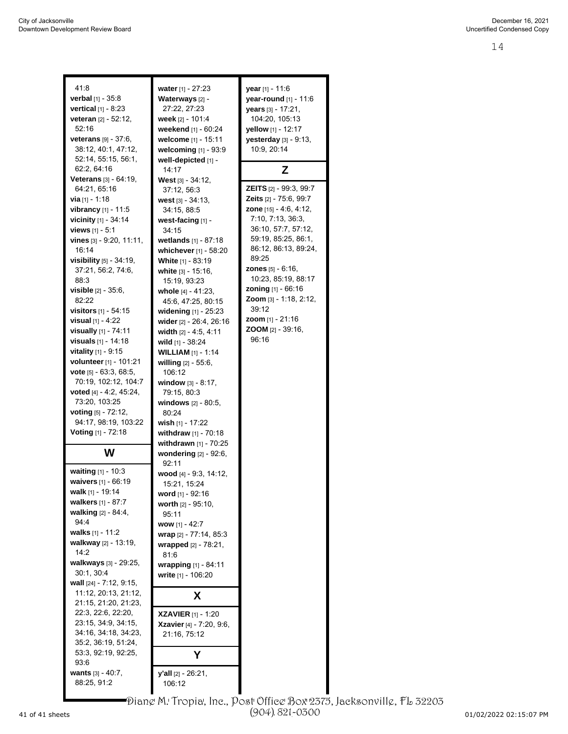41:8
**verbal** [1] - 35:8
**vertical** [1] - 8:23
**veteran** [2] - 52:12, 52:16
**veterans** [9] - 37:6, 38:12, 40:1, 47:12, 52:14, 55:15, 56:1, 62:2, 64:16
**Veterans** [3] - 64:19, 64:21, 65:16
**via** [1] - 1:18
**vibrancy** [1] - 11:5
**vicinity** [1] - 34:14
**views** [1] - 5:1
**vines** [3] - 9:20, 11:11, 16:14
**visibility** [5] - 34:19, 37:21, 56:2, 74:6, 88:3
**visible** [2] - 35:6, 82:22
**visitors** [1] - 54:15
**visual** [1] - 4:22
**visually** [1] - 74:11
**visuals** [1] - 14:18
**vitality** [1] - 9:15
**volunteer** [1] - 101:21
**vote** [5] - 63:3, 68:5, 70:19, 102:12, 104:7
**voted** [4] - 4:2, 45:24, 73:20, 103:25
**voting** [5] - 72:12, 94:17, 98:19, 103:22
**Voting** [1] - 72:18

## W

**waiting** [1] - 10:3
**waivers** [1] - 66:19
**walk** [1] - 19:14
**walkers** [1] - 87:7
**walking** [2] - 84:4, 94:4
**walks** [1] - 11:2
**walkway** [2] - 13:19, 14:2
**walkways** [3] - 29:25, 30:1, 30:4
**wall** [24] - 7:12, 9:15, 11:12, 20:13, 21:12, 21:15, 21:20, 21:23, 22:3, 22:6, 22:20, 23:15, 34:9, 34:15, 34:16, 34:18, 34:23, 35:2, 36:19, 51:24, 53:3, 92:19, 92:25, 93:6
**wants** [3] - 40:7, 88:25, 91:2
**water** [1] - 27:23
**Waterways** [2] - 27:22, 27:23
**week** [2] - 101:4
**weekend** [1] - 60:24
**welcome** [1] - 15:11
**welcoming** [1] - 93:9
**well-depicted** [1] - 14:17
**West** [3] - 34:12, 37:12, 56:3
**west** [3] - 34:13, 34:15, 88:5
**west-facing** [1] - 34:15
**wetlands** [1] - 87:18
**whichever** [1] - 58:20
**White** [1] - 83:19
**white** [3] - 15:16, 15:19, 93:23
**whole** [4] - 41:23, 45:6, 47:25, 80:15
**widening** [1] - 25:23
**wider** [2] - 26:4, 26:16
**width** [2] - 4:5, 4:11
**wild** [1] - 38:24
**WILLIAM** [1] - 1:14
**willing** [2] - 55:6, 106:12
**window** [3] - 8:17, 79:15, 80:3
**windows** [2] - 80:5, 80:24
**wish** [1] - 17:22
**withdraw** [1] - 70:18
**withdrawn** [1] - 70:25
**wondering** [2] - 92:6, 92:11
**wood** [4] - 9:3, 14:12, 15:21, 15:24
**word** [1] - 92:16
**worth** [2] - 95:10, 95:11
**wow** [1] - 42:7
**wrap** [2] - 77:14, 85:3
**wrapped** [2] - 78:21, 81:6
**wrapping** [1] - 84:11
**write** [1] - 106:20

## X

**XZAVIER** [1] - 1:20
**Xzavier** [4] - 7:20, 9:6, 21:16, 75:12

## Y

**y'all** [2] - 26:21, 106:12
**year** [1] - 11:6
**year-round** [1] - 11:6
**years** [3] - 17:21, 104:20, 105:13
**yellow** [1] - 12:17
**yesterday** [3] - 9:13, 10:9, 20:14

## Z

**ZEITS** [2] - 99:3, 99:7
**Zeits** [2] - 75:6, 99:7
**zone** [15] - 4:6, 4:12, 7:10, 7:13, 36:3, 36:10, 57:7, 57:12, 59:19, 85:25, 86:1, 86:12, 86:13, 89:24, 89:25
**zones** [5] - 6:16, 10:23, 85:19, 88:17
**zoning** [1] - 66:16
**Zoom** [3] - 1:18, 2:12, 39:12
**zoom** [1] - 21:16
**ZOOM** [2] - 39:16, 96:16

Diane M. Tropia, Inc., Post Office Box 2375, Jacksonville, FL 32203
(904) 821-0300